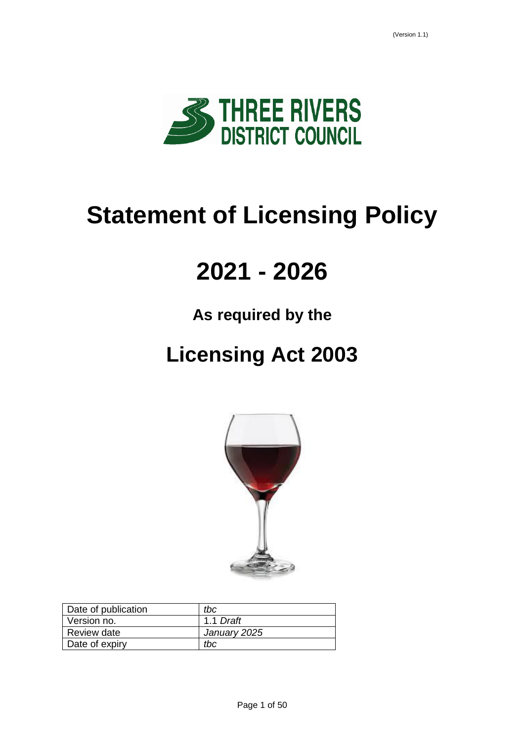(Version 1.1)

THREE RIVERS DISTRICT COUNCIL

# Statement of Licensing Policy

# 2021 - 2026

## As required by the

# Licensing Act 2003

| Date of publication | *tbc* |
|---|---|
| Version no. | 1.1 *Draft* |
| Review date | *January 2025* |
| Date of expiry | *tbc* |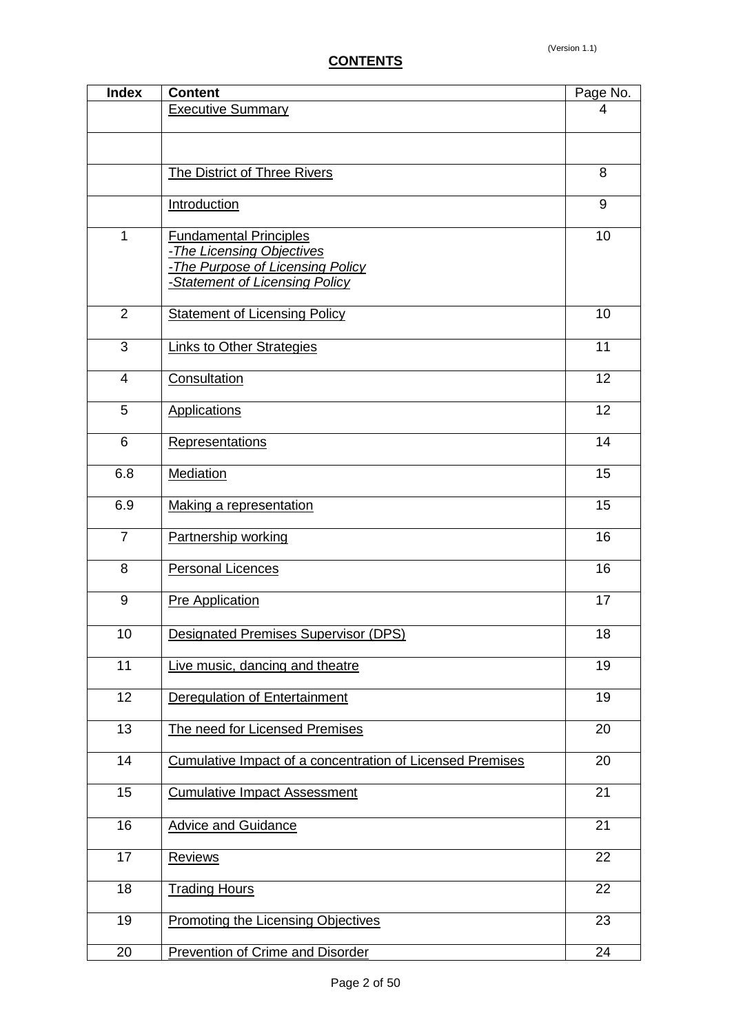(Version 1.1)

**CONTENTS**

| Index | Content | Page No. |
|---|---|---|
| | Executive Summary | 4 |
| | | |
| | The District of Three Rivers | 8 |
| | Introduction | 9 |
| 1 | Fundamental Principles<br>*-The Licensing Objectives*<br>*-The Purpose of Licensing Policy*<br>*-Statement of Licensing Policy* | 10 |
| 2 | Statement of Licensing Policy | 10 |
| 3 | Links to Other Strategies | 11 |
| 4 | Consultation | 12 |
| 5 | Applications | 12 |
| 6 | Representations | 14 |
| 6.8 | Mediation | 15 |
| 6.9 | Making a representation | 15 |
| 7 | Partnership working | 16 |
| 8 | Personal Licences | 16 |
| 9 | Pre Application | 17 |
| 10 | Designated Premises Supervisor (DPS) | 18 |
| 11 | Live music, dancing and theatre | 19 |
| 12 | Deregulation of Entertainment | 19 |
| 13 | The need for Licensed Premises | 20 |
| 14 | Cumulative Impact of a concentration of Licensed Premises | 20 |
| 15 | Cumulative Impact Assessment | 21 |
| 16 | Advice and Guidance | 21 |
| 17 | Reviews | 22 |
| 18 | Trading Hours | 22 |
| 19 | Promoting the Licensing Objectives | 23 |
| 20 | Prevention of Crime and Disorder | 24 |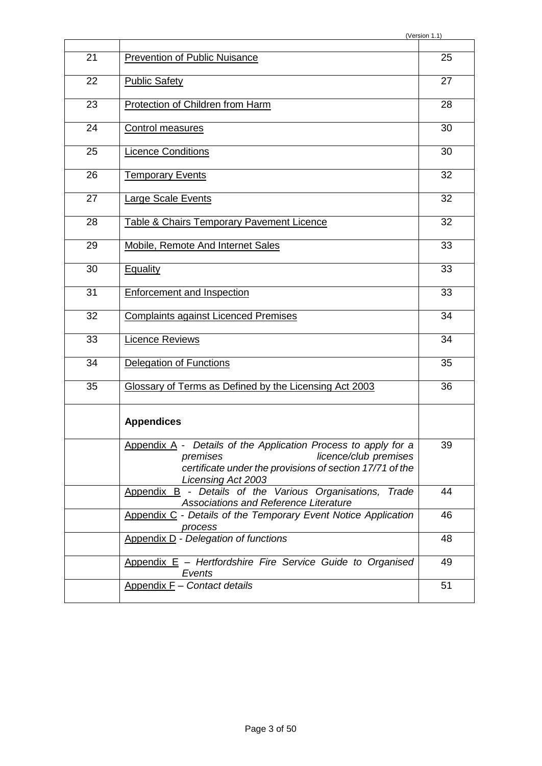|  |  |  |
|---|---|---|
| 21 | Prevention of Public Nuisance | 25 |
| 22 | Public Safety | 27 |
| 23 | Protection of Children from Harm | 28 |
| 24 | Control measures | 30 |
| 25 | Licence Conditions | 30 |
| 26 | Temporary Events | 32 |
| 27 | Large Scale Events | 32 |
| 28 | Table & Chairs Temporary Pavement Licence | 32 |
| 29 | Mobile, Remote And Internet Sales | 33 |
| 30 | Equality | 33 |
| 31 | Enforcement and Inspection | 33 |
| 32 | Complaints against Licenced Premises | 34 |
| 33 | Licence Reviews | 34 |
| 34 | Delegation of Functions | 35 |
| 35 | Glossary of Terms as Defined by the Licensing Act 2003 | 36 |
|  | **Appendices** |  |
|  | Appendix A - *Details of the Application Process to apply for a premises licence/club premises certificate under the provisions of section 17/71 of the Licensing Act 2003* | 39 |
|  | Appendix B - *Details of the Various Organisations, Trade Associations and Reference Literature* | 44 |
|  | Appendix C - *Details of the Temporary Event Notice Application process* | 46 |
|  | Appendix D - *Delegation of functions* | 48 |
|  | Appendix E – *Hertfordshire Fire Service Guide to Organised Events* | 49 |
|  | Appendix F – *Contact details* | 51 |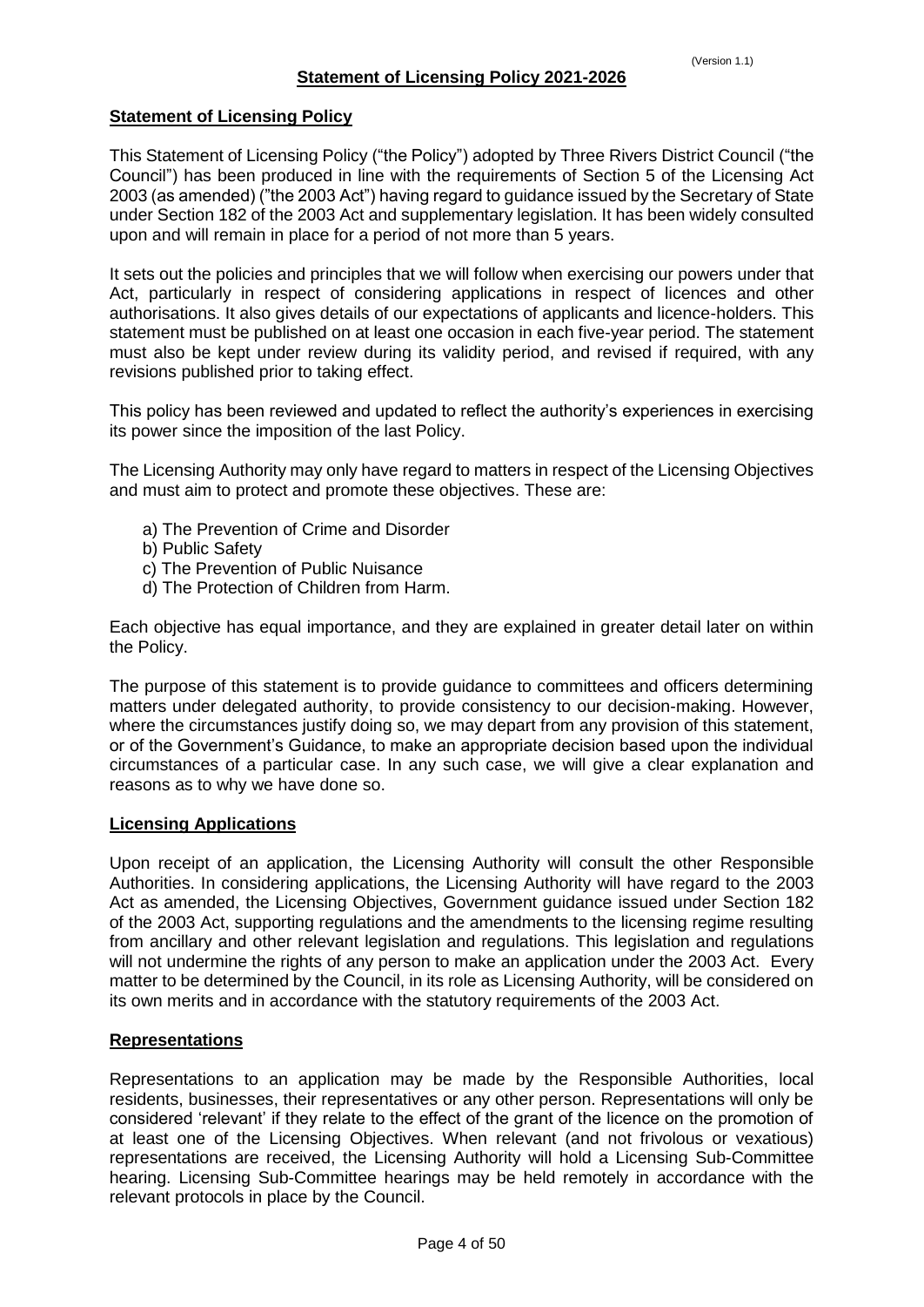## Statement of Licensing Policy 2021-2026

### Statement of Licensing Policy

This Statement of Licensing Policy ("the Policy") adopted by Three Rivers District Council ("the Council") has been produced in line with the requirements of Section 5 of the Licensing Act 2003 (as amended) ("the 2003 Act") having regard to guidance issued by the Secretary of State under Section 182 of the 2003 Act and supplementary legislation. It has been widely consulted upon and will remain in place for a period of not more than 5 years.

It sets out the policies and principles that we will follow when exercising our powers under that Act, particularly in respect of considering applications in respect of licences and other authorisations. It also gives details of our expectations of applicants and licence-holders. This statement must be published on at least one occasion in each five-year period. The statement must also be kept under review during its validity period, and revised if required, with any revisions published prior to taking effect.

This policy has been reviewed and updated to reflect the authority's experiences in exercising its power since the imposition of the last Policy.

The Licensing Authority may only have regard to matters in respect of the Licensing Objectives and must aim to protect and promote these objectives. These are:

a) The Prevention of Crime and Disorder
b) Public Safety
c) The Prevention of Public Nuisance
d) The Protection of Children from Harm.

Each objective has equal importance, and they are explained in greater detail later on within the Policy.

The purpose of this statement is to provide guidance to committees and officers determining matters under delegated authority, to provide consistency to our decision-making. However, where the circumstances justify doing so, we may depart from any provision of this statement, or of the Government's Guidance, to make an appropriate decision based upon the individual circumstances of a particular case. In any such case, we will give a clear explanation and reasons as to why we have done so.

### Licensing Applications

Upon receipt of an application, the Licensing Authority will consult the other Responsible Authorities. In considering applications, the Licensing Authority will have regard to the 2003 Act as amended, the Licensing Objectives, Government guidance issued under Section 182 of the 2003 Act, supporting regulations and the amendments to the licensing regime resulting from ancillary and other relevant legislation and regulations. This legislation and regulations will not undermine the rights of any person to make an application under the 2003 Act. Every matter to be determined by the Council, in its role as Licensing Authority, will be considered on its own merits and in accordance with the statutory requirements of the 2003 Act.

### Representations

Representations to an application may be made by the Responsible Authorities, local residents, businesses, their representatives or any other person. Representations will only be considered 'relevant' if they relate to the effect of the grant of the licence on the promotion of at least one of the Licensing Objectives. When relevant (and not frivolous or vexatious) representations are received, the Licensing Authority will hold a Licensing Sub-Committee hearing. Licensing Sub-Committee hearings may be held remotely in accordance with the relevant protocols in place by the Council.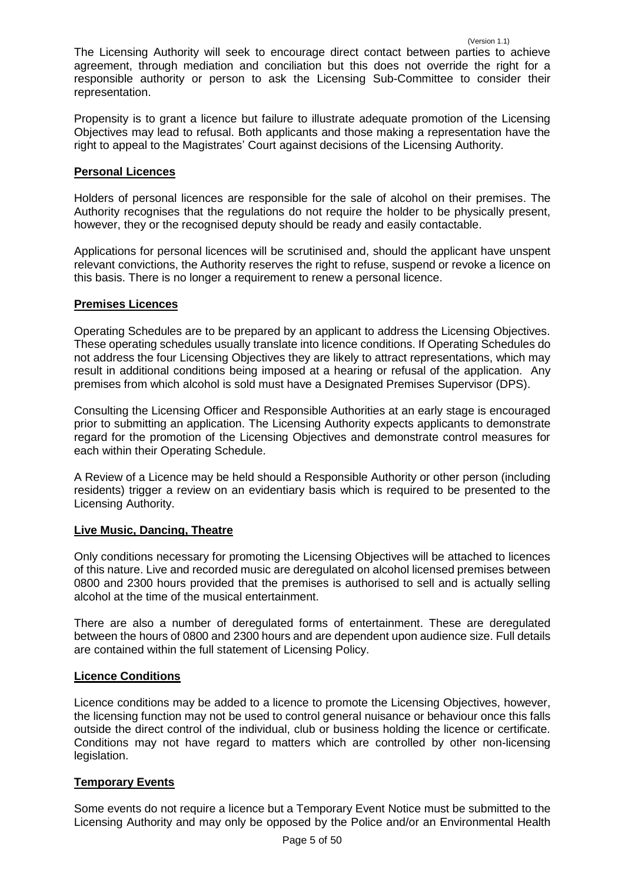The Licensing Authority will seek to encourage direct contact between parties to achieve agreement, through mediation and conciliation but this does not override the right for a responsible authority or person to ask the Licensing Sub-Committee to consider their representation.

Propensity is to grant a licence but failure to illustrate adequate promotion of the Licensing Objectives may lead to refusal. Both applicants and those making a representation have the right to appeal to the Magistrates' Court against decisions of the Licensing Authority.

## Personal Licences

Holders of personal licences are responsible for the sale of alcohol on their premises. The Authority recognises that the regulations do not require the holder to be physically present, however, they or the recognised deputy should be ready and easily contactable.

Applications for personal licences will be scrutinised and, should the applicant have unspent relevant convictions, the Authority reserves the right to refuse, suspend or revoke a licence on this basis. There is no longer a requirement to renew a personal licence.

## Premises Licences

Operating Schedules are to be prepared by an applicant to address the Licensing Objectives. These operating schedules usually translate into licence conditions. If Operating Schedules do not address the four Licensing Objectives they are likely to attract representations, which may result in additional conditions being imposed at a hearing or refusal of the application. Any premises from which alcohol is sold must have a Designated Premises Supervisor (DPS).

Consulting the Licensing Officer and Responsible Authorities at an early stage is encouraged prior to submitting an application. The Licensing Authority expects applicants to demonstrate regard for the promotion of the Licensing Objectives and demonstrate control measures for each within their Operating Schedule.

A Review of a Licence may be held should a Responsible Authority or other person (including residents) trigger a review on an evidentiary basis which is required to be presented to the Licensing Authority.

## Live Music, Dancing, Theatre

Only conditions necessary for promoting the Licensing Objectives will be attached to licences of this nature. Live and recorded music are deregulated on alcohol licensed premises between 0800 and 2300 hours provided that the premises is authorised to sell and is actually selling alcohol at the time of the musical entertainment.

There are also a number of deregulated forms of entertainment. These are deregulated between the hours of 0800 and 2300 hours and are dependent upon audience size. Full details are contained within the full statement of Licensing Policy.

## Licence Conditions

Licence conditions may be added to a licence to promote the Licensing Objectives, however, the licensing function may not be used to control general nuisance or behaviour once this falls outside the direct control of the individual, club or business holding the licence or certificate. Conditions may not have regard to matters which are controlled by other non-licensing legislation.

## Temporary Events

Some events do not require a licence but a Temporary Event Notice must be submitted to the Licensing Authority and may only be opposed by the Police and/or an Environmental Health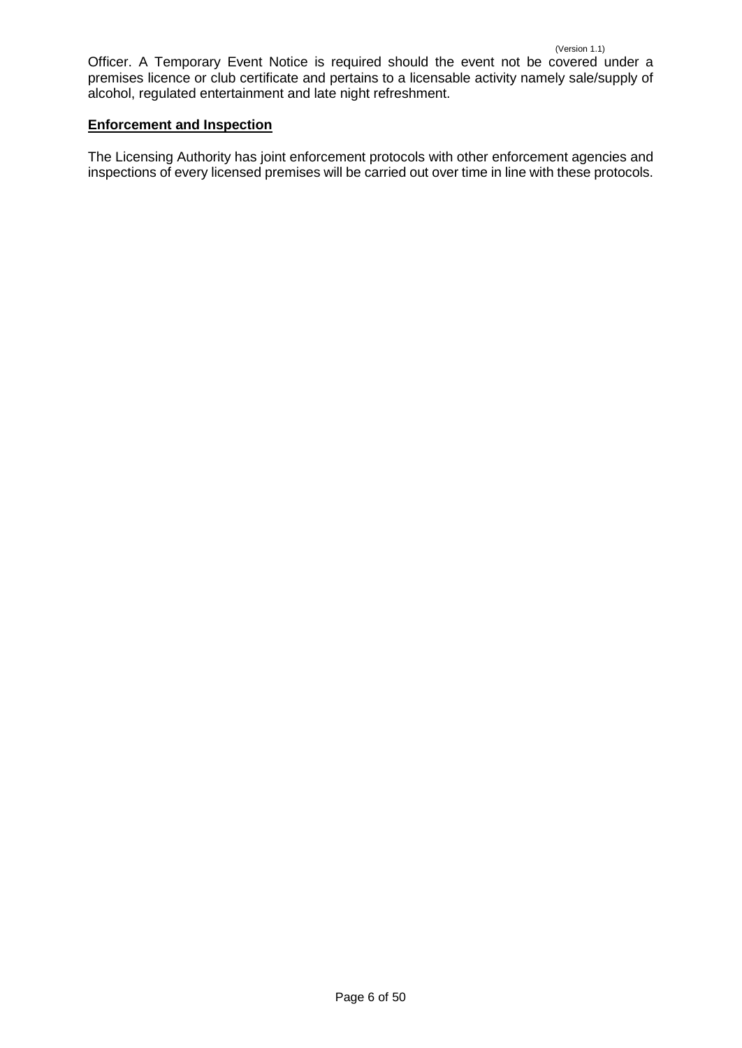Officer. A Temporary Event Notice is required should the event not be covered under a premises licence or club certificate and pertains to a licensable activity namely sale/supply of alcohol, regulated entertainment and late night refreshment.

## **Enforcement and Inspection**

The Licensing Authority has joint enforcement protocols with other enforcement agencies and inspections of every licensed premises will be carried out over time in line with these protocols.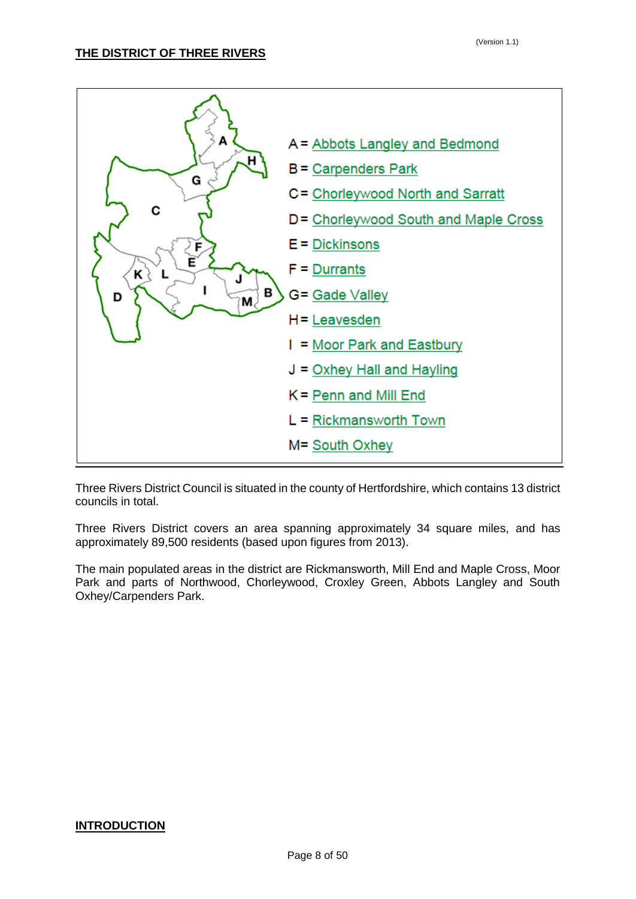(Version 1.1)

## THE DISTRICT OF THREE RIVERS

A = Abbots Langley and Bedmond
B = Carpenders Park
C = Chorleywood North and Sarratt
D = Chorleywood South and Maple Cross
E = Dickinsons
F = Durrants
G = Gade Valley
H = Leavesden
I = Moor Park and Eastbury
J = Oxhey Hall and Hayling
K = Penn and Mill End
L = Rickmansworth Town
M = South Oxhey

Three Rivers District Council is situated in the county of Hertfordshire, which contains 13 district councils in total.

Three Rivers District covers an area spanning approximately 34 square miles, and has approximately 89,500 residents (based upon figures from 2013).

The main populated areas in the district are Rickmansworth, Mill End and Maple Cross, Moor Park and parts of Northwood, Chorleywood, Croxley Green, Abbots Langley and South Oxhey/Carpenders Park.

## INTRODUCTION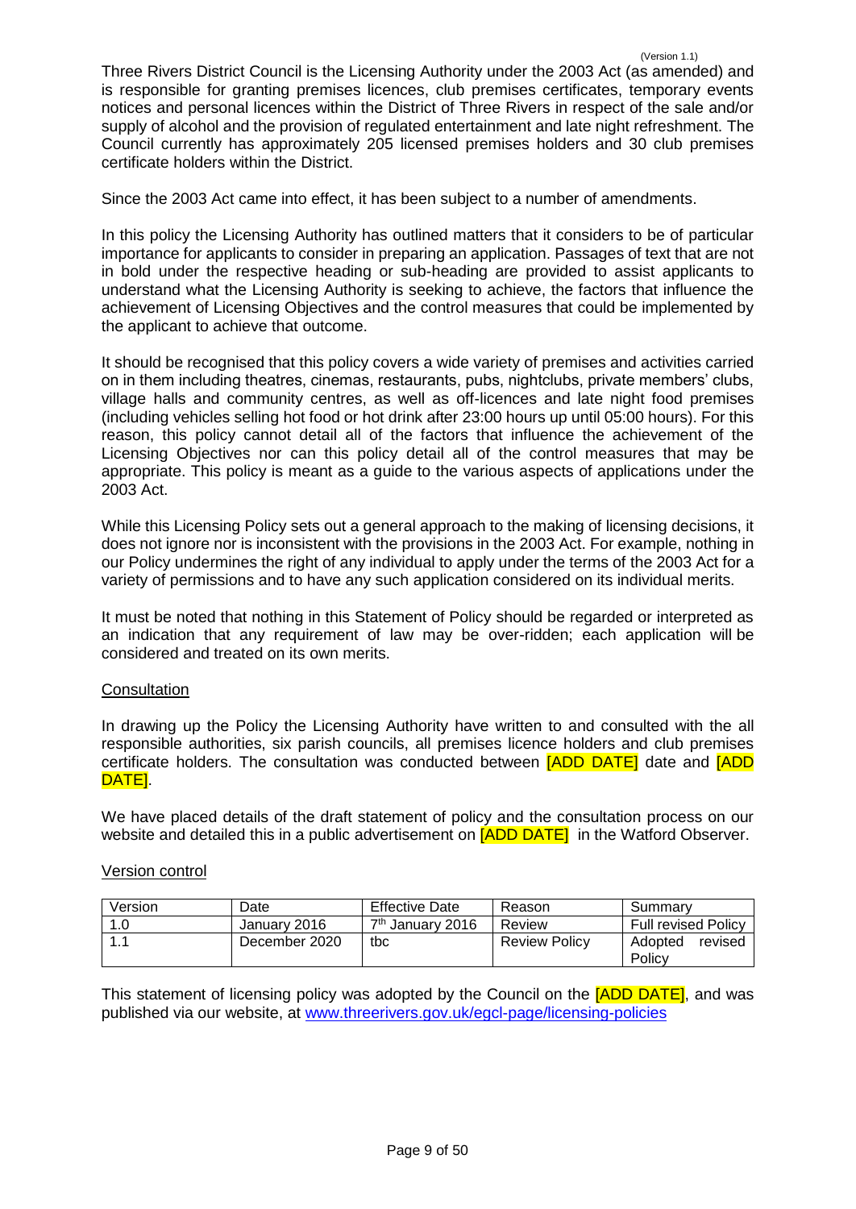(Version 1.1)

Three Rivers District Council is the Licensing Authority under the 2003 Act (as amended) and is responsible for granting premises licences, club premises certificates, temporary events notices and personal licences within the District of Three Rivers in respect of the sale and/or supply of alcohol and the provision of regulated entertainment and late night refreshment. The Council currently has approximately 205 licensed premises holders and 30 club premises certificate holders within the District.

Since the 2003 Act came into effect, it has been subject to a number of amendments.

In this policy the Licensing Authority has outlined matters that it considers to be of particular importance for applicants to consider in preparing an application. Passages of text that are not in bold under the respective heading or sub-heading are provided to assist applicants to understand what the Licensing Authority is seeking to achieve, the factors that influence the achievement of Licensing Objectives and the control measures that could be implemented by the applicant to achieve that outcome.

It should be recognised that this policy covers a wide variety of premises and activities carried on in them including theatres, cinemas, restaurants, pubs, nightclubs, private members' clubs, village halls and community centres, as well as off-licences and late night food premises (including vehicles selling hot food or hot drink after 23:00 hours up until 05:00 hours). For this reason, this policy cannot detail all of the factors that influence the achievement of the Licensing Objectives nor can this policy detail all of the control measures that may be appropriate. This policy is meant as a guide to the various aspects of applications under the 2003 Act.

While this Licensing Policy sets out a general approach to the making of licensing decisions, it does not ignore nor is inconsistent with the provisions in the 2003 Act. For example, nothing in our Policy undermines the right of any individual to apply under the terms of the 2003 Act for a variety of permissions and to have any such application considered on its individual merits.

It must be noted that nothing in this Statement of Policy should be regarded or interpreted as an indication that any requirement of law may be over-ridden; each application will be considered and treated on its own merits.

Consultation

In drawing up the Policy the Licensing Authority have written to and consulted with the all responsible authorities, six parish councils, all premises licence holders and club premises certificate holders. The consultation was conducted between [ADD DATE] date and [ADD DATE].

We have placed details of the draft statement of policy and the consultation process on our website and detailed this in a public advertisement on [ADD DATE] in the Watford Observer.

Version control

| Version | Date | Effective Date | Reason | Summary |
|---|---|---|---|---|
| 1.0 | January 2016 | 7th January 2016 | Review | Full revised Policy |
| 1.1 | December 2020 | tbc | Review Policy | Adopted revised Policy |

This statement of licensing policy was adopted by the Council on the [ADD DATE], and was published via our website, at www.threerivers.gov.uk/egcl-page/licensing-policies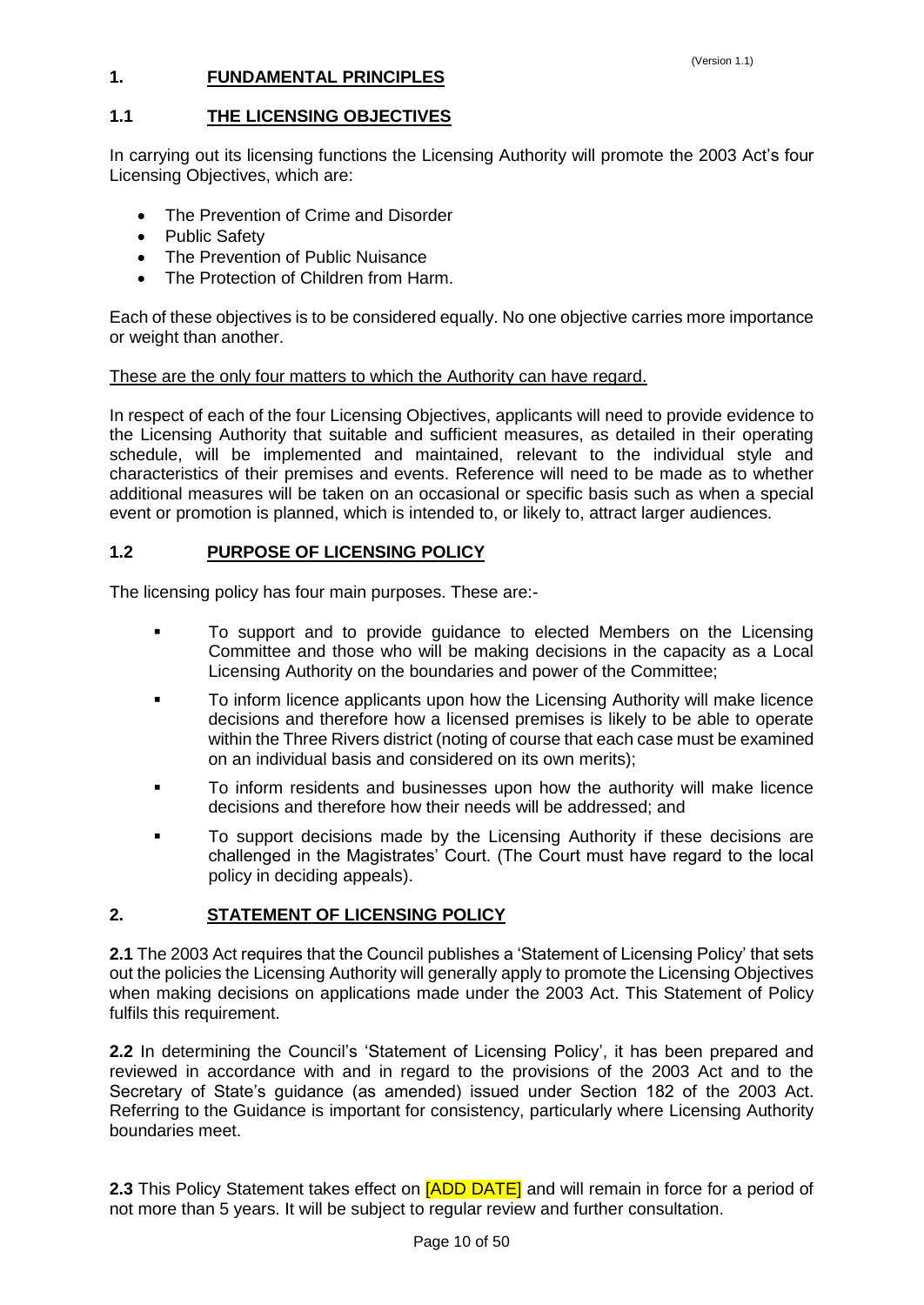## 1. FUNDAMENTAL PRINCIPLES

### 1.1 THE LICENSING OBJECTIVES

In carrying out its licensing functions the Licensing Authority will promote the 2003 Act's four Licensing Objectives, which are:

- The Prevention of Crime and Disorder
- Public Safety
- The Prevention of Public Nuisance
- The Protection of Children from Harm.

Each of these objectives is to be considered equally. No one objective carries more importance or weight than another.

<u>These are the only four matters to which the Authority can have regard.</u>

In respect of each of the four Licensing Objectives, applicants will need to provide evidence to the Licensing Authority that suitable and sufficient measures, as detailed in their operating schedule, will be implemented and maintained, relevant to the individual style and characteristics of their premises and events. Reference will need to be made as to whether additional measures will be taken on an occasional or specific basis such as when a special event or promotion is planned, which is intended to, or likely to, attract larger audiences.

### 1.2 PURPOSE OF LICENSING POLICY

The licensing policy has four main purposes. These are:-

- To support and to provide guidance to elected Members on the Licensing Committee and those who will be making decisions in the capacity as a Local Licensing Authority on the boundaries and power of the Committee;
- To inform licence applicants upon how the Licensing Authority will make licence decisions and therefore how a licensed premises is likely to be able to operate within the Three Rivers district (noting of course that each case must be examined on an individual basis and considered on its own merits);
- To inform residents and businesses upon how the authority will make licence decisions and therefore how their needs will be addressed; and
- To support decisions made by the Licensing Authority if these decisions are challenged in the Magistrates' Court. (The Court must have regard to the local policy in deciding appeals).

## 2. STATEMENT OF LICENSING POLICY

**2.1** The 2003 Act requires that the Council publishes a 'Statement of Licensing Policy' that sets out the policies the Licensing Authority will generally apply to promote the Licensing Objectives when making decisions on applications made under the 2003 Act. This Statement of Policy fulfils this requirement.

**2.2** In determining the Council's 'Statement of Licensing Policy', it has been prepared and reviewed in accordance with and in regard to the provisions of the 2003 Act and to the Secretary of State's guidance (as amended) issued under Section 182 of the 2003 Act. Referring to the Guidance is important for consistency, particularly where Licensing Authority boundaries meet.

**2.3** This Policy Statement takes effect on [ADD DATE] and will remain in force for a period of not more than 5 years. It will be subject to regular review and further consultation.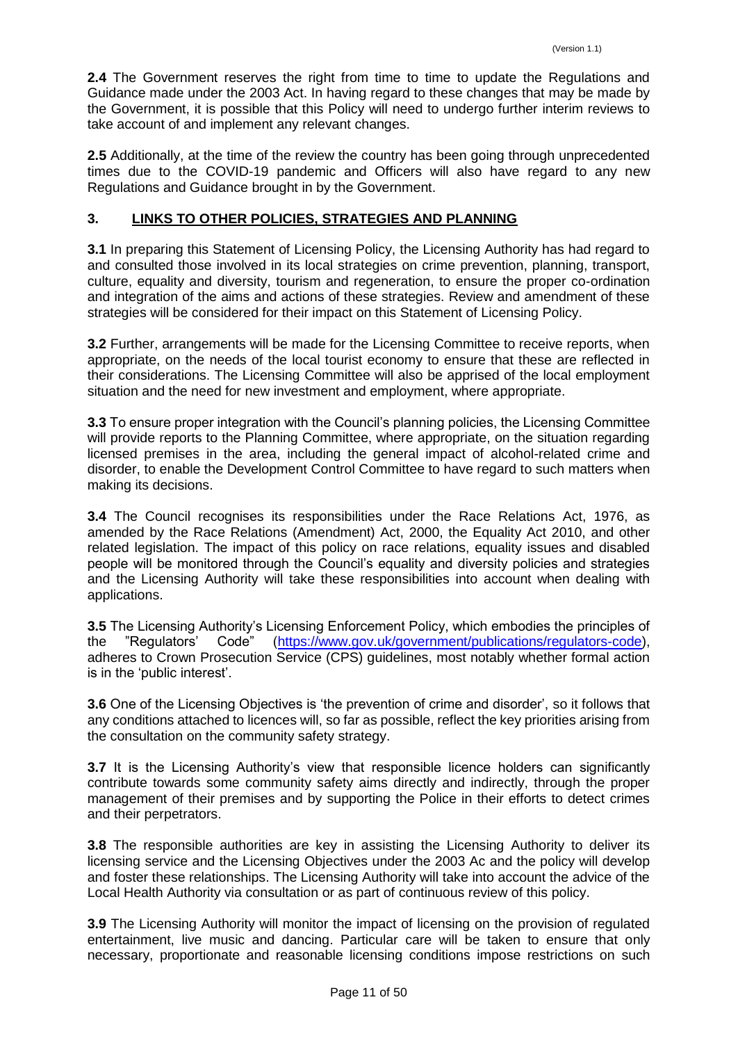**2.4** The Government reserves the right from time to time to update the Regulations and Guidance made under the 2003 Act. In having regard to these changes that may be made by the Government, it is possible that this Policy will need to undergo further interim reviews to take account of and implement any relevant changes.

**2.5** Additionally, at the time of the review the country has been going through unprecedented times due to the COVID-19 pandemic and Officers will also have regard to any new Regulations and Guidance brought in by the Government.

## 3. LINKS TO OTHER POLICIES, STRATEGIES AND PLANNING

**3.1** In preparing this Statement of Licensing Policy, the Licensing Authority has had regard to and consulted those involved in its local strategies on crime prevention, planning, transport, culture, equality and diversity, tourism and regeneration, to ensure the proper co-ordination and integration of the aims and actions of these strategies. Review and amendment of these strategies will be considered for their impact on this Statement of Licensing Policy.

**3.2** Further, arrangements will be made for the Licensing Committee to receive reports, when appropriate, on the needs of the local tourist economy to ensure that these are reflected in their considerations. The Licensing Committee will also be apprised of the local employment situation and the need for new investment and employment, where appropriate.

**3.3** To ensure proper integration with the Council's planning policies, the Licensing Committee will provide reports to the Planning Committee, where appropriate, on the situation regarding licensed premises in the area, including the general impact of alcohol-related crime and disorder, to enable the Development Control Committee to have regard to such matters when making its decisions.

**3.4** The Council recognises its responsibilities under the Race Relations Act, 1976, as amended by the Race Relations (Amendment) Act, 2000, the Equality Act 2010, and other related legislation. The impact of this policy on race relations, equality issues and disabled people will be monitored through the Council's equality and diversity policies and strategies and the Licensing Authority will take these responsibilities into account when dealing with applications.

**3.5** The Licensing Authority's Licensing Enforcement Policy, which embodies the principles of the "Regulators' Code" (https://www.gov.uk/government/publications/regulators-code), adheres to Crown Prosecution Service (CPS) guidelines, most notably whether formal action is in the 'public interest'.

**3.6** One of the Licensing Objectives is 'the prevention of crime and disorder', so it follows that any conditions attached to licences will, so far as possible, reflect the key priorities arising from the consultation on the community safety strategy.

**3.7** It is the Licensing Authority's view that responsible licence holders can significantly contribute towards some community safety aims directly and indirectly, through the proper management of their premises and by supporting the Police in their efforts to detect crimes and their perpetrators.

**3.8** The responsible authorities are key in assisting the Licensing Authority to deliver its licensing service and the Licensing Objectives under the 2003 Ac and the policy will develop and foster these relationships. The Licensing Authority will take into account the advice of the Local Health Authority via consultation or as part of continuous review of this policy.

**3.9** The Licensing Authority will monitor the impact of licensing on the provision of regulated entertainment, live music and dancing. Particular care will be taken to ensure that only necessary, proportionate and reasonable licensing conditions impose restrictions on such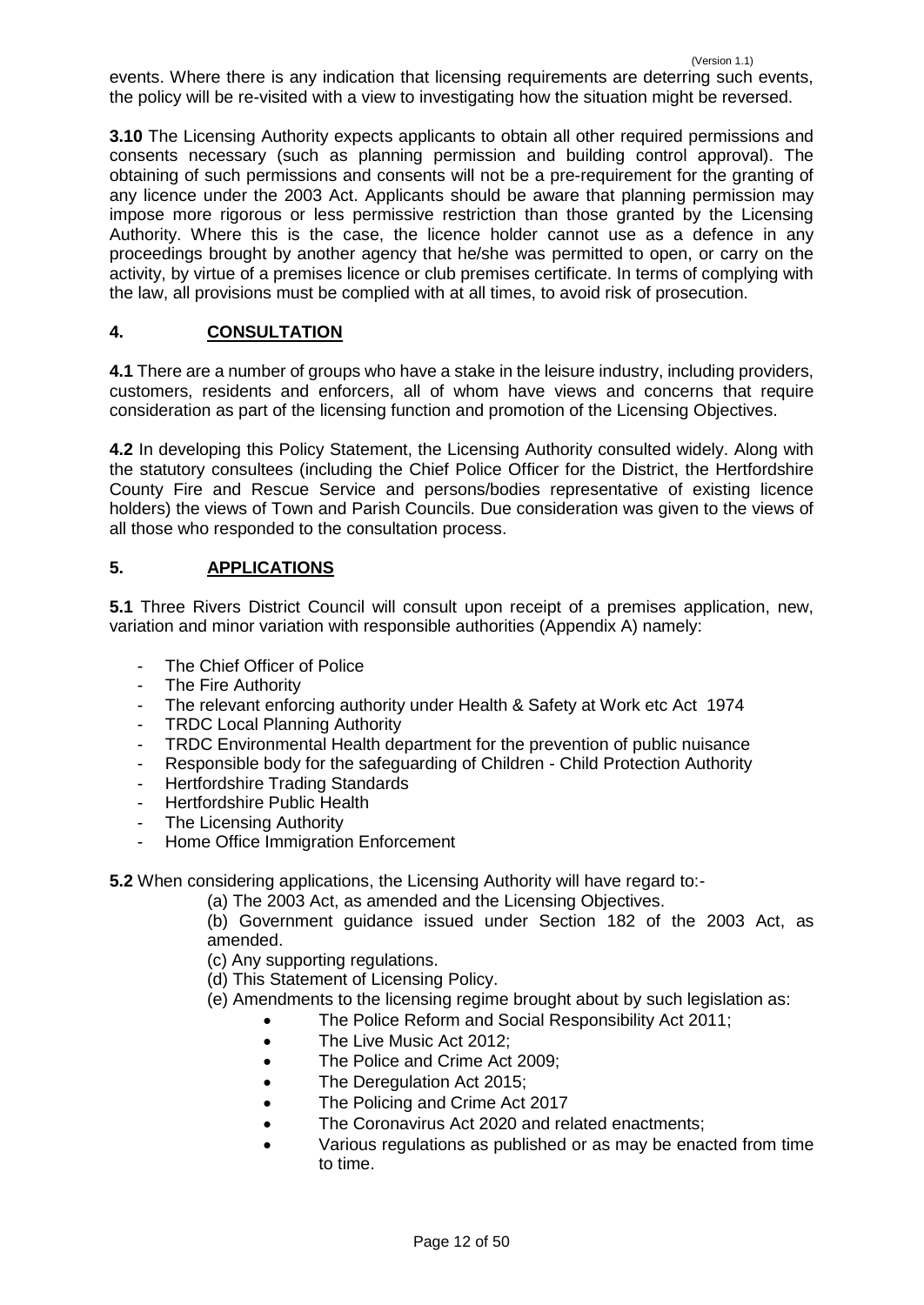events. Where there is any indication that licensing requirements are deterring such events, the policy will be re-visited with a view to investigating how the situation might be reversed.

**3.10** The Licensing Authority expects applicants to obtain all other required permissions and consents necessary (such as planning permission and building control approval). The obtaining of such permissions and consents will not be a pre-requirement for the granting of any licence under the 2003 Act. Applicants should be aware that planning permission may impose more rigorous or less permissive restriction than those granted by the Licensing Authority. Where this is the case, the licence holder cannot use as a defence in any proceedings brought by another agency that he/she was permitted to open, or carry on the activity, by virtue of a premises licence or club premises certificate. In terms of complying with the law, all provisions must be complied with at all times, to avoid risk of prosecution.

## 4. CONSULTATION

**4.1** There are a number of groups who have a stake in the leisure industry, including providers, customers, residents and enforcers, all of whom have views and concerns that require consideration as part of the licensing function and promotion of the Licensing Objectives.

**4.2** In developing this Policy Statement, the Licensing Authority consulted widely. Along with the statutory consultees (including the Chief Police Officer for the District, the Hertfordshire County Fire and Rescue Service and persons/bodies representative of existing licence holders) the views of Town and Parish Councils. Due consideration was given to the views of all those who responded to the consultation process.

## 5. APPLICATIONS

**5.1** Three Rivers District Council will consult upon receipt of a premises application, new, variation and minor variation with responsible authorities (Appendix A) namely:

- The Chief Officer of Police
- The Fire Authority
- The relevant enforcing authority under Health & Safety at Work etc Act 1974
- TRDC Local Planning Authority
- TRDC Environmental Health department for the prevention of public nuisance
- Responsible body for the safeguarding of Children - Child Protection Authority
- Hertfordshire Trading Standards
- Hertfordshire Public Health
- The Licensing Authority
- Home Office Immigration Enforcement

**5.2** When considering applications, the Licensing Authority will have regard to:-

(a) The 2003 Act, as amended and the Licensing Objectives.

(b) Government guidance issued under Section 182 of the 2003 Act, as amended.

(c) Any supporting regulations.

(d) This Statement of Licensing Policy.

(e) Amendments to the licensing regime brought about by such legislation as:

- The Police Reform and Social Responsibility Act 2011;
- The Live Music Act 2012;
- The Police and Crime Act 2009;
- The Deregulation Act 2015;
- The Policing and Crime Act 2017
- The Coronavirus Act 2020 and related enactments;
- Various regulations as published or as may be enacted from time to time.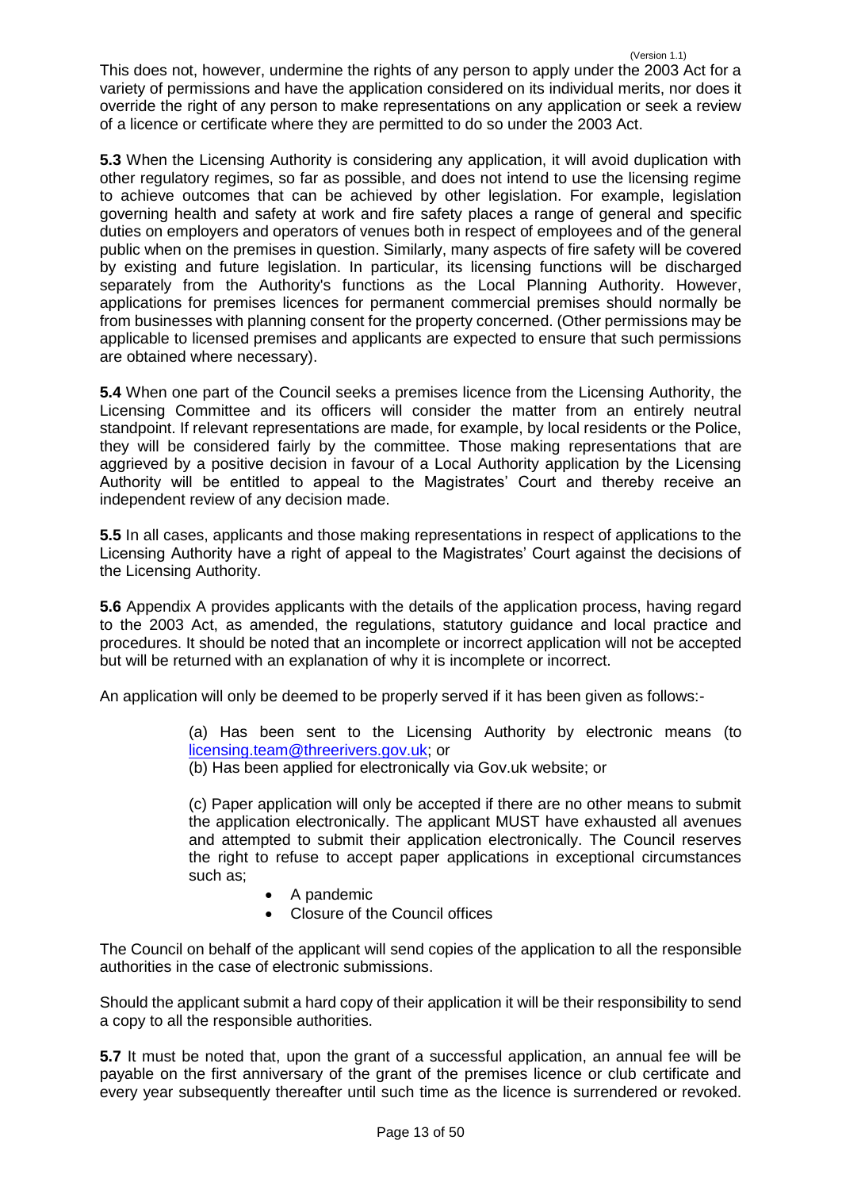This does not, however, undermine the rights of any person to apply under the 2003 Act for a variety of permissions and have the application considered on its individual merits, nor does it override the right of any person to make representations on any application or seek a review of a licence or certificate where they are permitted to do so under the 2003 Act.

**5.3** When the Licensing Authority is considering any application, it will avoid duplication with other regulatory regimes, so far as possible, and does not intend to use the licensing regime to achieve outcomes that can be achieved by other legislation. For example, legislation governing health and safety at work and fire safety places a range of general and specific duties on employers and operators of venues both in respect of employees and of the general public when on the premises in question. Similarly, many aspects of fire safety will be covered by existing and future legislation. In particular, its licensing functions will be discharged separately from the Authority's functions as the Local Planning Authority. However, applications for premises licences for permanent commercial premises should normally be from businesses with planning consent for the property concerned. (Other permissions may be applicable to licensed premises and applicants are expected to ensure that such permissions are obtained where necessary).

**5.4** When one part of the Council seeks a premises licence from the Licensing Authority, the Licensing Committee and its officers will consider the matter from an entirely neutral standpoint. If relevant representations are made, for example, by local residents or the Police, they will be considered fairly by the committee. Those making representations that are aggrieved by a positive decision in favour of a Local Authority application by the Licensing Authority will be entitled to appeal to the Magistrates' Court and thereby receive an independent review of any decision made.

**5.5** In all cases, applicants and those making representations in respect of applications to the Licensing Authority have a right of appeal to the Magistrates' Court against the decisions of the Licensing Authority.

**5.6** Appendix A provides applicants with the details of the application process, having regard to the 2003 Act, as amended, the regulations, statutory guidance and local practice and procedures. It should be noted that an incomplete or incorrect application will not be accepted but will be returned with an explanation of why it is incomplete or incorrect.

An application will only be deemed to be properly served if it has been given as follows:-

(a) Has been sent to the Licensing Authority by electronic means (to licensing.team@threerivers.gov.uk; or

(b) Has been applied for electronically via Gov.uk website; or

(c) Paper application will only be accepted if there are no other means to submit the application electronically. The applicant MUST have exhausted all avenues and attempted to submit their application electronically. The Council reserves the right to refuse to accept paper applications in exceptional circumstances such as;

- A pandemic
- Closure of the Council offices

The Council on behalf of the applicant will send copies of the application to all the responsible authorities in the case of electronic submissions.

Should the applicant submit a hard copy of their application it will be their responsibility to send a copy to all the responsible authorities.

**5.7** It must be noted that, upon the grant of a successful application, an annual fee will be payable on the first anniversary of the grant of the premises licence or club certificate and every year subsequently thereafter until such time as the licence is surrendered or revoked.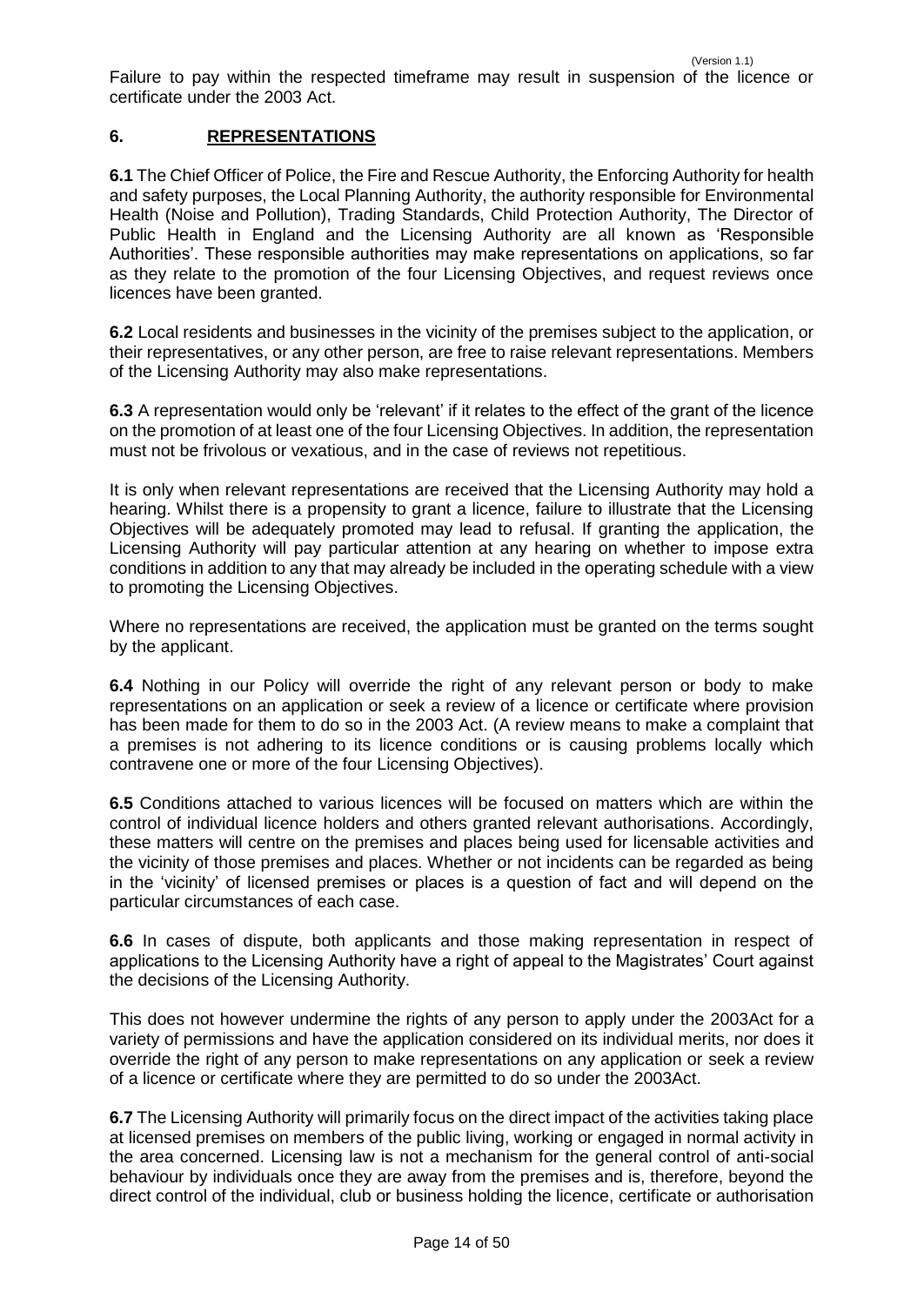Failure to pay within the respected timeframe may result in suspension of the licence or certificate under the 2003 Act.

## 6. REPRESENTATIONS

**6.1** The Chief Officer of Police, the Fire and Rescue Authority, the Enforcing Authority for health and safety purposes, the Local Planning Authority, the authority responsible for Environmental Health (Noise and Pollution), Trading Standards, Child Protection Authority, The Director of Public Health in England and the Licensing Authority are all known as 'Responsible Authorities'. These responsible authorities may make representations on applications, so far as they relate to the promotion of the four Licensing Objectives, and request reviews once licences have been granted.

**6.2** Local residents and businesses in the vicinity of the premises subject to the application, or their representatives, or any other person, are free to raise relevant representations. Members of the Licensing Authority may also make representations.

**6.3** A representation would only be 'relevant' if it relates to the effect of the grant of the licence on the promotion of at least one of the four Licensing Objectives. In addition, the representation must not be frivolous or vexatious, and in the case of reviews not repetitious.

It is only when relevant representations are received that the Licensing Authority may hold a hearing. Whilst there is a propensity to grant a licence, failure to illustrate that the Licensing Objectives will be adequately promoted may lead to refusal. If granting the application, the Licensing Authority will pay particular attention at any hearing on whether to impose extra conditions in addition to any that may already be included in the operating schedule with a view to promoting the Licensing Objectives.

Where no representations are received, the application must be granted on the terms sought by the applicant.

**6.4** Nothing in our Policy will override the right of any relevant person or body to make representations on an application or seek a review of a licence or certificate where provision has been made for them to do so in the 2003 Act. (A review means to make a complaint that a premises is not adhering to its licence conditions or is causing problems locally which contravene one or more of the four Licensing Objectives).

**6.5** Conditions attached to various licences will be focused on matters which are within the control of individual licence holders and others granted relevant authorisations. Accordingly, these matters will centre on the premises and places being used for licensable activities and the vicinity of those premises and places. Whether or not incidents can be regarded as being in the 'vicinity' of licensed premises or places is a question of fact and will depend on the particular circumstances of each case.

**6.6** In cases of dispute, both applicants and those making representation in respect of applications to the Licensing Authority have a right of appeal to the Magistrates' Court against the decisions of the Licensing Authority.

This does not however undermine the rights of any person to apply under the 2003Act for a variety of permissions and have the application considered on its individual merits, nor does it override the right of any person to make representations on any application or seek a review of a licence or certificate where they are permitted to do so under the 2003Act.

**6.7** The Licensing Authority will primarily focus on the direct impact of the activities taking place at licensed premises on members of the public living, working or engaged in normal activity in the area concerned. Licensing law is not a mechanism for the general control of anti-social behaviour by individuals once they are away from the premises and is, therefore, beyond the direct control of the individual, club or business holding the licence, certificate or authorisation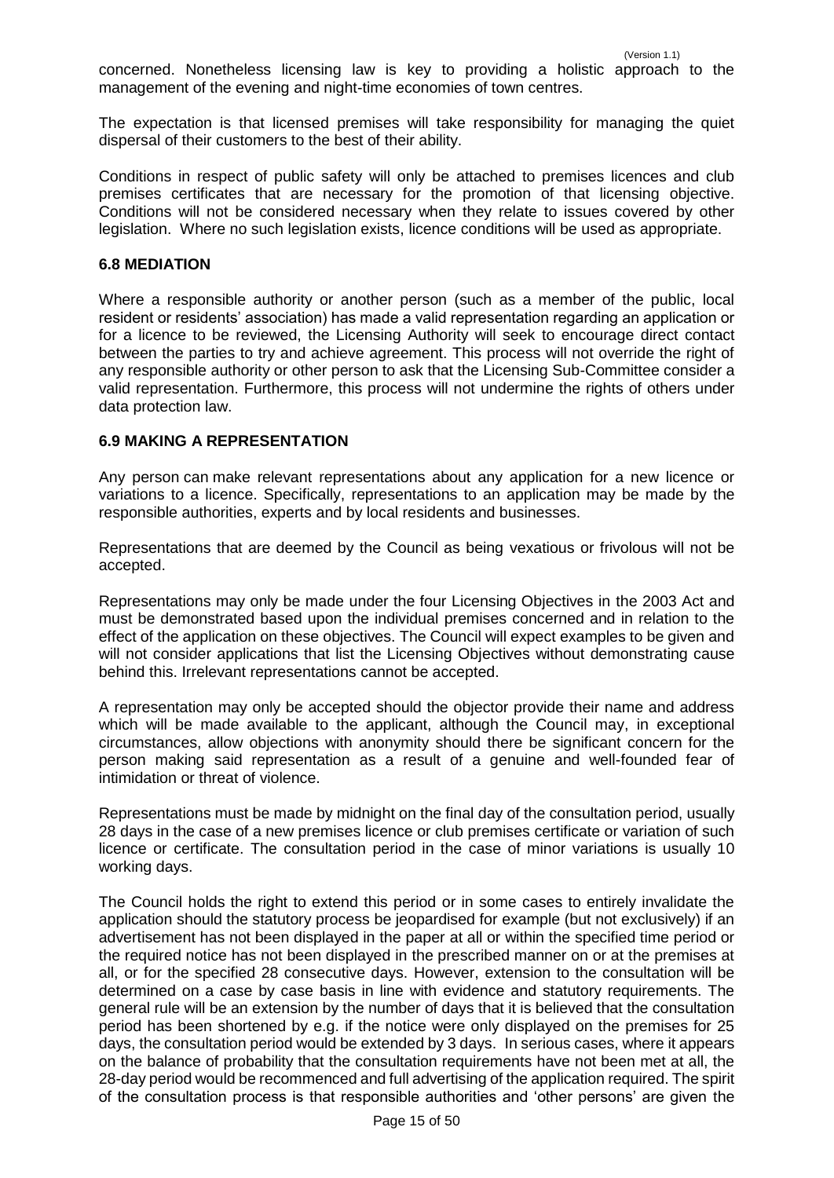concerned. Nonetheless licensing law is key to providing a holistic approach to the management of the evening and night-time economies of town centres.

The expectation is that licensed premises will take responsibility for managing the quiet dispersal of their customers to the best of their ability.

Conditions in respect of public safety will only be attached to premises licences and club premises certificates that are necessary for the promotion of that licensing objective. Conditions will not be considered necessary when they relate to issues covered by other legislation. Where no such legislation exists, licence conditions will be used as appropriate.

### 6.8 MEDIATION

Where a responsible authority or another person (such as a member of the public, local resident or residents' association) has made a valid representation regarding an application or for a licence to be reviewed, the Licensing Authority will seek to encourage direct contact between the parties to try and achieve agreement. This process will not override the right of any responsible authority or other person to ask that the Licensing Sub-Committee consider a valid representation. Furthermore, this process will not undermine the rights of others under data protection law.

### 6.9 MAKING A REPRESENTATION

Any person can make relevant representations about any application for a new licence or variations to a licence. Specifically, representations to an application may be made by the responsible authorities, experts and by local residents and businesses.

Representations that are deemed by the Council as being vexatious or frivolous will not be accepted.

Representations may only be made under the four Licensing Objectives in the 2003 Act and must be demonstrated based upon the individual premises concerned and in relation to the effect of the application on these objectives. The Council will expect examples to be given and will not consider applications that list the Licensing Objectives without demonstrating cause behind this. Irrelevant representations cannot be accepted.

A representation may only be accepted should the objector provide their name and address which will be made available to the applicant, although the Council may, in exceptional circumstances, allow objections with anonymity should there be significant concern for the person making said representation as a result of a genuine and well-founded fear of intimidation or threat of violence.

Representations must be made by midnight on the final day of the consultation period, usually 28 days in the case of a new premises licence or club premises certificate or variation of such licence or certificate. The consultation period in the case of minor variations is usually 10 working days.

The Council holds the right to extend this period or in some cases to entirely invalidate the application should the statutory process be jeopardised for example (but not exclusively) if an advertisement has not been displayed in the paper at all or within the specified time period or the required notice has not been displayed in the prescribed manner on or at the premises at all, or for the specified 28 consecutive days. However, extension to the consultation will be determined on a case by case basis in line with evidence and statutory requirements. The general rule will be an extension by the number of days that it is believed that the consultation period has been shortened by e.g. if the notice were only displayed on the premises for 25 days, the consultation period would be extended by 3 days. In serious cases, where it appears on the balance of probability that the consultation requirements have not been met at all, the 28-day period would be recommenced and full advertising of the application required. The spirit of the consultation process is that responsible authorities and 'other persons' are given the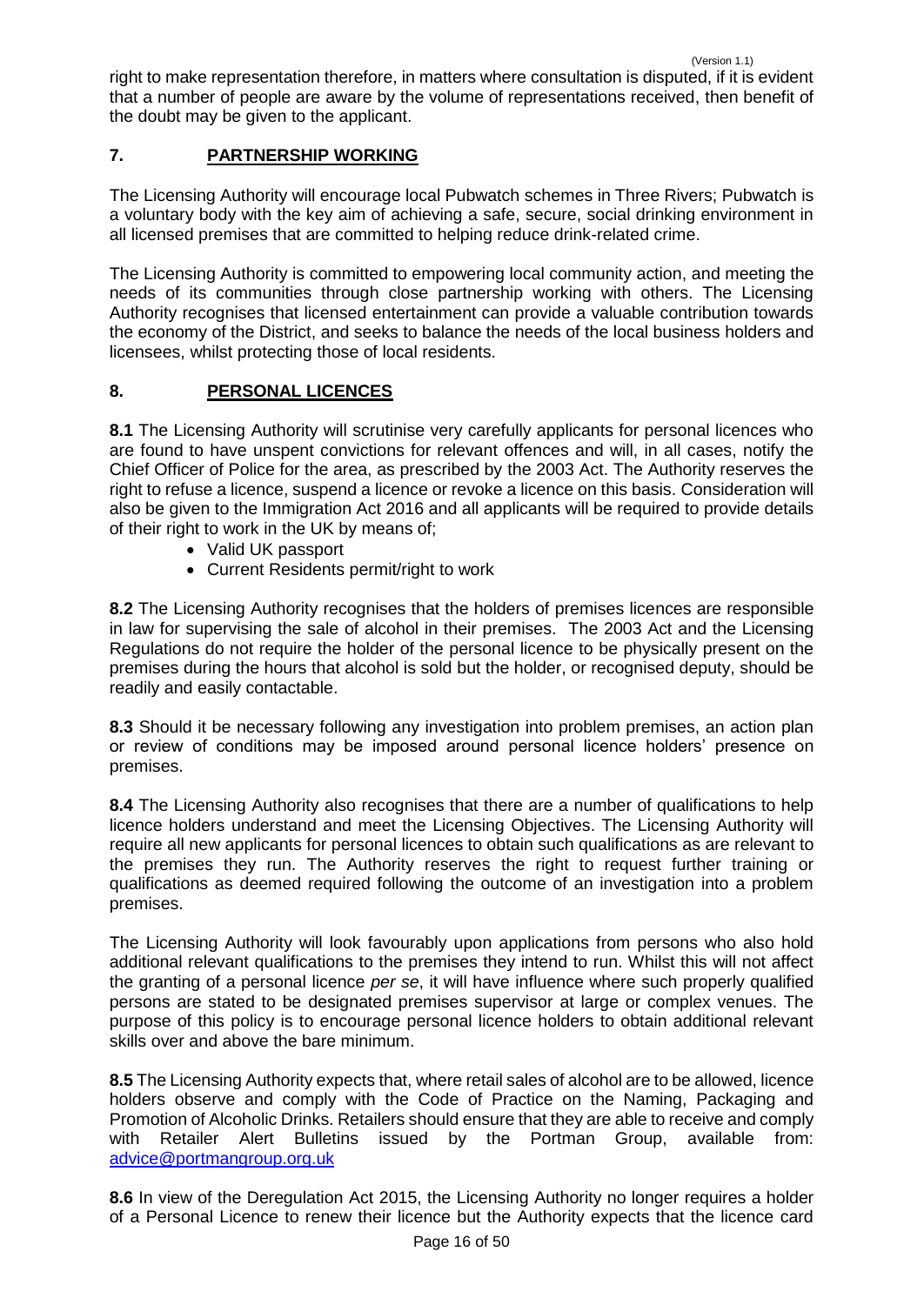right to make representation therefore, in matters where consultation is disputed, if it is evident that a number of people are aware by the volume of representations received, then benefit of the doubt may be given to the applicant.

## 7. PARTNERSHIP WORKING

The Licensing Authority will encourage local Pubwatch schemes in Three Rivers; Pubwatch is a voluntary body with the key aim of achieving a safe, secure, social drinking environment in all licensed premises that are committed to helping reduce drink-related crime.

The Licensing Authority is committed to empowering local community action, and meeting the needs of its communities through close partnership working with others. The Licensing Authority recognises that licensed entertainment can provide a valuable contribution towards the economy of the District, and seeks to balance the needs of the local business holders and licensees, whilst protecting those of local residents.

## 8. PERSONAL LICENCES

**8.1** The Licensing Authority will scrutinise very carefully applicants for personal licences who are found to have unspent convictions for relevant offences and will, in all cases, notify the Chief Officer of Police for the area, as prescribed by the 2003 Act. The Authority reserves the right to refuse a licence, suspend a licence or revoke a licence on this basis. Consideration will also be given to the Immigration Act 2016 and all applicants will be required to provide details of their right to work in the UK by means of;

- Valid UK passport
- Current Residents permit/right to work

**8.2** The Licensing Authority recognises that the holders of premises licences are responsible in law for supervising the sale of alcohol in their premises. The 2003 Act and the Licensing Regulations do not require the holder of the personal licence to be physically present on the premises during the hours that alcohol is sold but the holder, or recognised deputy, should be readily and easily contactable.

**8.3** Should it be necessary following any investigation into problem premises, an action plan or review of conditions may be imposed around personal licence holders' presence on premises.

**8.4** The Licensing Authority also recognises that there are a number of qualifications to help licence holders understand and meet the Licensing Objectives. The Licensing Authority will require all new applicants for personal licences to obtain such qualifications as are relevant to the premises they run. The Authority reserves the right to request further training or qualifications as deemed required following the outcome of an investigation into a problem premises.

The Licensing Authority will look favourably upon applications from persons who also hold additional relevant qualifications to the premises they intend to run. Whilst this will not affect the granting of a personal licence *per se*, it will have influence where such properly qualified persons are stated to be designated premises supervisor at large or complex venues. The purpose of this policy is to encourage personal licence holders to obtain additional relevant skills over and above the bare minimum.

**8.5** The Licensing Authority expects that, where retail sales of alcohol are to be allowed, licence holders observe and comply with the Code of Practice on the Naming, Packaging and Promotion of Alcoholic Drinks. Retailers should ensure that they are able to receive and comply with Retailer Alert Bulletins issued by the Portman Group, available from: advice@portmangroup.org.uk

**8.6** In view of the Deregulation Act 2015, the Licensing Authority no longer requires a holder of a Personal Licence to renew their licence but the Authority expects that the licence card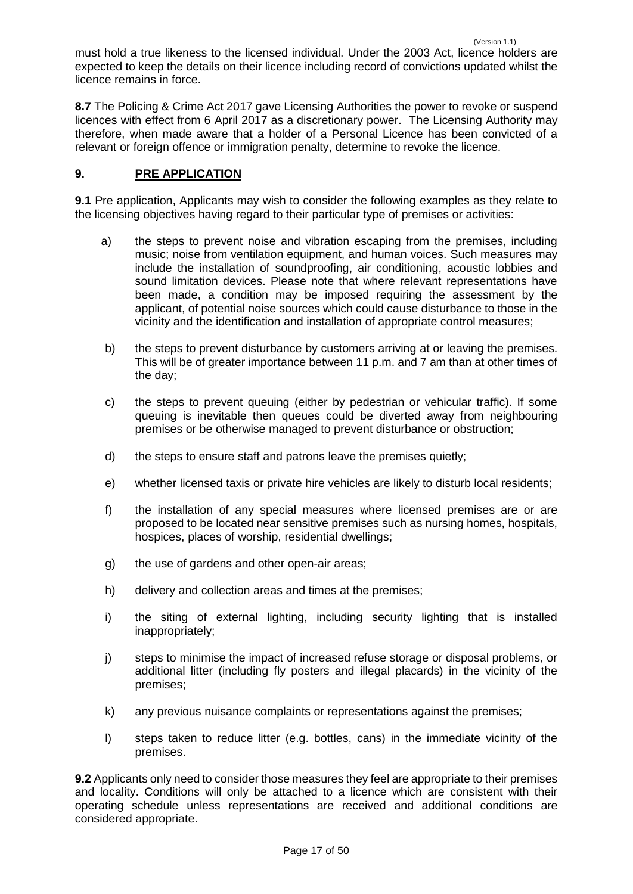must hold a true likeness to the licensed individual. Under the 2003 Act, licence holders are expected to keep the details on their licence including record of convictions updated whilst the licence remains in force.

**8.7** The Policing & Crime Act 2017 gave Licensing Authorities the power to revoke or suspend licences with effect from 6 April 2017 as a discretionary power. The Licensing Authority may therefore, when made aware that a holder of a Personal Licence has been convicted of a relevant or foreign offence or immigration penalty, determine to revoke the licence.

## 9. PRE APPLICATION

**9.1** Pre application, Applicants may wish to consider the following examples as they relate to the licensing objectives having regard to their particular type of premises or activities:

a) the steps to prevent noise and vibration escaping from the premises, including music; noise from ventilation equipment, and human voices. Such measures may include the installation of soundproofing, air conditioning, acoustic lobbies and sound limitation devices. Please note that where relevant representations have been made, a condition may be imposed requiring the assessment by the applicant, of potential noise sources which could cause disturbance to those in the vicinity and the identification and installation of appropriate control measures;

b) the steps to prevent disturbance by customers arriving at or leaving the premises. This will be of greater importance between 11 p.m. and 7 am than at other times of the day;

c) the steps to prevent queuing (either by pedestrian or vehicular traffic). If some queuing is inevitable then queues could be diverted away from neighbouring premises or be otherwise managed to prevent disturbance or obstruction;

d) the steps to ensure staff and patrons leave the premises quietly;

e) whether licensed taxis or private hire vehicles are likely to disturb local residents;

f) the installation of any special measures where licensed premises are or are proposed to be located near sensitive premises such as nursing homes, hospitals, hospices, places of worship, residential dwellings;

g) the use of gardens and other open-air areas;

h) delivery and collection areas and times at the premises;

i) the siting of external lighting, including security lighting that is installed inappropriately;

j) steps to minimise the impact of increased refuse storage or disposal problems, or additional litter (including fly posters and illegal placards) in the vicinity of the premises;

k) any previous nuisance complaints or representations against the premises;

l) steps taken to reduce litter (e.g. bottles, cans) in the immediate vicinity of the premises.

**9.2** Applicants only need to consider those measures they feel are appropriate to their premises and locality. Conditions will only be attached to a licence which are consistent with their operating schedule unless representations are received and additional conditions are considered appropriate.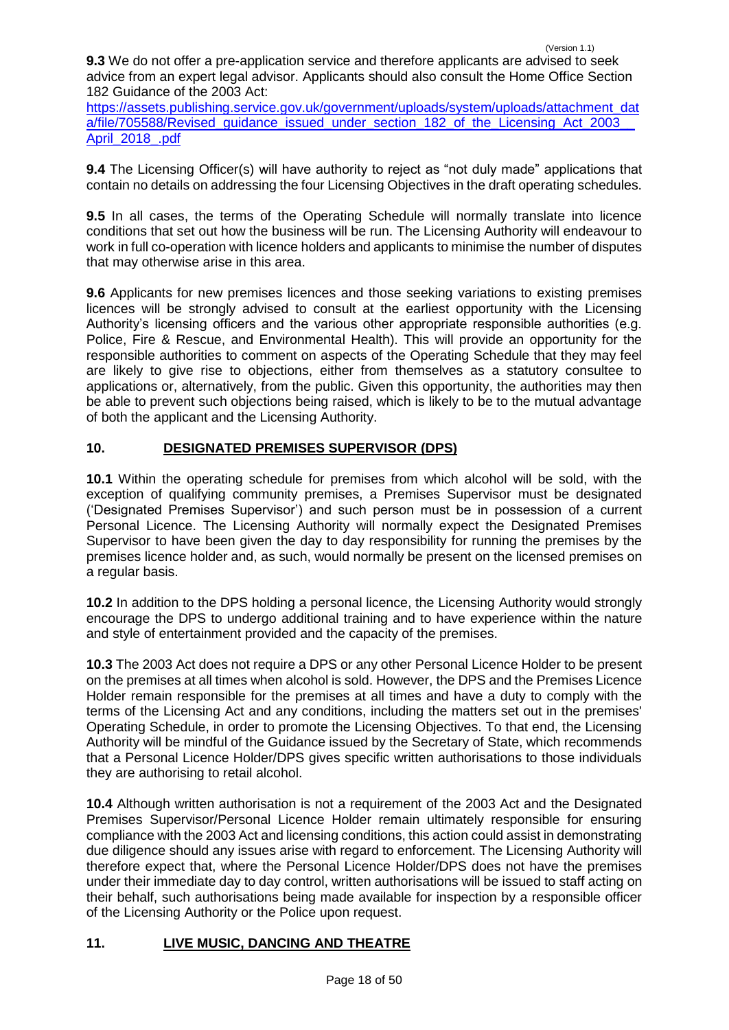**9.3** We do not offer a pre-application service and therefore applicants are advised to seek advice from an expert legal advisor. Applicants should also consult the Home Office Section 182 Guidance of the 2003 Act: https://assets.publishing.service.gov.uk/government/uploads/system/uploads/attachment_data/file/705588/Revised_guidance_issued_under_section_182_of_the_Licensing_Act_2003__April_2018_.pdf

**9.4** The Licensing Officer(s) will have authority to reject as "not duly made" applications that contain no details on addressing the four Licensing Objectives in the draft operating schedules.

**9.5** In all cases, the terms of the Operating Schedule will normally translate into licence conditions that set out how the business will be run. The Licensing Authority will endeavour to work in full co-operation with licence holders and applicants to minimise the number of disputes that may otherwise arise in this area.

**9.6** Applicants for new premises licences and those seeking variations to existing premises licences will be strongly advised to consult at the earliest opportunity with the Licensing Authority's licensing officers and the various other appropriate responsible authorities (e.g. Police, Fire & Rescue, and Environmental Health). This will provide an opportunity for the responsible authorities to comment on aspects of the Operating Schedule that they may feel are likely to give rise to objections, either from themselves as a statutory consultee to applications or, alternatively, from the public. Given this opportunity, the authorities may then be able to prevent such objections being raised, which is likely to be to the mutual advantage of both the applicant and the Licensing Authority.

## 10. DESIGNATED PREMISES SUPERVISOR (DPS)

**10.1** Within the operating schedule for premises from which alcohol will be sold, with the exception of qualifying community premises, a Premises Supervisor must be designated ('Designated Premises Supervisor') and such person must be in possession of a current Personal Licence. The Licensing Authority will normally expect the Designated Premises Supervisor to have been given the day to day responsibility for running the premises by the premises licence holder and, as such, would normally be present on the licensed premises on a regular basis.

**10.2** In addition to the DPS holding a personal licence, the Licensing Authority would strongly encourage the DPS to undergo additional training and to have experience within the nature and style of entertainment provided and the capacity of the premises.

**10.3** The 2003 Act does not require a DPS or any other Personal Licence Holder to be present on the premises at all times when alcohol is sold. However, the DPS and the Premises Licence Holder remain responsible for the premises at all times and have a duty to comply with the terms of the Licensing Act and any conditions, including the matters set out in the premises' Operating Schedule, in order to promote the Licensing Objectives. To that end, the Licensing Authority will be mindful of the Guidance issued by the Secretary of State, which recommends that a Personal Licence Holder/DPS gives specific written authorisations to those individuals they are authorising to retail alcohol.

**10.4** Although written authorisation is not a requirement of the 2003 Act and the Designated Premises Supervisor/Personal Licence Holder remain ultimately responsible for ensuring compliance with the 2003 Act and licensing conditions, this action could assist in demonstrating due diligence should any issues arise with regard to enforcement. The Licensing Authority will therefore expect that, where the Personal Licence Holder/DPS does not have the premises under their immediate day to day control, written authorisations will be issued to staff acting on their behalf, such authorisations being made available for inspection by a responsible officer of the Licensing Authority or the Police upon request.

## 11. LIVE MUSIC, DANCING AND THEATRE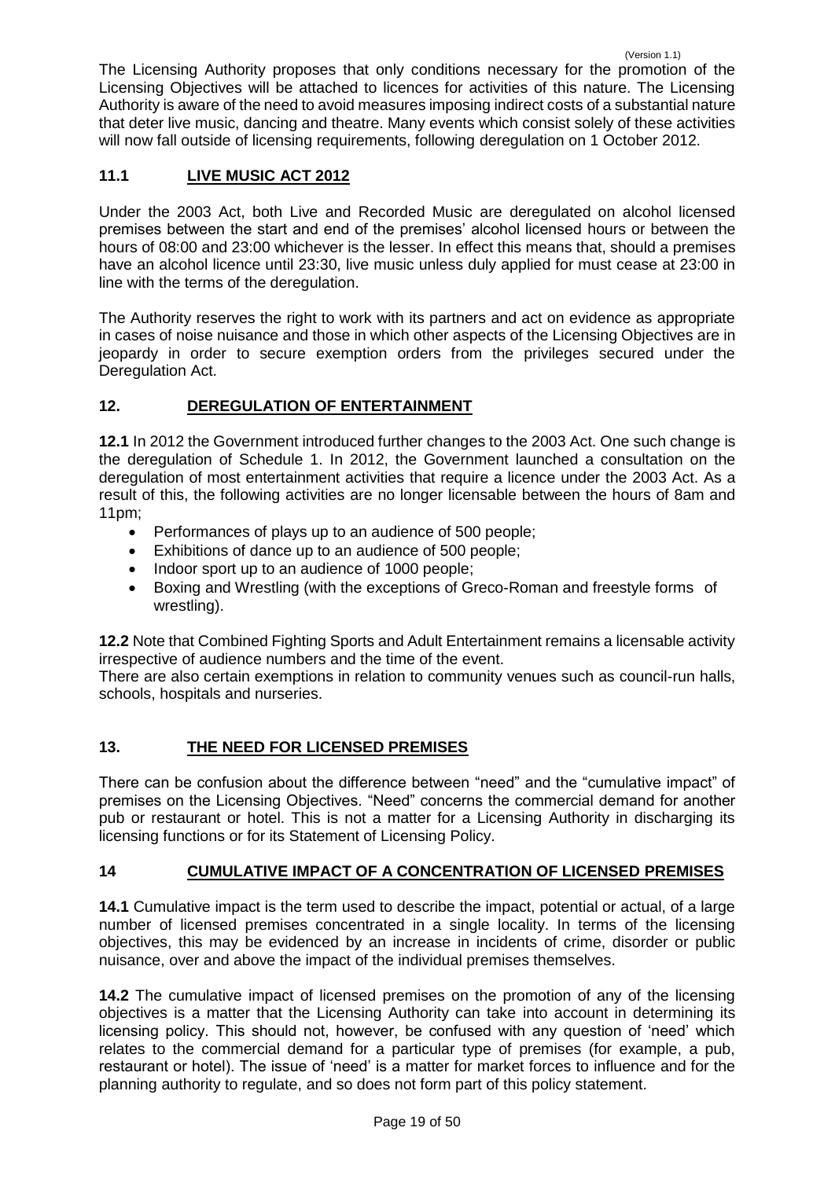The Licensing Authority proposes that only conditions necessary for the promotion of the Licensing Objectives will be attached to licences for activities of this nature. The Licensing Authority is aware of the need to avoid measures imposing indirect costs of a substantial nature that deter live music, dancing and theatre. Many events which consist solely of these activities will now fall outside of licensing requirements, following deregulation on 1 October 2012.

## 11.1 LIVE MUSIC ACT 2012

Under the 2003 Act, both Live and Recorded Music are deregulated on alcohol licensed premises between the start and end of the premises' alcohol licensed hours or between the hours of 08:00 and 23:00 whichever is the lesser. In effect this means that, should a premises have an alcohol licence until 23:30, live music unless duly applied for must cease at 23:00 in line with the terms of the deregulation.

The Authority reserves the right to work with its partners and act on evidence as appropriate in cases of noise nuisance and those in which other aspects of the Licensing Objectives are in jeopardy in order to secure exemption orders from the privileges secured under the Deregulation Act.

## 12. DEREGULATION OF ENTERTAINMENT

**12.1** In 2012 the Government introduced further changes to the 2003 Act. One such change is the deregulation of Schedule 1. In 2012, the Government launched a consultation on the deregulation of most entertainment activities that require a licence under the 2003 Act. As a result of this, the following activities are no longer licensable between the hours of 8am and 11pm;

- Performances of plays up to an audience of 500 people;
- Exhibitions of dance up to an audience of 500 people;
- Indoor sport up to an audience of 1000 people;
- Boxing and Wrestling (with the exceptions of Greco-Roman and freestyle forms of wrestling).

**12.2** Note that Combined Fighting Sports and Adult Entertainment remains a licensable activity irrespective of audience numbers and the time of the event.

There are also certain exemptions in relation to community venues such as council-run halls, schools, hospitals and nurseries.

## 13. THE NEED FOR LICENSED PREMISES

There can be confusion about the difference between "need" and the "cumulative impact" of premises on the Licensing Objectives. "Need" concerns the commercial demand for another pub or restaurant or hotel. This is not a matter for a Licensing Authority in discharging its licensing functions or for its Statement of Licensing Policy.

## 14 CUMULATIVE IMPACT OF A CONCENTRATION OF LICENSED PREMISES

**14.1** Cumulative impact is the term used to describe the impact, potential or actual, of a large number of licensed premises concentrated in a single locality. In terms of the licensing objectives, this may be evidenced by an increase in incidents of crime, disorder or public nuisance, over and above the impact of the individual premises themselves.

**14.2** The cumulative impact of licensed premises on the promotion of any of the licensing objectives is a matter that the Licensing Authority can take into account in determining its licensing policy. This should not, however, be confused with any question of 'need' which relates to the commercial demand for a particular type of premises (for example, a pub, restaurant or hotel). The issue of 'need' is a matter for market forces to influence and for the planning authority to regulate, and so does not form part of this policy statement.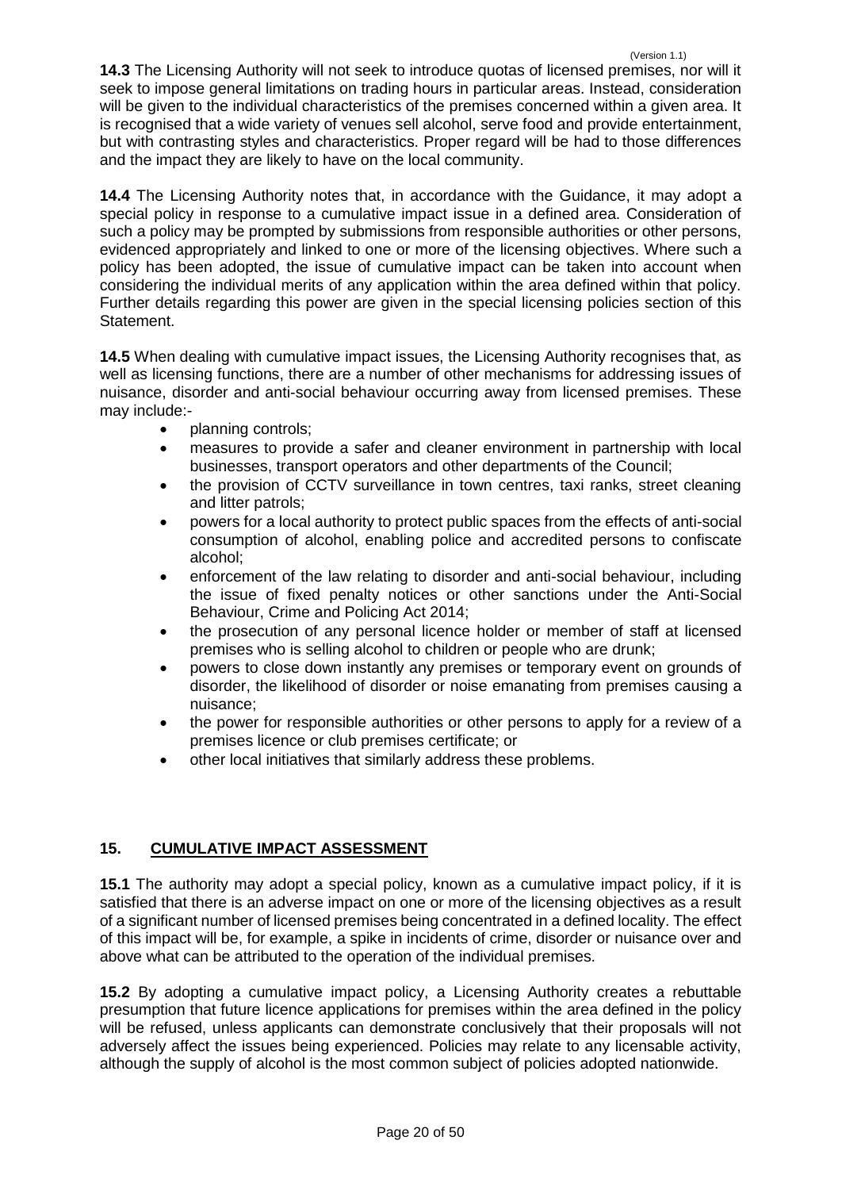**14.3** The Licensing Authority will not seek to introduce quotas of licensed premises, nor will it seek to impose general limitations on trading hours in particular areas. Instead, consideration will be given to the individual characteristics of the premises concerned within a given area. It is recognised that a wide variety of venues sell alcohol, serve food and provide entertainment, but with contrasting styles and characteristics. Proper regard will be had to those differences and the impact they are likely to have on the local community.

**14.4** The Licensing Authority notes that, in accordance with the Guidance, it may adopt a special policy in response to a cumulative impact issue in a defined area. Consideration of such a policy may be prompted by submissions from responsible authorities or other persons, evidenced appropriately and linked to one or more of the licensing objectives. Where such a policy has been adopted, the issue of cumulative impact can be taken into account when considering the individual merits of any application within the area defined within that policy. Further details regarding this power are given in the special licensing policies section of this Statement.

**14.5** When dealing with cumulative impact issues, the Licensing Authority recognises that, as well as licensing functions, there are a number of other mechanisms for addressing issues of nuisance, disorder and anti-social behaviour occurring away from licensed premises. These may include:-

- planning controls;
- measures to provide a safer and cleaner environment in partnership with local businesses, transport operators and other departments of the Council;
- the provision of CCTV surveillance in town centres, taxi ranks, street cleaning and litter patrols;
- powers for a local authority to protect public spaces from the effects of anti-social consumption of alcohol, enabling police and accredited persons to confiscate alcohol;
- enforcement of the law relating to disorder and anti-social behaviour, including the issue of fixed penalty notices or other sanctions under the Anti-Social Behaviour, Crime and Policing Act 2014;
- the prosecution of any personal licence holder or member of staff at licensed premises who is selling alcohol to children or people who are drunk;
- powers to close down instantly any premises or temporary event on grounds of disorder, the likelihood of disorder or noise emanating from premises causing a nuisance;
- the power for responsible authorities or other persons to apply for a review of a premises licence or club premises certificate; or
- other local initiatives that similarly address these problems.

## 15. CUMULATIVE IMPACT ASSESSMENT

**15.1** The authority may adopt a special policy, known as a cumulative impact policy, if it is satisfied that there is an adverse impact on one or more of the licensing objectives as a result of a significant number of licensed premises being concentrated in a defined locality. The effect of this impact will be, for example, a spike in incidents of crime, disorder or nuisance over and above what can be attributed to the operation of the individual premises.

**15.2** By adopting a cumulative impact policy, a Licensing Authority creates a rebuttable presumption that future licence applications for premises within the area defined in the policy will be refused, unless applicants can demonstrate conclusively that their proposals will not adversely affect the issues being experienced. Policies may relate to any licensable activity, although the supply of alcohol is the most common subject of policies adopted nationwide.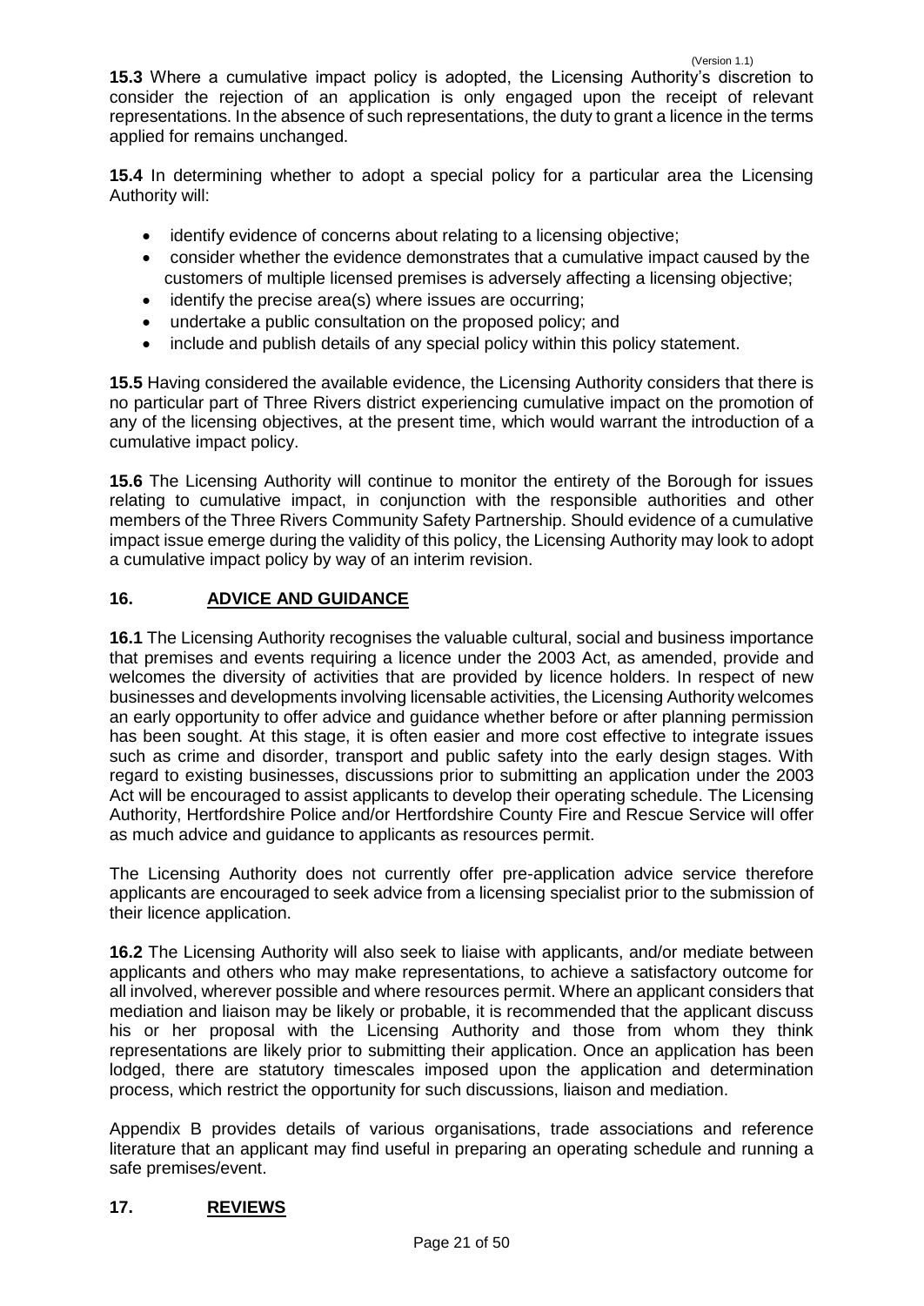**15.3** Where a cumulative impact policy is adopted, the Licensing Authority's discretion to consider the rejection of an application is only engaged upon the receipt of relevant representations. In the absence of such representations, the duty to grant a licence in the terms applied for remains unchanged.

**15.4** In determining whether to adopt a special policy for a particular area the Licensing Authority will:

- identify evidence of concerns about relating to a licensing objective;
- consider whether the evidence demonstrates that a cumulative impact caused by the customers of multiple licensed premises is adversely affecting a licensing objective;
- identify the precise area(s) where issues are occurring;
- undertake a public consultation on the proposed policy; and
- include and publish details of any special policy within this policy statement.

**15.5** Having considered the available evidence, the Licensing Authority considers that there is no particular part of Three Rivers district experiencing cumulative impact on the promotion of any of the licensing objectives, at the present time, which would warrant the introduction of a cumulative impact policy.

**15.6** The Licensing Authority will continue to monitor the entirety of the Borough for issues relating to cumulative impact, in conjunction with the responsible authorities and other members of the Three Rivers Community Safety Partnership. Should evidence of a cumulative impact issue emerge during the validity of this policy, the Licensing Authority may look to adopt a cumulative impact policy by way of an interim revision.

## 16. ADVICE AND GUIDANCE

**16.1** The Licensing Authority recognises the valuable cultural, social and business importance that premises and events requiring a licence under the 2003 Act, as amended, provide and welcomes the diversity of activities that are provided by licence holders. In respect of new businesses and developments involving licensable activities, the Licensing Authority welcomes an early opportunity to offer advice and guidance whether before or after planning permission has been sought. At this stage, it is often easier and more cost effective to integrate issues such as crime and disorder, transport and public safety into the early design stages. With regard to existing businesses, discussions prior to submitting an application under the 2003 Act will be encouraged to assist applicants to develop their operating schedule. The Licensing Authority, Hertfordshire Police and/or Hertfordshire County Fire and Rescue Service will offer as much advice and guidance to applicants as resources permit.

The Licensing Authority does not currently offer pre-application advice service therefore applicants are encouraged to seek advice from a licensing specialist prior to the submission of their licence application.

**16.2** The Licensing Authority will also seek to liaise with applicants, and/or mediate between applicants and others who may make representations, to achieve a satisfactory outcome for all involved, wherever possible and where resources permit. Where an applicant considers that mediation and liaison may be likely or probable, it is recommended that the applicant discuss his or her proposal with the Licensing Authority and those from whom they think representations are likely prior to submitting their application. Once an application has been lodged, there are statutory timescales imposed upon the application and determination process, which restrict the opportunity for such discussions, liaison and mediation.

Appendix B provides details of various organisations, trade associations and reference literature that an applicant may find useful in preparing an operating schedule and running a safe premises/event.

## 17. REVIEWS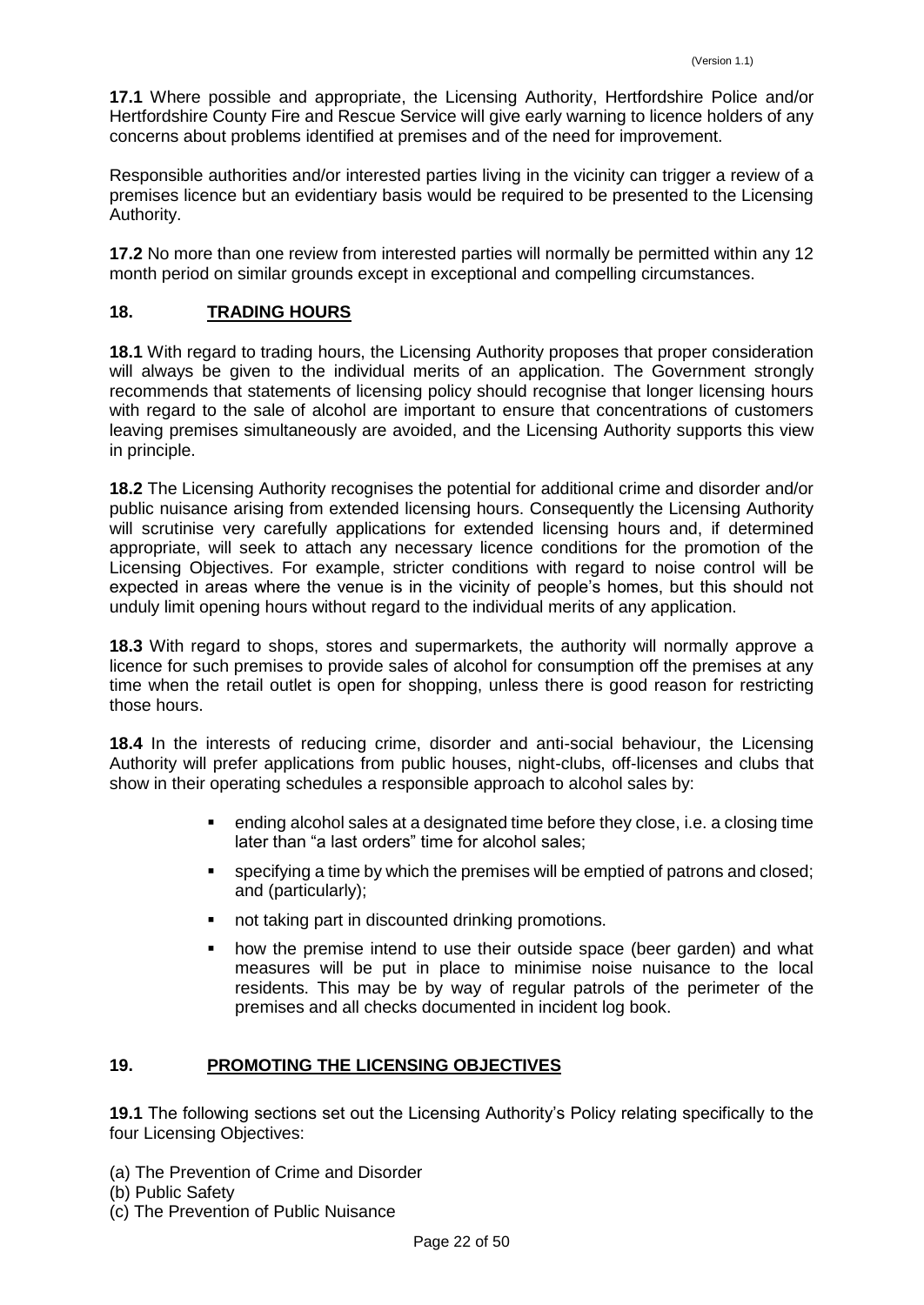**17.1** Where possible and appropriate, the Licensing Authority, Hertfordshire Police and/or Hertfordshire County Fire and Rescue Service will give early warning to licence holders of any concerns about problems identified at premises and of the need for improvement.

Responsible authorities and/or interested parties living in the vicinity can trigger a review of a premises licence but an evidentiary basis would be required to be presented to the Licensing Authority.

**17.2** No more than one review from interested parties will normally be permitted within any 12 month period on similar grounds except in exceptional and compelling circumstances.

## 18. TRADING HOURS

**18.1** With regard to trading hours, the Licensing Authority proposes that proper consideration will always be given to the individual merits of an application. The Government strongly recommends that statements of licensing policy should recognise that longer licensing hours with regard to the sale of alcohol are important to ensure that concentrations of customers leaving premises simultaneously are avoided, and the Licensing Authority supports this view in principle.

**18.2** The Licensing Authority recognises the potential for additional crime and disorder and/or public nuisance arising from extended licensing hours. Consequently the Licensing Authority will scrutinise very carefully applications for extended licensing hours and, if determined appropriate, will seek to attach any necessary licence conditions for the promotion of the Licensing Objectives. For example, stricter conditions with regard to noise control will be expected in areas where the venue is in the vicinity of people's homes, but this should not unduly limit opening hours without regard to the individual merits of any application.

**18.3** With regard to shops, stores and supermarkets, the authority will normally approve a licence for such premises to provide sales of alcohol for consumption off the premises at any time when the retail outlet is open for shopping, unless there is good reason for restricting those hours.

**18.4** In the interests of reducing crime, disorder and anti-social behaviour, the Licensing Authority will prefer applications from public houses, night-clubs, off-licenses and clubs that show in their operating schedules a responsible approach to alcohol sales by:

- ending alcohol sales at a designated time before they close, i.e. a closing time later than "a last orders" time for alcohol sales;
- specifying a time by which the premises will be emptied of patrons and closed; and (particularly);
- not taking part in discounted drinking promotions.
- how the premise intend to use their outside space (beer garden) and what measures will be put in place to minimise noise nuisance to the local residents. This may be by way of regular patrols of the perimeter of the premises and all checks documented in incident log book.

## 19. PROMOTING THE LICENSING OBJECTIVES

**19.1** The following sections set out the Licensing Authority's Policy relating specifically to the four Licensing Objectives:

(a) The Prevention of Crime and Disorder
(b) Public Safety
(c) The Prevention of Public Nuisance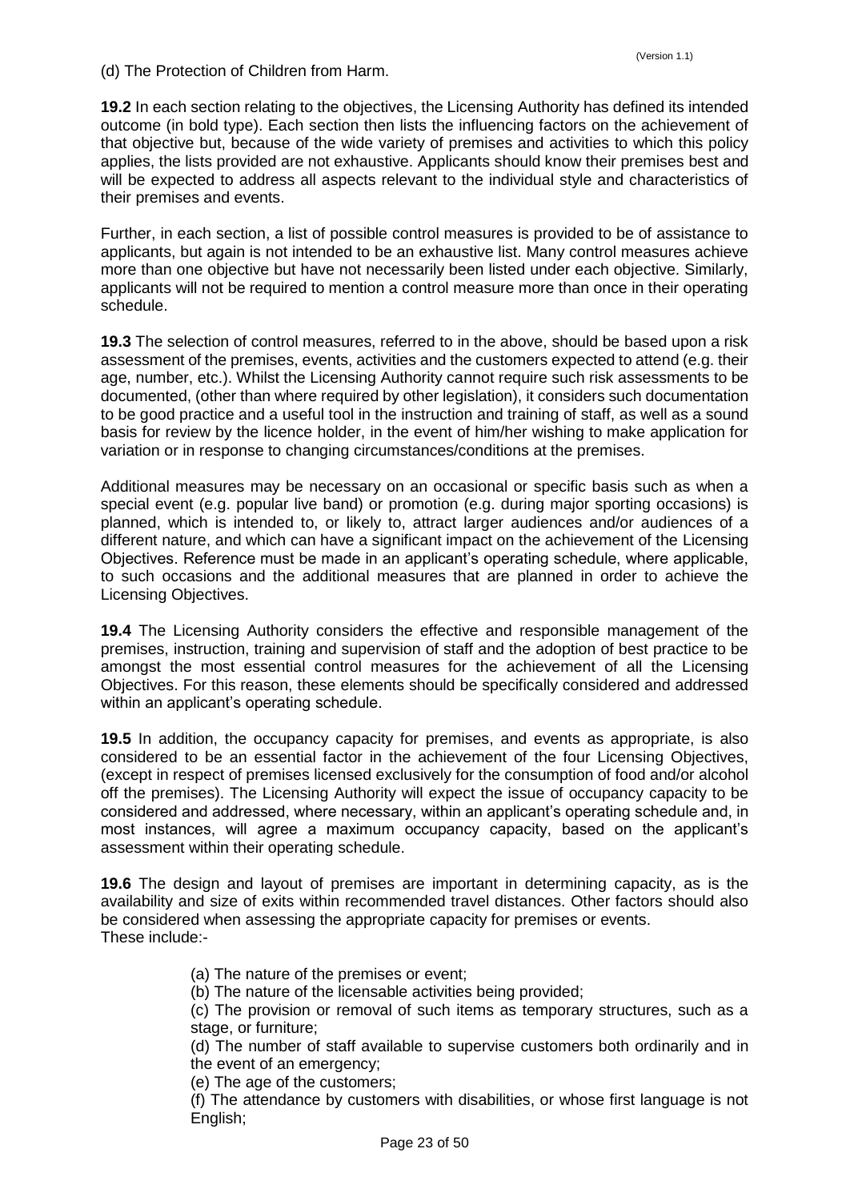(d) The Protection of Children from Harm.

**19.2** In each section relating to the objectives, the Licensing Authority has defined its intended outcome (in bold type). Each section then lists the influencing factors on the achievement of that objective but, because of the wide variety of premises and activities to which this policy applies, the lists provided are not exhaustive. Applicants should know their premises best and will be expected to address all aspects relevant to the individual style and characteristics of their premises and events.

Further, in each section, a list of possible control measures is provided to be of assistance to applicants, but again is not intended to be an exhaustive list. Many control measures achieve more than one objective but have not necessarily been listed under each objective. Similarly, applicants will not be required to mention a control measure more than once in their operating schedule.

**19.3** The selection of control measures, referred to in the above, should be based upon a risk assessment of the premises, events, activities and the customers expected to attend (e.g. their age, number, etc.). Whilst the Licensing Authority cannot require such risk assessments to be documented, (other than where required by other legislation), it considers such documentation to be good practice and a useful tool in the instruction and training of staff, as well as a sound basis for review by the licence holder, in the event of him/her wishing to make application for variation or in response to changing circumstances/conditions at the premises.

Additional measures may be necessary on an occasional or specific basis such as when a special event (e.g. popular live band) or promotion (e.g. during major sporting occasions) is planned, which is intended to, or likely to, attract larger audiences and/or audiences of a different nature, and which can have a significant impact on the achievement of the Licensing Objectives. Reference must be made in an applicant's operating schedule, where applicable, to such occasions and the additional measures that are planned in order to achieve the Licensing Objectives.

**19.4** The Licensing Authority considers the effective and responsible management of the premises, instruction, training and supervision of staff and the adoption of best practice to be amongst the most essential control measures for the achievement of all the Licensing Objectives. For this reason, these elements should be specifically considered and addressed within an applicant's operating schedule.

**19.5** In addition, the occupancy capacity for premises, and events as appropriate, is also considered to be an essential factor in the achievement of the four Licensing Objectives, (except in respect of premises licensed exclusively for the consumption of food and/or alcohol off the premises). The Licensing Authority will expect the issue of occupancy capacity to be considered and addressed, where necessary, within an applicant's operating schedule and, in most instances, will agree a maximum occupancy capacity, based on the applicant's assessment within their operating schedule.

**19.6** The design and layout of premises are important in determining capacity, as is the availability and size of exits within recommended travel distances. Other factors should also be considered when assessing the appropriate capacity for premises or events.
These include:-

(a) The nature of the premises or event;

(b) The nature of the licensable activities being provided;

(c) The provision or removal of such items as temporary structures, such as a stage, or furniture;

(d) The number of staff available to supervise customers both ordinarily and in the event of an emergency;

(e) The age of the customers;

(f) The attendance by customers with disabilities, or whose first language is not English;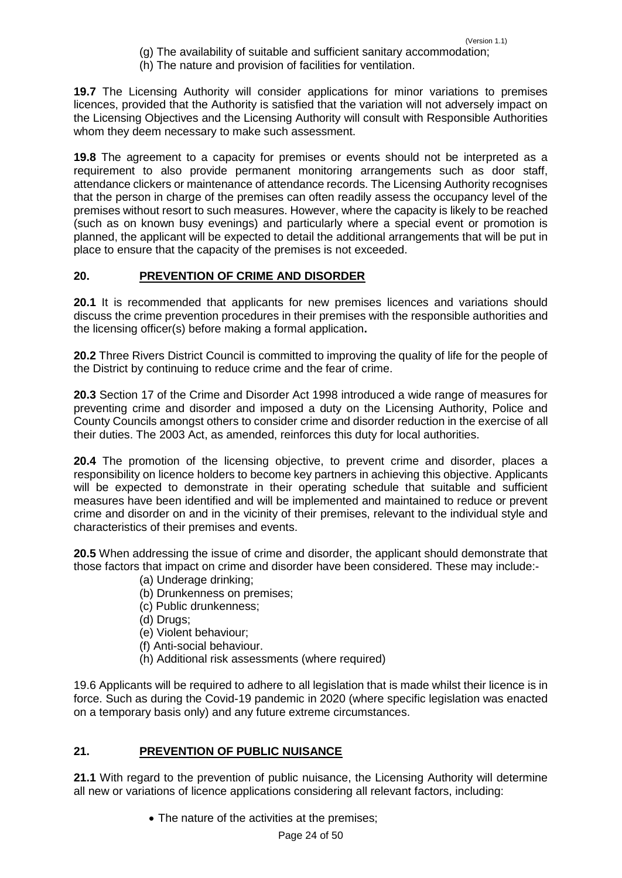(g) The availability of suitable and sufficient sanitary accommodation;
(h) The nature and provision of facilities for ventilation.

**19.7** The Licensing Authority will consider applications for minor variations to premises licences, provided that the Authority is satisfied that the variation will not adversely impact on the Licensing Objectives and the Licensing Authority will consult with Responsible Authorities whom they deem necessary to make such assessment.

**19.8** The agreement to a capacity for premises or events should not be interpreted as a requirement to also provide permanent monitoring arrangements such as door staff, attendance clickers or maintenance of attendance records. The Licensing Authority recognises that the person in charge of the premises can often readily assess the occupancy level of the premises without resort to such measures. However, where the capacity is likely to be reached (such as on known busy evenings) and particularly where a special event or promotion is planned, the applicant will be expected to detail the additional arrangements that will be put in place to ensure that the capacity of the premises is not exceeded.

## 20. PREVENTION OF CRIME AND DISORDER

**20.1** It is recommended that applicants for new premises licences and variations should discuss the crime prevention procedures in their premises with the responsible authorities and the licensing officer(s) before making a formal application**.**

**20.2** Three Rivers District Council is committed to improving the quality of life for the people of the District by continuing to reduce crime and the fear of crime.

**20.3** Section 17 of the Crime and Disorder Act 1998 introduced a wide range of measures for preventing crime and disorder and imposed a duty on the Licensing Authority, Police and County Councils amongst others to consider crime and disorder reduction in the exercise of all their duties. The 2003 Act, as amended, reinforces this duty for local authorities.

**20.4** The promotion of the licensing objective, to prevent crime and disorder, places a responsibility on licence holders to become key partners in achieving this objective. Applicants will be expected to demonstrate in their operating schedule that suitable and sufficient measures have been identified and will be implemented and maintained to reduce or prevent crime and disorder on and in the vicinity of their premises, relevant to the individual style and characteristics of their premises and events.

**20.5** When addressing the issue of crime and disorder, the applicant should demonstrate that those factors that impact on crime and disorder have been considered. These may include:-

(a) Underage drinking;
(b) Drunkenness on premises;
(c) Public drunkenness;
(d) Drugs;
(e) Violent behaviour;
(f) Anti-social behaviour.
(h) Additional risk assessments (where required)

19.6 Applicants will be required to adhere to all legislation that is made whilst their licence is in force. Such as during the Covid-19 pandemic in 2020 (where specific legislation was enacted on a temporary basis only) and any future extreme circumstances.

## 21. PREVENTION OF PUBLIC NUISANCE

**21.1** With regard to the prevention of public nuisance, the Licensing Authority will determine all new or variations of licence applications considering all relevant factors, including:

- The nature of the activities at the premises;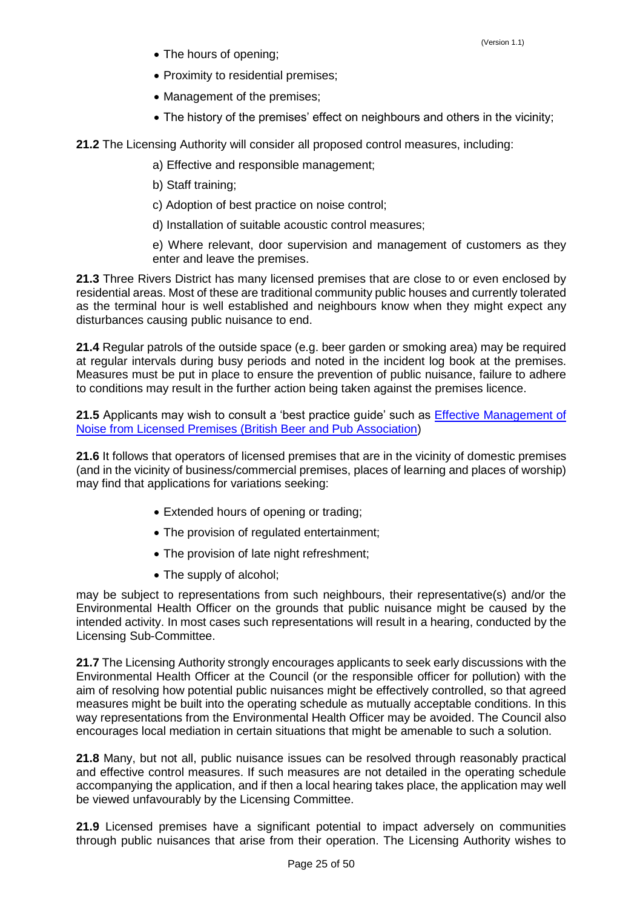- The hours of opening;
- Proximity to residential premises;
- Management of the premises;
- The history of the premises' effect on neighbours and others in the vicinity;

**21.2** The Licensing Authority will consider all proposed control measures, including:

a) Effective and responsible management;

b) Staff training;

c) Adoption of best practice on noise control;

d) Installation of suitable acoustic control measures;

e) Where relevant, door supervision and management of customers as they enter and leave the premises.

**21.3** Three Rivers District has many licensed premises that are close to or even enclosed by residential areas. Most of these are traditional community public houses and currently tolerated as the terminal hour is well established and neighbours know when they might expect any disturbances causing public nuisance to end.

**21.4** Regular patrols of the outside space (e.g. beer garden or smoking area) may be required at regular intervals during busy periods and noted in the incident log book at the premises. Measures must be put in place to ensure the prevention of public nuisance, failure to adhere to conditions may result in the further action being taken against the premises licence.

**21.5** Applicants may wish to consult a 'best practice guide' such as Effective Management of Noise from Licensed Premises (British Beer and Pub Association)

**21.6** It follows that operators of licensed premises that are in the vicinity of domestic premises (and in the vicinity of business/commercial premises, places of learning and places of worship) may find that applications for variations seeking:

- Extended hours of opening or trading;
- The provision of regulated entertainment;
- The provision of late night refreshment;
- The supply of alcohol;

may be subject to representations from such neighbours, their representative(s) and/or the Environmental Health Officer on the grounds that public nuisance might be caused by the intended activity. In most cases such representations will result in a hearing, conducted by the Licensing Sub-Committee.

**21.7** The Licensing Authority strongly encourages applicants to seek early discussions with the Environmental Health Officer at the Council (or the responsible officer for pollution) with the aim of resolving how potential public nuisances might be effectively controlled, so that agreed measures might be built into the operating schedule as mutually acceptable conditions. In this way representations from the Environmental Health Officer may be avoided. The Council also encourages local mediation in certain situations that might be amenable to such a solution.

**21.8** Many, but not all, public nuisance issues can be resolved through reasonably practical and effective control measures. If such measures are not detailed in the operating schedule accompanying the application, and if then a local hearing takes place, the application may well be viewed unfavourably by the Licensing Committee.

**21.9** Licensed premises have a significant potential to impact adversely on communities through public nuisances that arise from their operation. The Licensing Authority wishes to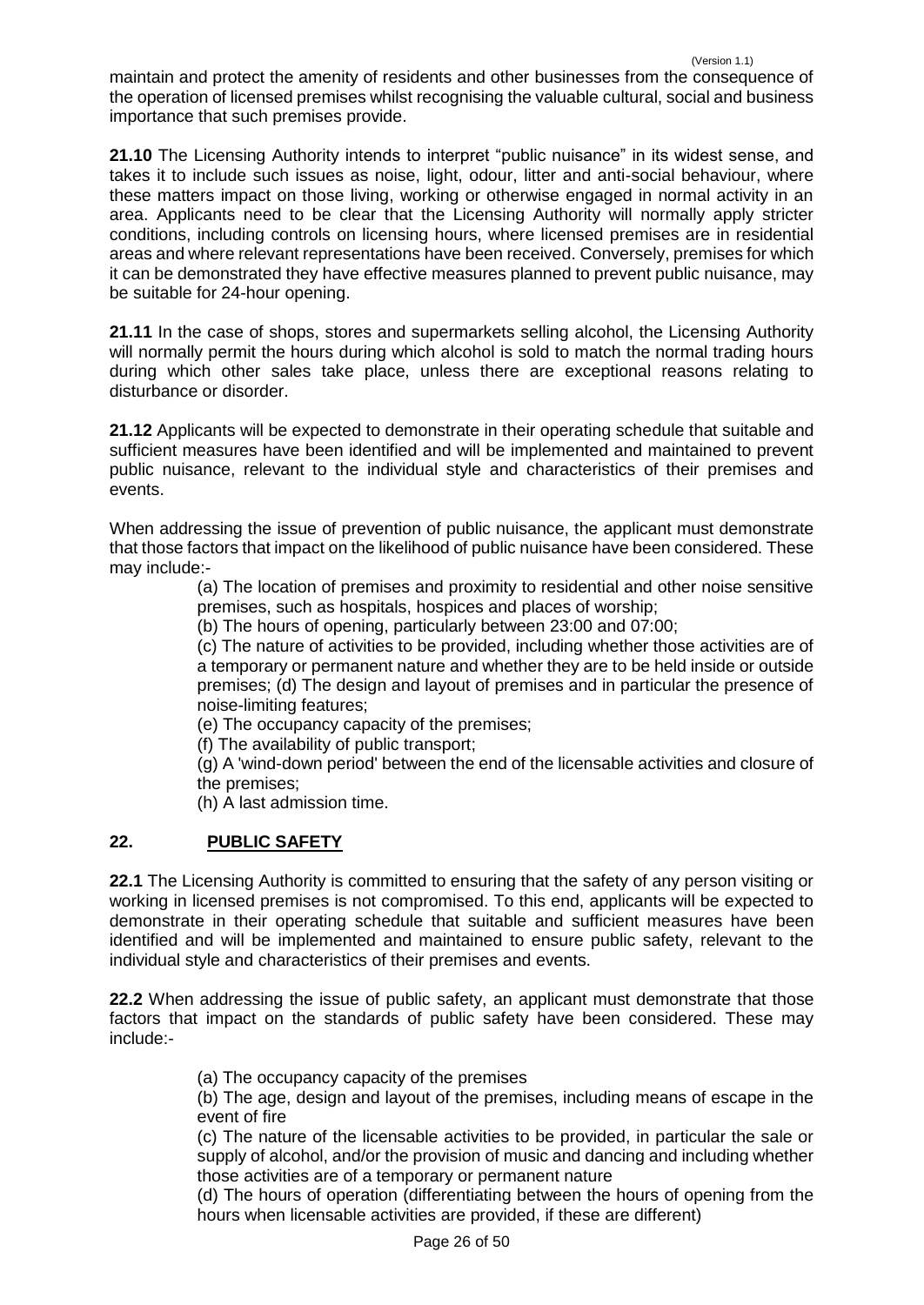maintain and protect the amenity of residents and other businesses from the consequence of the operation of licensed premises whilst recognising the valuable cultural, social and business importance that such premises provide.

**21.10** The Licensing Authority intends to interpret "public nuisance" in its widest sense, and takes it to include such issues as noise, light, odour, litter and anti-social behaviour, where these matters impact on those living, working or otherwise engaged in normal activity in an area. Applicants need to be clear that the Licensing Authority will normally apply stricter conditions, including controls on licensing hours, where licensed premises are in residential areas and where relevant representations have been received. Conversely, premises for which it can be demonstrated they have effective measures planned to prevent public nuisance, may be suitable for 24-hour opening.

**21.11** In the case of shops, stores and supermarkets selling alcohol, the Licensing Authority will normally permit the hours during which alcohol is sold to match the normal trading hours during which other sales take place, unless there are exceptional reasons relating to disturbance or disorder.

**21.12** Applicants will be expected to demonstrate in their operating schedule that suitable and sufficient measures have been identified and will be implemented and maintained to prevent public nuisance, relevant to the individual style and characteristics of their premises and events.

When addressing the issue of prevention of public nuisance, the applicant must demonstrate that those factors that impact on the likelihood of public nuisance have been considered. These may include:-

(a) The location of premises and proximity to residential and other noise sensitive premises, such as hospitals, hospices and places of worship;

(b) The hours of opening, particularly between 23:00 and 07:00;

(c) The nature of activities to be provided, including whether those activities are of a temporary or permanent nature and whether they are to be held inside or outside premises; (d) The design and layout of premises and in particular the presence of noise-limiting features;

(e) The occupancy capacity of the premises;

(f) The availability of public transport;

(g) A 'wind-down period' between the end of the licensable activities and closure of the premises;

(h) A last admission time.

## 22. PUBLIC SAFETY

**22.1** The Licensing Authority is committed to ensuring that the safety of any person visiting or working in licensed premises is not compromised. To this end, applicants will be expected to demonstrate in their operating schedule that suitable and sufficient measures have been identified and will be implemented and maintained to ensure public safety, relevant to the individual style and characteristics of their premises and events.

**22.2** When addressing the issue of public safety, an applicant must demonstrate that those factors that impact on the standards of public safety have been considered. These may include:-

(a) The occupancy capacity of the premises

(b) The age, design and layout of the premises, including means of escape in the event of fire

(c) The nature of the licensable activities to be provided, in particular the sale or supply of alcohol, and/or the provision of music and dancing and including whether those activities are of a temporary or permanent nature

(d) The hours of operation (differentiating between the hours of opening from the hours when licensable activities are provided, if these are different)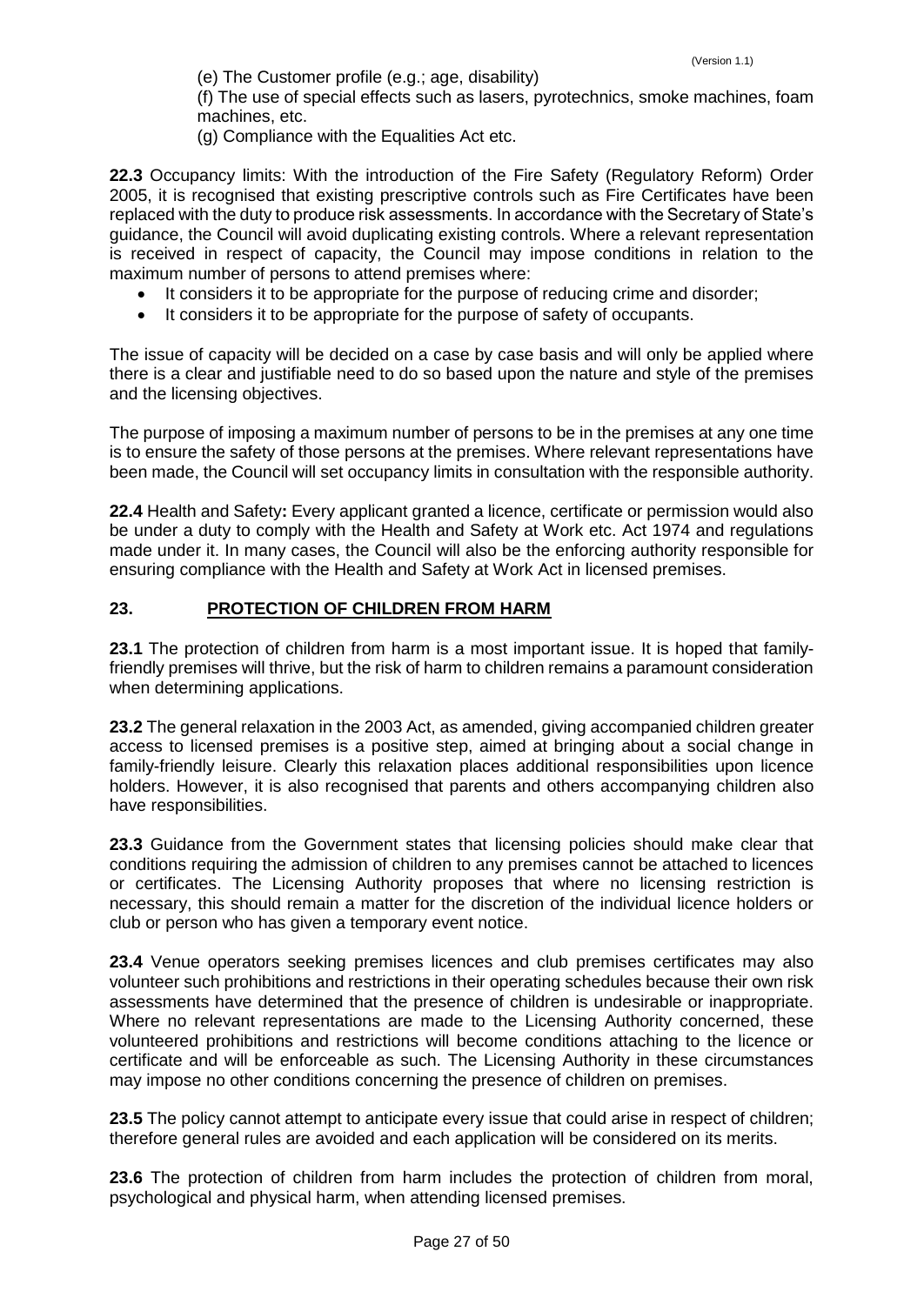(e) The Customer profile (e.g.; age, disability)

(f) The use of special effects such as lasers, pyrotechnics, smoke machines, foam machines, etc.

(g) Compliance with the Equalities Act etc.

**22.3** Occupancy limits: With the introduction of the Fire Safety (Regulatory Reform) Order 2005, it is recognised that existing prescriptive controls such as Fire Certificates have been replaced with the duty to produce risk assessments. In accordance with the Secretary of State's guidance, the Council will avoid duplicating existing controls. Where a relevant representation is received in respect of capacity, the Council may impose conditions in relation to the maximum number of persons to attend premises where:

- It considers it to be appropriate for the purpose of reducing crime and disorder;
- It considers it to be appropriate for the purpose of safety of occupants.

The issue of capacity will be decided on a case by case basis and will only be applied where there is a clear and justifiable need to do so based upon the nature and style of the premises and the licensing objectives.

The purpose of imposing a maximum number of persons to be in the premises at any one time is to ensure the safety of those persons at the premises. Where relevant representations have been made, the Council will set occupancy limits in consultation with the responsible authority.

**22.4** Health and Safety**:** Every applicant granted a licence, certificate or permission would also be under a duty to comply with the Health and Safety at Work etc. Act 1974 and regulations made under it. In many cases, the Council will also be the enforcing authority responsible for ensuring compliance with the Health and Safety at Work Act in licensed premises.

## 23. PROTECTION OF CHILDREN FROM HARM

**23.1** The protection of children from harm is a most important issue. It is hoped that family-friendly premises will thrive, but the risk of harm to children remains a paramount consideration when determining applications.

**23.2** The general relaxation in the 2003 Act, as amended, giving accompanied children greater access to licensed premises is a positive step, aimed at bringing about a social change in family-friendly leisure. Clearly this relaxation places additional responsibilities upon licence holders. However, it is also recognised that parents and others accompanying children also have responsibilities.

**23.3** Guidance from the Government states that licensing policies should make clear that conditions requiring the admission of children to any premises cannot be attached to licences or certificates. The Licensing Authority proposes that where no licensing restriction is necessary, this should remain a matter for the discretion of the individual licence holders or club or person who has given a temporary event notice.

**23.4** Venue operators seeking premises licences and club premises certificates may also volunteer such prohibitions and restrictions in their operating schedules because their own risk assessments have determined that the presence of children is undesirable or inappropriate. Where no relevant representations are made to the Licensing Authority concerned, these volunteered prohibitions and restrictions will become conditions attaching to the licence or certificate and will be enforceable as such. The Licensing Authority in these circumstances may impose no other conditions concerning the presence of children on premises.

**23.5** The policy cannot attempt to anticipate every issue that could arise in respect of children; therefore general rules are avoided and each application will be considered on its merits.

**23.6** The protection of children from harm includes the protection of children from moral, psychological and physical harm, when attending licensed premises.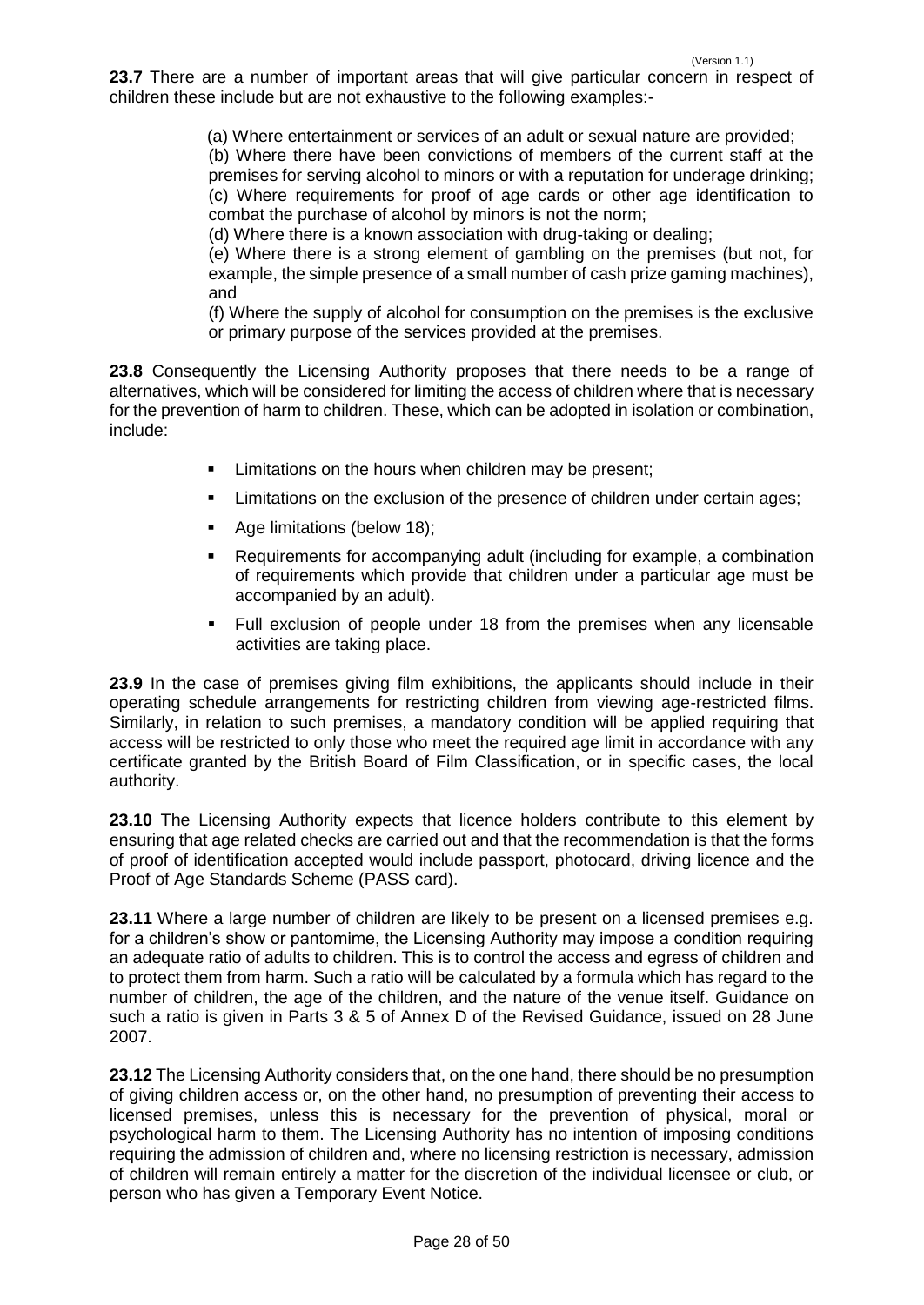**23.7** There are a number of important areas that will give particular concern in respect of children these include but are not exhaustive to the following examples:-

(a) Where entertainment or services of an adult or sexual nature are provided;
(b) Where there have been convictions of members of the current staff at the premises for serving alcohol to minors or with a reputation for underage drinking;
(c) Where requirements for proof of age cards or other age identification to combat the purchase of alcohol by minors is not the norm;
(d) Where there is a known association with drug-taking or dealing;
(e) Where there is a strong element of gambling on the premises (but not, for example, the simple presence of a small number of cash prize gaming machines), and
(f) Where the supply of alcohol for consumption on the premises is the exclusive or primary purpose of the services provided at the premises.

**23.8** Consequently the Licensing Authority proposes that there needs to be a range of alternatives, which will be considered for limiting the access of children where that is necessary for the prevention of harm to children. These, which can be adopted in isolation or combination, include:

- Limitations on the hours when children may be present;
- Limitations on the exclusion of the presence of children under certain ages;
- Age limitations (below 18);
- Requirements for accompanying adult (including for example, a combination of requirements which provide that children under a particular age must be accompanied by an adult).
- Full exclusion of people under 18 from the premises when any licensable activities are taking place.

**23.9** In the case of premises giving film exhibitions, the applicants should include in their operating schedule arrangements for restricting children from viewing age-restricted films. Similarly, in relation to such premises, a mandatory condition will be applied requiring that access will be restricted to only those who meet the required age limit in accordance with any certificate granted by the British Board of Film Classification, or in specific cases, the local authority.

**23.10** The Licensing Authority expects that licence holders contribute to this element by ensuring that age related checks are carried out and that the recommendation is that the forms of proof of identification accepted would include passport, photocard, driving licence and the Proof of Age Standards Scheme (PASS card).

**23.11** Where a large number of children are likely to be present on a licensed premises e.g. for a children's show or pantomime, the Licensing Authority may impose a condition requiring an adequate ratio of adults to children. This is to control the access and egress of children and to protect them from harm. Such a ratio will be calculated by a formula which has regard to the number of children, the age of the children, and the nature of the venue itself. Guidance on such a ratio is given in Parts 3 & 5 of Annex D of the Revised Guidance, issued on 28 June 2007.

**23.12** The Licensing Authority considers that, on the one hand, there should be no presumption of giving children access or, on the other hand, no presumption of preventing their access to licensed premises, unless this is necessary for the prevention of physical, moral or psychological harm to them. The Licensing Authority has no intention of imposing conditions requiring the admission of children and, where no licensing restriction is necessary, admission of children will remain entirely a matter for the discretion of the individual licensee or club, or person who has given a Temporary Event Notice.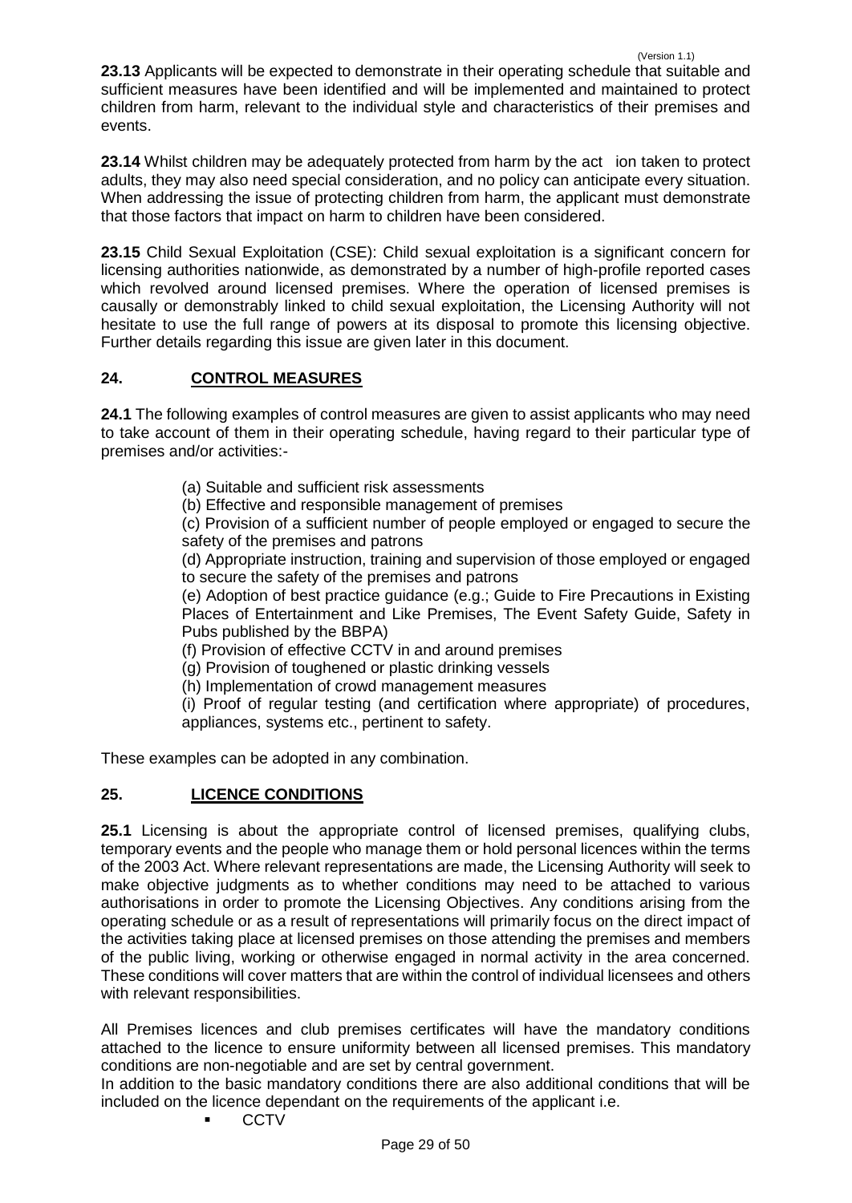**23.13** Applicants will be expected to demonstrate in their operating schedule that suitable and sufficient measures have been identified and will be implemented and maintained to protect children from harm, relevant to the individual style and characteristics of their premises and events.

**23.14** Whilst children may be adequately protected from harm by the act ion taken to protect adults, they may also need special consideration, and no policy can anticipate every situation. When addressing the issue of protecting children from harm, the applicant must demonstrate that those factors that impact on harm to children have been considered.

**23.15** Child Sexual Exploitation (CSE): Child sexual exploitation is a significant concern for licensing authorities nationwide, as demonstrated by a number of high-profile reported cases which revolved around licensed premises. Where the operation of licensed premises is causally or demonstrably linked to child sexual exploitation, the Licensing Authority will not hesitate to use the full range of powers at its disposal to promote this licensing objective. Further details regarding this issue are given later in this document.

## 24. CONTROL MEASURES

**24.1** The following examples of control measures are given to assist applicants who may need to take account of them in their operating schedule, having regard to their particular type of premises and/or activities:-

(a) Suitable and sufficient risk assessments

(b) Effective and responsible management of premises

(c) Provision of a sufficient number of people employed or engaged to secure the safety of the premises and patrons

(d) Appropriate instruction, training and supervision of those employed or engaged to secure the safety of the premises and patrons

(e) Adoption of best practice guidance (e.g.; Guide to Fire Precautions in Existing Places of Entertainment and Like Premises, The Event Safety Guide, Safety in Pubs published by the BBPA)

(f) Provision of effective CCTV in and around premises

(g) Provision of toughened or plastic drinking vessels

(h) Implementation of crowd management measures

(i) Proof of regular testing (and certification where appropriate) of procedures, appliances, systems etc., pertinent to safety.

These examples can be adopted in any combination.

## 25. LICENCE CONDITIONS

**25.1** Licensing is about the appropriate control of licensed premises, qualifying clubs, temporary events and the people who manage them or hold personal licences within the terms of the 2003 Act. Where relevant representations are made, the Licensing Authority will seek to make objective judgments as to whether conditions may need to be attached to various authorisations in order to promote the Licensing Objectives. Any conditions arising from the operating schedule or as a result of representations will primarily focus on the direct impact of the activities taking place at licensed premises on those attending the premises and members of the public living, working or otherwise engaged in normal activity in the area concerned. These conditions will cover matters that are within the control of individual licensees and others with relevant responsibilities.

All Premises licences and club premises certificates will have the mandatory conditions attached to the licence to ensure uniformity between all licensed premises. This mandatory conditions are non-negotiable and are set by central government.

In addition to the basic mandatory conditions there are also additional conditions that will be included on the licence dependant on the requirements of the applicant i.e.

- CCTV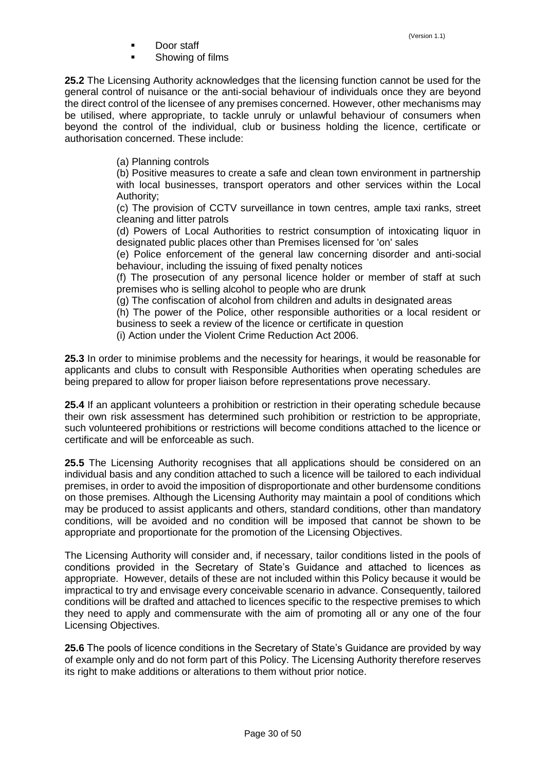- Door staff
- Showing of films

**25.2** The Licensing Authority acknowledges that the licensing function cannot be used for the general control of nuisance or the anti-social behaviour of individuals once they are beyond the direct control of the licensee of any premises concerned. However, other mechanisms may be utilised, where appropriate, to tackle unruly or unlawful behaviour of consumers when beyond the control of the individual, club or business holding the licence, certificate or authorisation concerned. These include:

(a) Planning controls

(b) Positive measures to create a safe and clean town environment in partnership with local businesses, transport operators and other services within the Local Authority;

(c) The provision of CCTV surveillance in town centres, ample taxi ranks, street cleaning and litter patrols

(d) Powers of Local Authorities to restrict consumption of intoxicating liquor in designated public places other than Premises licensed for 'on' sales

(e) Police enforcement of the general law concerning disorder and anti-social behaviour, including the issuing of fixed penalty notices

(f) The prosecution of any personal licence holder or member of staff at such premises who is selling alcohol to people who are drunk

(g) The confiscation of alcohol from children and adults in designated areas

(h) The power of the Police, other responsible authorities or a local resident or business to seek a review of the licence or certificate in question

(i) Action under the Violent Crime Reduction Act 2006.

**25.3** In order to minimise problems and the necessity for hearings, it would be reasonable for applicants and clubs to consult with Responsible Authorities when operating schedules are being prepared to allow for proper liaison before representations prove necessary.

**25.4** If an applicant volunteers a prohibition or restriction in their operating schedule because their own risk assessment has determined such prohibition or restriction to be appropriate, such volunteered prohibitions or restrictions will become conditions attached to the licence or certificate and will be enforceable as such.

**25.5** The Licensing Authority recognises that all applications should be considered on an individual basis and any condition attached to such a licence will be tailored to each individual premises, in order to avoid the imposition of disproportionate and other burdensome conditions on those premises. Although the Licensing Authority may maintain a pool of conditions which may be produced to assist applicants and others, standard conditions, other than mandatory conditions, will be avoided and no condition will be imposed that cannot be shown to be appropriate and proportionate for the promotion of the Licensing Objectives.

The Licensing Authority will consider and, if necessary, tailor conditions listed in the pools of conditions provided in the Secretary of State's Guidance and attached to licences as appropriate. However, details of these are not included within this Policy because it would be impractical to try and envisage every conceivable scenario in advance. Consequently, tailored conditions will be drafted and attached to licences specific to the respective premises to which they need to apply and commensurate with the aim of promoting all or any one of the four Licensing Objectives.

**25.6** The pools of licence conditions in the Secretary of State's Guidance are provided by way of example only and do not form part of this Policy. The Licensing Authority therefore reserves its right to make additions or alterations to them without prior notice.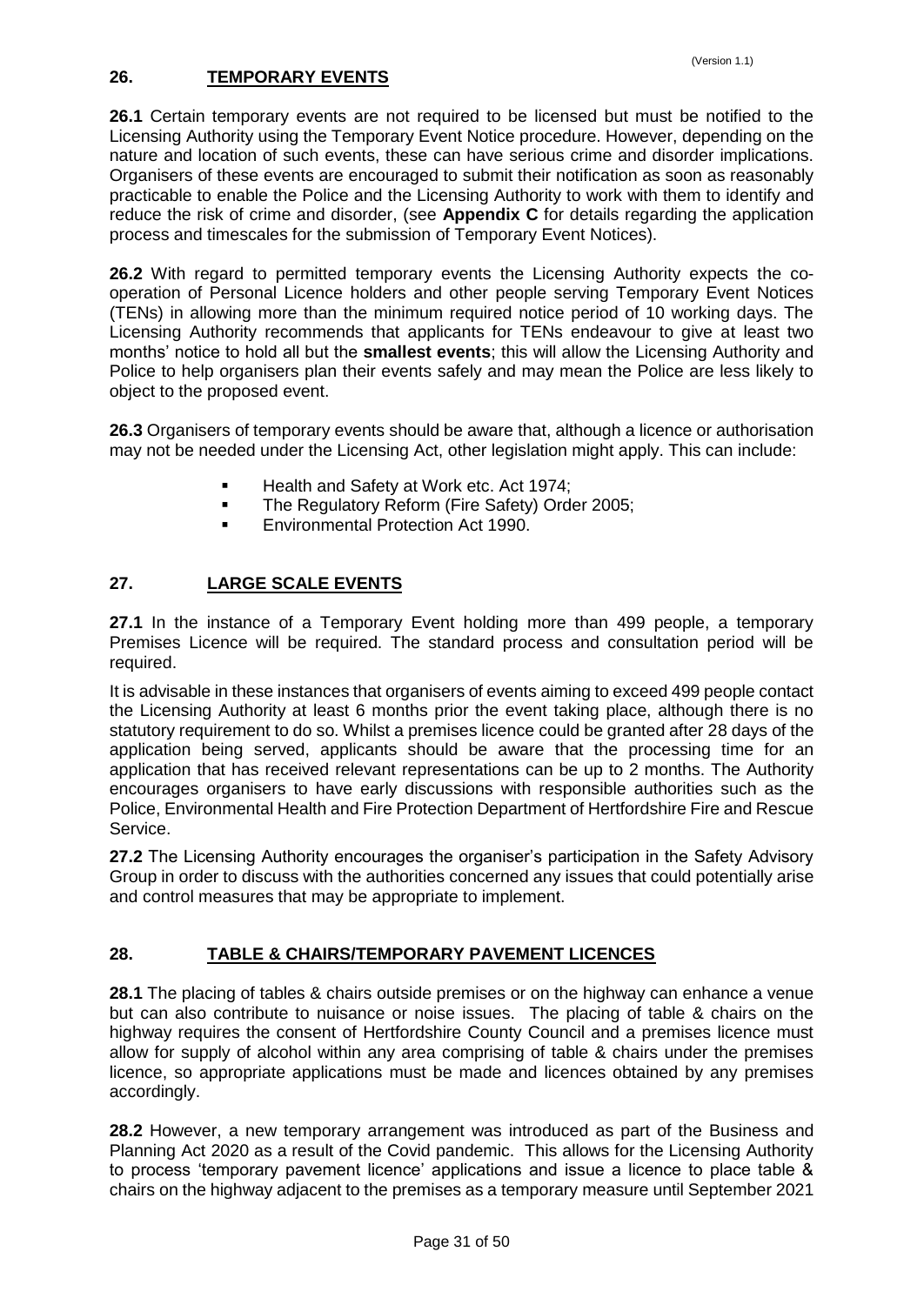## 26. TEMPORARY EVENTS

**26.1** Certain temporary events are not required to be licensed but must be notified to the Licensing Authority using the Temporary Event Notice procedure. However, depending on the nature and location of such events, these can have serious crime and disorder implications. Organisers of these events are encouraged to submit their notification as soon as reasonably practicable to enable the Police and the Licensing Authority to work with them to identify and reduce the risk of crime and disorder, (see **Appendix C** for details regarding the application process and timescales for the submission of Temporary Event Notices).

**26.2** With regard to permitted temporary events the Licensing Authority expects the co-operation of Personal Licence holders and other people serving Temporary Event Notices (TENs) in allowing more than the minimum required notice period of 10 working days. The Licensing Authority recommends that applicants for TENs endeavour to give at least two months' notice to hold all but the **smallest events**; this will allow the Licensing Authority and Police to help organisers plan their events safely and may mean the Police are less likely to object to the proposed event.

**26.3** Organisers of temporary events should be aware that, although a licence or authorisation may not be needed under the Licensing Act, other legislation might apply. This can include:

- Health and Safety at Work etc. Act 1974;
- The Regulatory Reform (Fire Safety) Order 2005;
- Environmental Protection Act 1990.

## 27. LARGE SCALE EVENTS

**27.1** In the instance of a Temporary Event holding more than 499 people, a temporary Premises Licence will be required. The standard process and consultation period will be required.

It is advisable in these instances that organisers of events aiming to exceed 499 people contact the Licensing Authority at least 6 months prior the event taking place, although there is no statutory requirement to do so. Whilst a premises licence could be granted after 28 days of the application being served, applicants should be aware that the processing time for an application that has received relevant representations can be up to 2 months. The Authority encourages organisers to have early discussions with responsible authorities such as the Police, Environmental Health and Fire Protection Department of Hertfordshire Fire and Rescue Service.

**27.2** The Licensing Authority encourages the organiser's participation in the Safety Advisory Group in order to discuss with the authorities concerned any issues that could potentially arise and control measures that may be appropriate to implement.

## 28. TABLE & CHAIRS/TEMPORARY PAVEMENT LICENCES

**28.1** The placing of tables & chairs outside premises or on the highway can enhance a venue but can also contribute to nuisance or noise issues. The placing of table & chairs on the highway requires the consent of Hertfordshire County Council and a premises licence must allow for supply of alcohol within any area comprising of table & chairs under the premises licence, so appropriate applications must be made and licences obtained by any premises accordingly.

**28.2** However, a new temporary arrangement was introduced as part of the Business and Planning Act 2020 as a result of the Covid pandemic. This allows for the Licensing Authority to process 'temporary pavement licence' applications and issue a licence to place table & chairs on the highway adjacent to the premises as a temporary measure until September 2021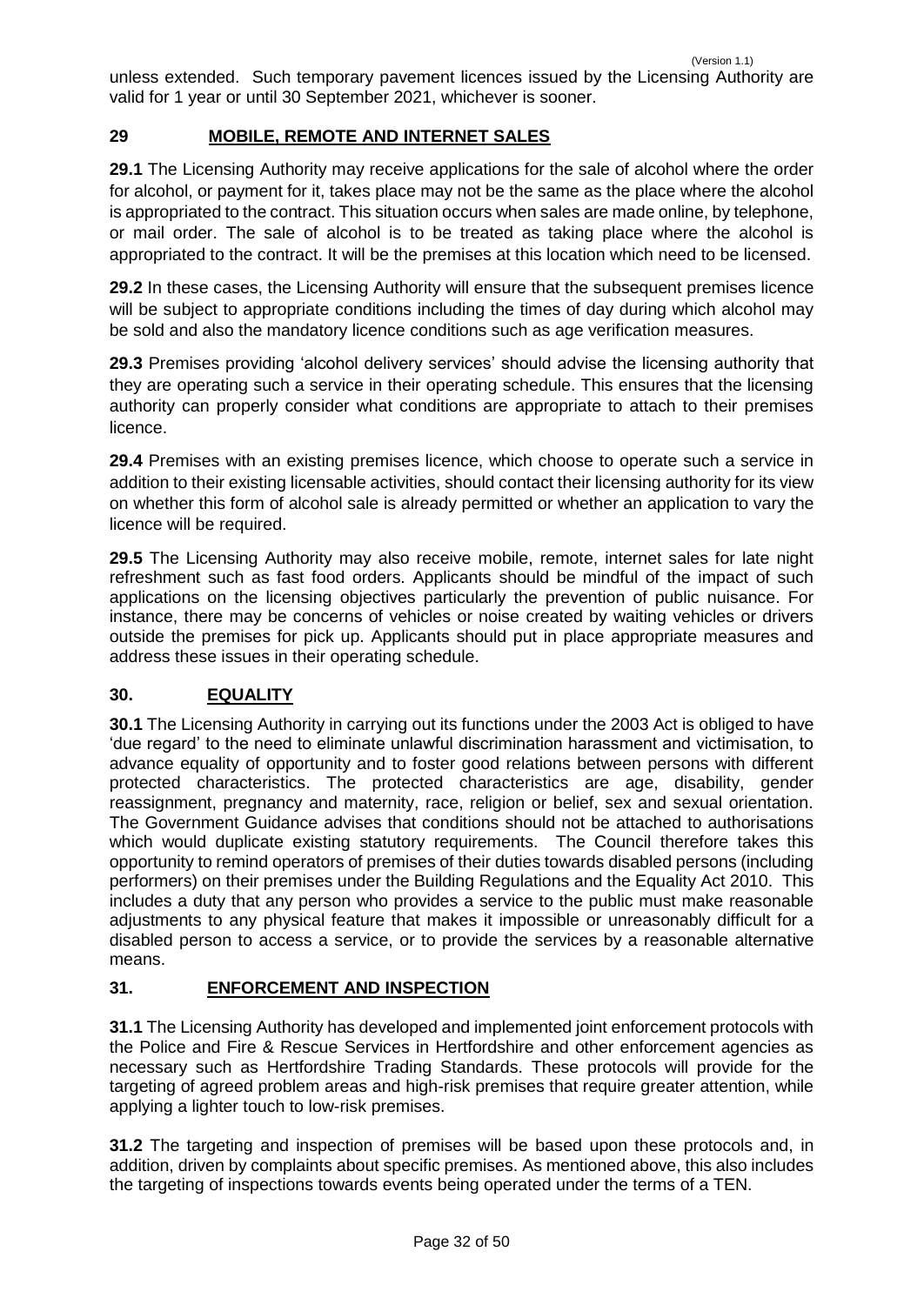unless extended. Such temporary pavement licences issued by the Licensing Authority are valid for 1 year or until 30 September 2021, whichever is sooner.

## 29 MOBILE, REMOTE AND INTERNET SALES

**29.1** The Licensing Authority may receive applications for the sale of alcohol where the order for alcohol, or payment for it, takes place may not be the same as the place where the alcohol is appropriated to the contract. This situation occurs when sales are made online, by telephone, or mail order. The sale of alcohol is to be treated as taking place where the alcohol is appropriated to the contract. It will be the premises at this location which need to be licensed.

**29.2** In these cases, the Licensing Authority will ensure that the subsequent premises licence will be subject to appropriate conditions including the times of day during which alcohol may be sold and also the mandatory licence conditions such as age verification measures.

**29.3** Premises providing 'alcohol delivery services' should advise the licensing authority that they are operating such a service in their operating schedule. This ensures that the licensing authority can properly consider what conditions are appropriate to attach to their premises licence.

**29.4** Premises with an existing premises licence, which choose to operate such a service in addition to their existing licensable activities, should contact their licensing authority for its view on whether this form of alcohol sale is already permitted or whether an application to vary the licence will be required.

**29.5** The Licensing Authority may also receive mobile, remote, internet sales for late night refreshment such as fast food orders. Applicants should be mindful of the impact of such applications on the licensing objectives particularly the prevention of public nuisance. For instance, there may be concerns of vehicles or noise created by waiting vehicles or drivers outside the premises for pick up. Applicants should put in place appropriate measures and address these issues in their operating schedule.

## 30. EQUALITY

**30.1** The Licensing Authority in carrying out its functions under the 2003 Act is obliged to have 'due regard' to the need to eliminate unlawful discrimination harassment and victimisation, to advance equality of opportunity and to foster good relations between persons with different protected characteristics. The protected characteristics are age, disability, gender reassignment, pregnancy and maternity, race, religion or belief, sex and sexual orientation. The Government Guidance advises that conditions should not be attached to authorisations which would duplicate existing statutory requirements. The Council therefore takes this opportunity to remind operators of premises of their duties towards disabled persons (including performers) on their premises under the Building Regulations and the Equality Act 2010. This includes a duty that any person who provides a service to the public must make reasonable adjustments to any physical feature that makes it impossible or unreasonably difficult for a disabled person to access a service, or to provide the services by a reasonable alternative means.

## 31. ENFORCEMENT AND INSPECTION

**31.1** The Licensing Authority has developed and implemented joint enforcement protocols with the Police and Fire & Rescue Services in Hertfordshire and other enforcement agencies as necessary such as Hertfordshire Trading Standards. These protocols will provide for the targeting of agreed problem areas and high-risk premises that require greater attention, while applying a lighter touch to low-risk premises.

**31.2** The targeting and inspection of premises will be based upon these protocols and, in addition, driven by complaints about specific premises. As mentioned above, this also includes the targeting of inspections towards events being operated under the terms of a TEN.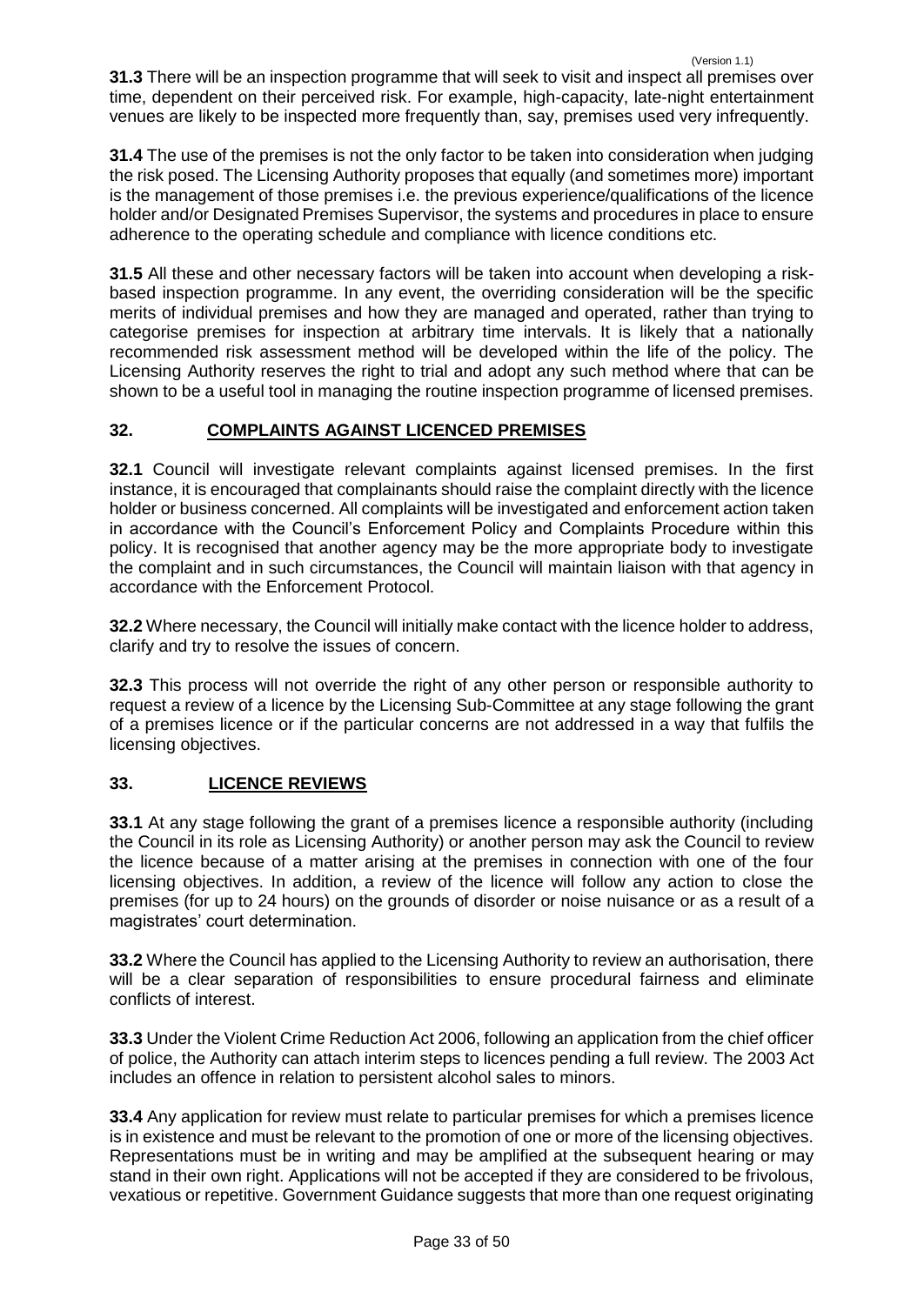**31.3** There will be an inspection programme that will seek to visit and inspect all premises over time, dependent on their perceived risk. For example, high-capacity, late-night entertainment venues are likely to be inspected more frequently than, say, premises used very infrequently.

**31.4** The use of the premises is not the only factor to be taken into consideration when judging the risk posed. The Licensing Authority proposes that equally (and sometimes more) important is the management of those premises i.e. the previous experience/qualifications of the licence holder and/or Designated Premises Supervisor, the systems and procedures in place to ensure adherence to the operating schedule and compliance with licence conditions etc.

**31.5** All these and other necessary factors will be taken into account when developing a risk-based inspection programme. In any event, the overriding consideration will be the specific merits of individual premises and how they are managed and operated, rather than trying to categorise premises for inspection at arbitrary time intervals. It is likely that a nationally recommended risk assessment method will be developed within the life of the policy. The Licensing Authority reserves the right to trial and adopt any such method where that can be shown to be a useful tool in managing the routine inspection programme of licensed premises.

## 32. COMPLAINTS AGAINST LICENCED PREMISES

**32.1** Council will investigate relevant complaints against licensed premises. In the first instance, it is encouraged that complainants should raise the complaint directly with the licence holder or business concerned. All complaints will be investigated and enforcement action taken in accordance with the Council's Enforcement Policy and Complaints Procedure within this policy. It is recognised that another agency may be the more appropriate body to investigate the complaint and in such circumstances, the Council will maintain liaison with that agency in accordance with the Enforcement Protocol.

**32.2** Where necessary, the Council will initially make contact with the licence holder to address, clarify and try to resolve the issues of concern.

**32.3** This process will not override the right of any other person or responsible authority to request a review of a licence by the Licensing Sub-Committee at any stage following the grant of a premises licence or if the particular concerns are not addressed in a way that fulfils the licensing objectives.

## 33. LICENCE REVIEWS

**33.1** At any stage following the grant of a premises licence a responsible authority (including the Council in its role as Licensing Authority) or another person may ask the Council to review the licence because of a matter arising at the premises in connection with one of the four licensing objectives. In addition, a review of the licence will follow any action to close the premises (for up to 24 hours) on the grounds of disorder or noise nuisance or as a result of a magistrates' court determination.

**33.2** Where the Council has applied to the Licensing Authority to review an authorisation, there will be a clear separation of responsibilities to ensure procedural fairness and eliminate conflicts of interest.

**33.3** Under the Violent Crime Reduction Act 2006, following an application from the chief officer of police, the Authority can attach interim steps to licences pending a full review. The 2003 Act includes an offence in relation to persistent alcohol sales to minors.

**33.4** Any application for review must relate to particular premises for which a premises licence is in existence and must be relevant to the promotion of one or more of the licensing objectives. Representations must be in writing and may be amplified at the subsequent hearing or may stand in their own right. Applications will not be accepted if they are considered to be frivolous, vexatious or repetitive. Government Guidance suggests that more than one request originating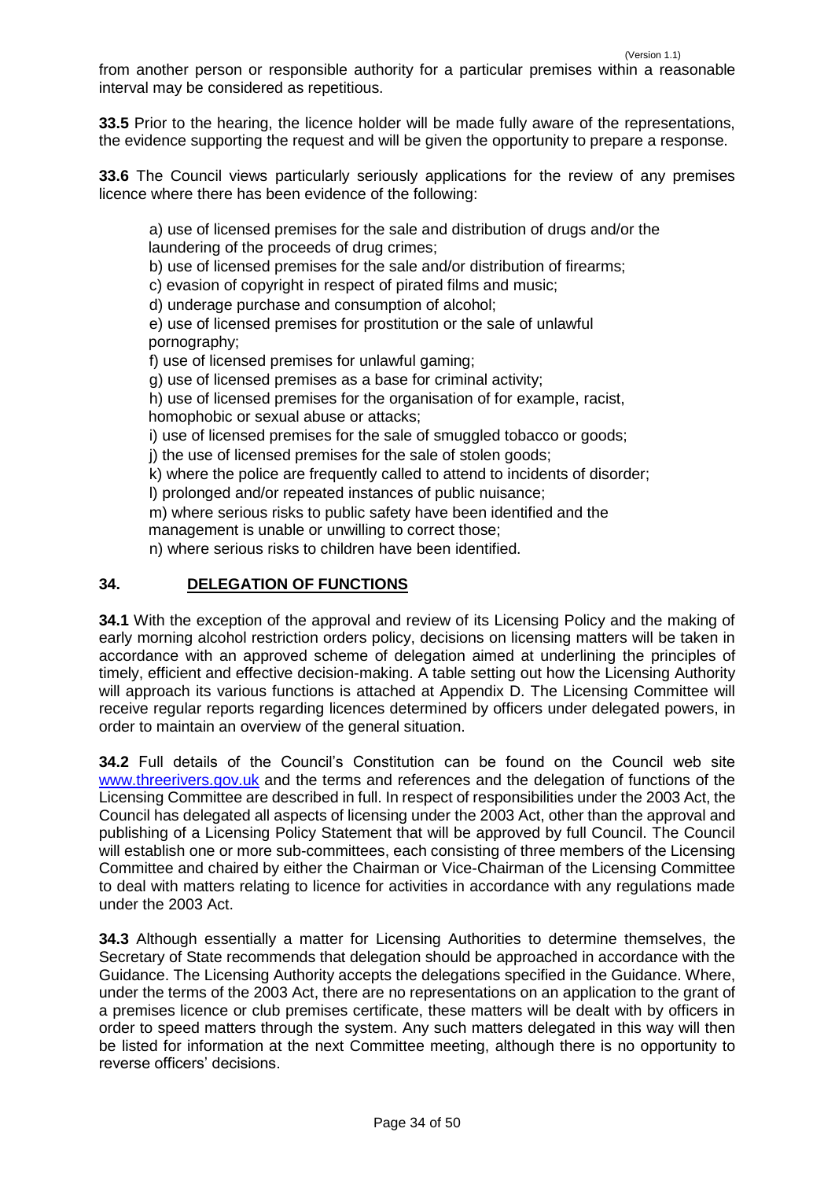from another person or responsible authority for a particular premises within a reasonable interval may be considered as repetitious.

**33.5** Prior to the hearing, the licence holder will be made fully aware of the representations, the evidence supporting the request and will be given the opportunity to prepare a response.

**33.6** The Council views particularly seriously applications for the review of any premises licence where there has been evidence of the following:

a) use of licensed premises for the sale and distribution of drugs and/or the laundering of the proceeds of drug crimes;
b) use of licensed premises for the sale and/or distribution of firearms;
c) evasion of copyright in respect of pirated films and music;
d) underage purchase and consumption of alcohol;
e) use of licensed premises for prostitution or the sale of unlawful pornography;
f) use of licensed premises for unlawful gaming;
g) use of licensed premises as a base for criminal activity;
h) use of licensed premises for the organisation of for example, racist, homophobic or sexual abuse or attacks;
i) use of licensed premises for the sale of smuggled tobacco or goods;
j) the use of licensed premises for the sale of stolen goods;
k) where the police are frequently called to attend to incidents of disorder;
l) prolonged and/or repeated instances of public nuisance;
m) where serious risks to public safety have been identified and the management is unable or unwilling to correct those;
n) where serious risks to children have been identified.

## 34. DELEGATION OF FUNCTIONS

**34.1** With the exception of the approval and review of its Licensing Policy and the making of early morning alcohol restriction orders policy, decisions on licensing matters will be taken in accordance with an approved scheme of delegation aimed at underlining the principles of timely, efficient and effective decision-making. A table setting out how the Licensing Authority will approach its various functions is attached at Appendix D. The Licensing Committee will receive regular reports regarding licences determined by officers under delegated powers, in order to maintain an overview of the general situation.

**34.2** Full details of the Council's Constitution can be found on the Council web site www.threerivers.gov.uk and the terms and references and the delegation of functions of the Licensing Committee are described in full. In respect of responsibilities under the 2003 Act, the Council has delegated all aspects of licensing under the 2003 Act, other than the approval and publishing of a Licensing Policy Statement that will be approved by full Council. The Council will establish one or more sub-committees, each consisting of three members of the Licensing Committee and chaired by either the Chairman or Vice-Chairman of the Licensing Committee to deal with matters relating to licence for activities in accordance with any regulations made under the 2003 Act.

**34.3** Although essentially a matter for Licensing Authorities to determine themselves, the Secretary of State recommends that delegation should be approached in accordance with the Guidance. The Licensing Authority accepts the delegations specified in the Guidance. Where, under the terms of the 2003 Act, there are no representations on an application to the grant of a premises licence or club premises certificate, these matters will be dealt with by officers in order to speed matters through the system. Any such matters delegated in this way will then be listed for information at the next Committee meeting, although there is no opportunity to reverse officers' decisions.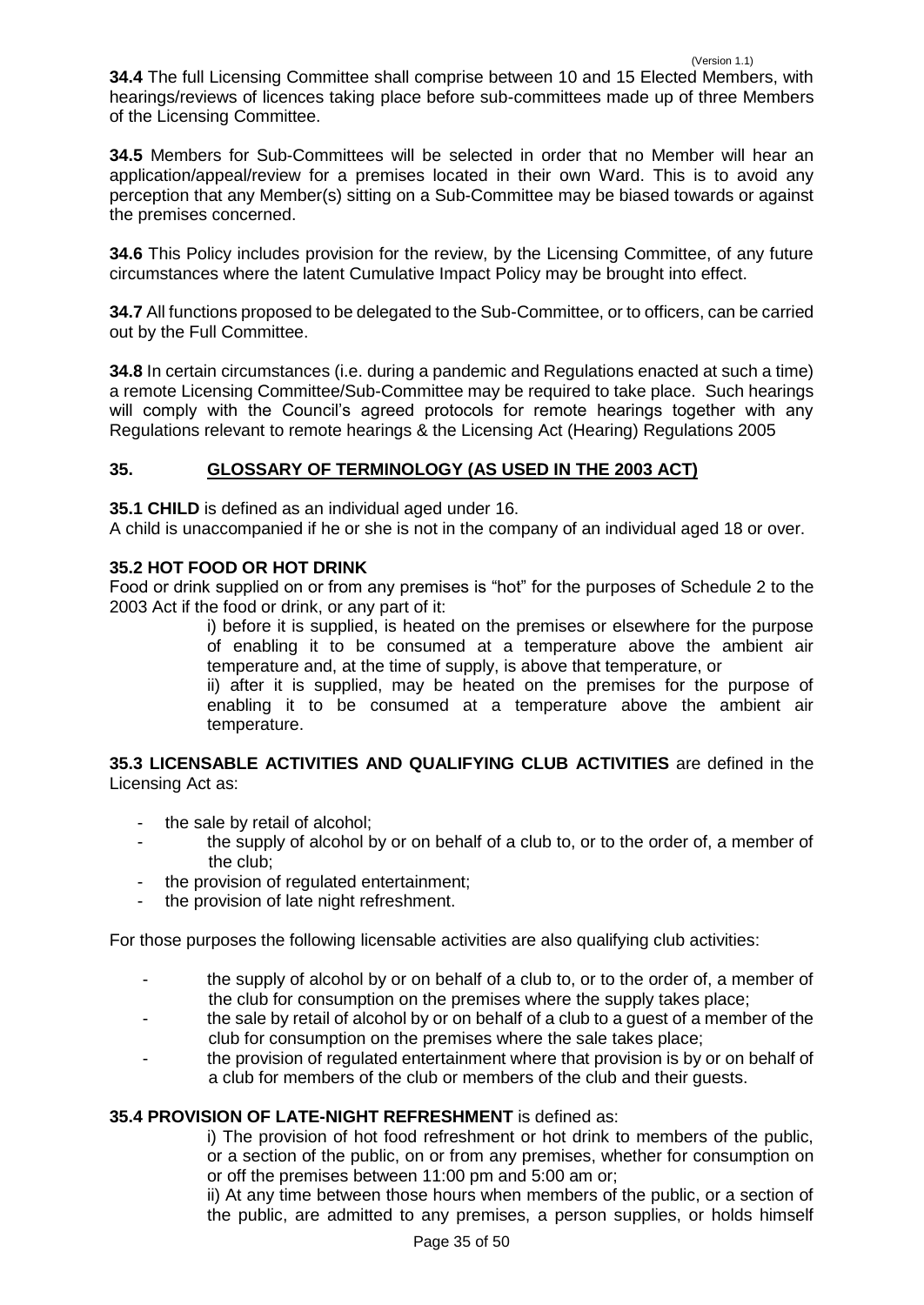**34.4** The full Licensing Committee shall comprise between 10 and 15 Elected Members, with hearings/reviews of licences taking place before sub-committees made up of three Members of the Licensing Committee.

**34.5** Members for Sub-Committees will be selected in order that no Member will hear an application/appeal/review for a premises located in their own Ward. This is to avoid any perception that any Member(s) sitting on a Sub-Committee may be biased towards or against the premises concerned.

**34.6** This Policy includes provision for the review, by the Licensing Committee, of any future circumstances where the latent Cumulative Impact Policy may be brought into effect.

**34.7** All functions proposed to be delegated to the Sub-Committee, or to officers, can be carried out by the Full Committee.

**34.8** In certain circumstances (i.e. during a pandemic and Regulations enacted at such a time) a remote Licensing Committee/Sub-Committee may be required to take place. Such hearings will comply with the Council's agreed protocols for remote hearings together with any Regulations relevant to remote hearings & the Licensing Act (Hearing) Regulations 2005

## 35. GLOSSARY OF TERMINOLOGY (AS USED IN THE 2003 ACT)

**35.1 CHILD** is defined as an individual aged under 16.
A child is unaccompanied if he or she is not in the company of an individual aged 18 or over.

**35.2 HOT FOOD OR HOT DRINK**

Food or drink supplied on or from any premises is "hot" for the purposes of Schedule 2 to the 2003 Act if the food or drink, or any part of it:

i) before it is supplied, is heated on the premises or elsewhere for the purpose of enabling it to be consumed at a temperature above the ambient air temperature and, at the time of supply, is above that temperature, or

ii) after it is supplied, may be heated on the premises for the purpose of enabling it to be consumed at a temperature above the ambient air temperature.

**35.3 LICENSABLE ACTIVITIES AND QUALIFYING CLUB ACTIVITIES** are defined in the Licensing Act as:

- the sale by retail of alcohol;
- the supply of alcohol by or on behalf of a club to, or to the order of, a member of the club;
- the provision of regulated entertainment;
- the provision of late night refreshment.

For those purposes the following licensable activities are also qualifying club activities:

- the supply of alcohol by or on behalf of a club to, or to the order of, a member of the club for consumption on the premises where the supply takes place;
- the sale by retail of alcohol by or on behalf of a club to a guest of a member of the club for consumption on the premises where the sale takes place;
- the provision of regulated entertainment where that provision is by or on behalf of a club for members of the club or members of the club and their guests.

**35.4 PROVISION OF LATE-NIGHT REFRESHMENT** is defined as:

i) The provision of hot food refreshment or hot drink to members of the public, or a section of the public, on or from any premises, whether for consumption on or off the premises between 11:00 pm and 5:00 am or;

ii) At any time between those hours when members of the public, or a section of the public, are admitted to any premises, a person supplies, or holds himself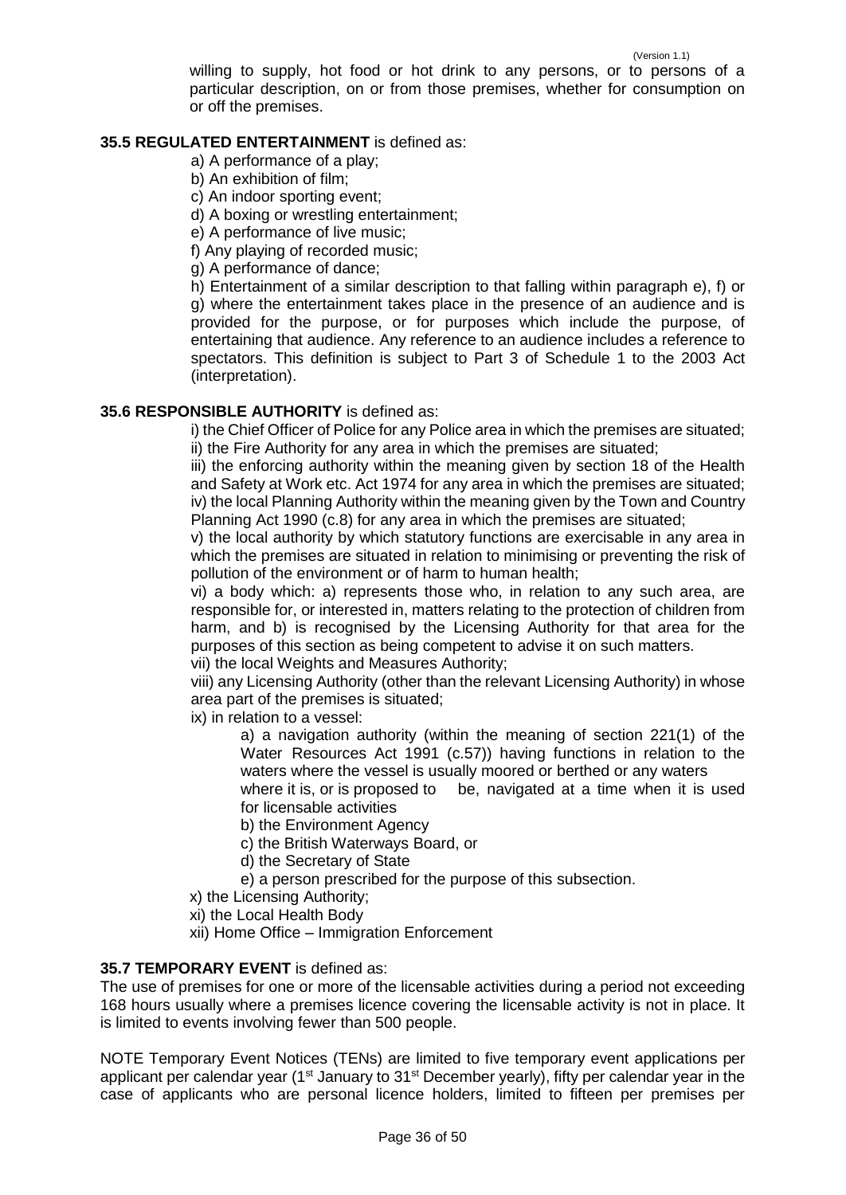willing to supply, hot food or hot drink to any persons, or to persons of a particular description, on or from those premises, whether for consumption on or off the premises.

**35.5 REGULATED ENTERTAINMENT** is defined as:

a) A performance of a play;
b) An exhibition of film;
c) An indoor sporting event;
d) A boxing or wrestling entertainment;
e) A performance of live music;
f) Any playing of recorded music;
g) A performance of dance;
h) Entertainment of a similar description to that falling within paragraph e), f) or g) where the entertainment takes place in the presence of an audience and is provided for the purpose, or for purposes which include the purpose, of entertaining that audience. Any reference to an audience includes a reference to spectators. This definition is subject to Part 3 of Schedule 1 to the 2003 Act (interpretation).

**35.6 RESPONSIBLE AUTHORITY** is defined as:

i) the Chief Officer of Police for any Police area in which the premises are situated;
ii) the Fire Authority for any area in which the premises are situated;
iii) the enforcing authority within the meaning given by section 18 of the Health and Safety at Work etc. Act 1974 for any area in which the premises are situated;
iv) the local Planning Authority within the meaning given by the Town and Country Planning Act 1990 (c.8) for any area in which the premises are situated;
v) the local authority by which statutory functions are exercisable in any area in which the premises are situated in relation to minimising or preventing the risk of pollution of the environment or of harm to human health;
vi) a body which: a) represents those who, in relation to any such area, are responsible for, or interested in, matters relating to the protection of children from harm, and b) is recognised by the Licensing Authority for that area for the purposes of this section as being competent to advise it on such matters.
vii) the local Weights and Measures Authority;
viii) any Licensing Authority (other than the relevant Licensing Authority) in whose area part of the premises is situated;
ix) in relation to a vessel:

a) a navigation authority (within the meaning of section 221(1) of the Water Resources Act 1991 (c.57)) having functions in relation to the waters where the vessel is usually moored or berthed or any waters where it is, or is proposed to be, navigated at a time when it is used for licensable activities
b) the Environment Agency
c) the British Waterways Board, or
d) the Secretary of State
e) a person prescribed for the purpose of this subsection.

x) the Licensing Authority;
xi) the Local Health Body
xii) Home Office – Immigration Enforcement

**35.7 TEMPORARY EVENT** is defined as:

The use of premises for one or more of the licensable activities during a period not exceeding 168 hours usually where a premises licence covering the licensable activity is not in place. It is limited to events involving fewer than 500 people.

NOTE Temporary Event Notices (TENs) are limited to five temporary event applications per applicant per calendar year (1st January to 31st December yearly), fifty per calendar year in the case of applicants who are personal licence holders, limited to fifteen per premises per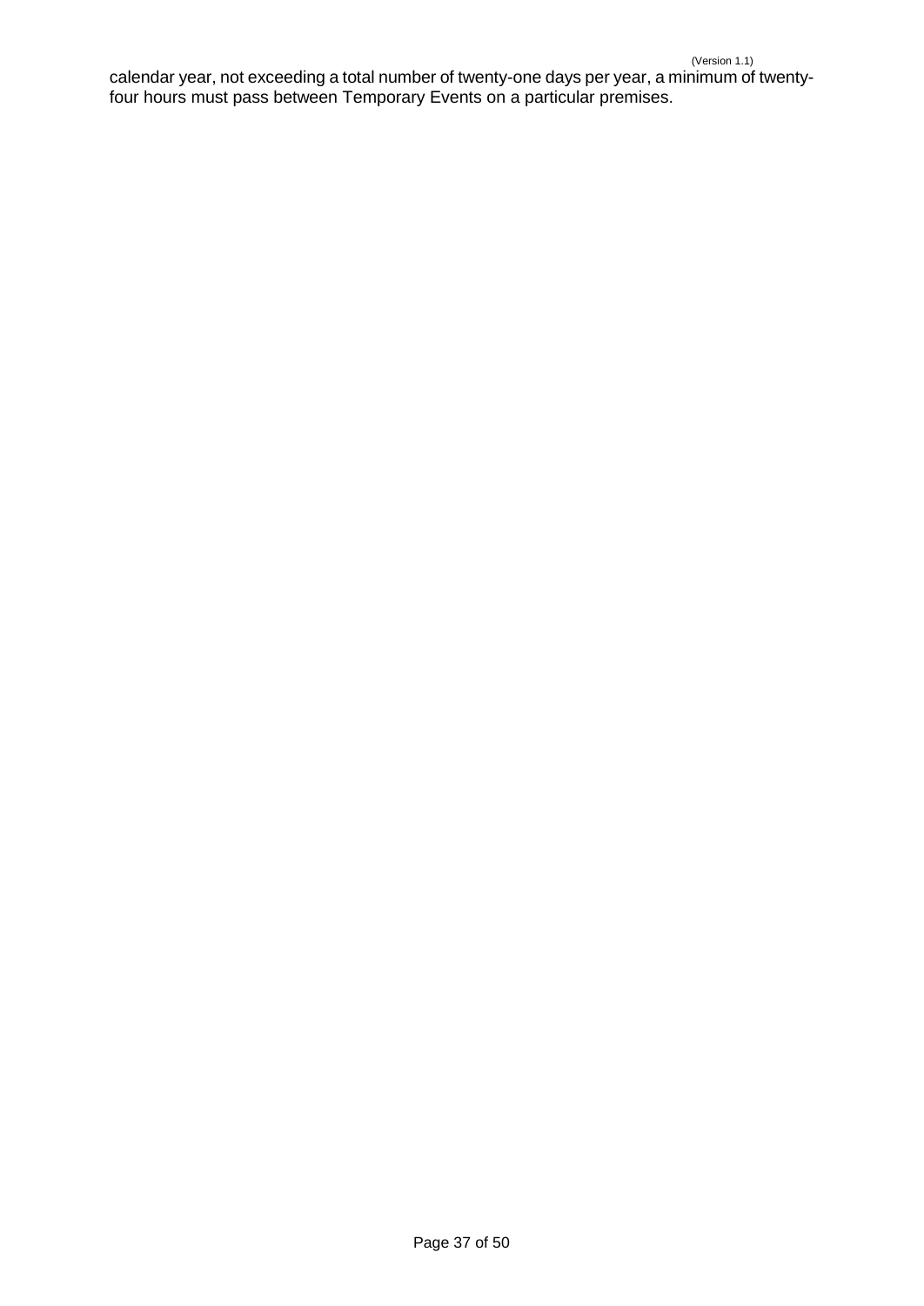calendar year, not exceeding a total number of twenty-one days per year, a minimum of twenty-four hours must pass between Temporary Events on a particular premises.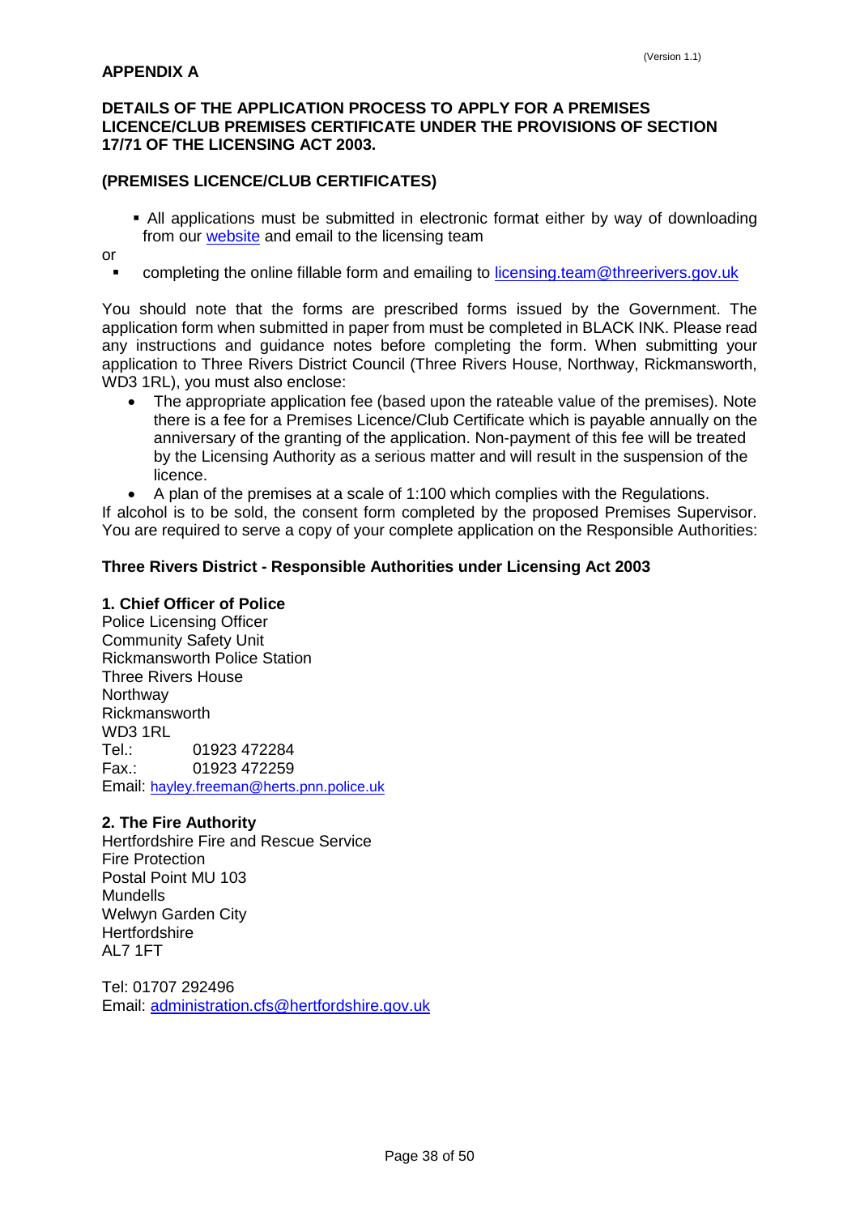# APPENDIX A

## DETAILS OF THE APPLICATION PROCESS TO APPLY FOR A PREMISES LICENCE/CLUB PREMISES CERTIFICATE UNDER THE PROVISIONS OF SECTION 17/71 OF THE LICENSING ACT 2003.

### (PREMISES LICENCE/CLUB CERTIFICATES)

- All applications must be submitted in electronic format either by way of downloading from our website and email to the licensing team

or

- completing the online fillable form and emailing to licensing.team@threerivers.gov.uk

You should note that the forms are prescribed forms issued by the Government. The application form when submitted in paper from must be completed in BLACK INK. Please read any instructions and guidance notes before completing the form. When submitting your application to Three Rivers District Council (Three Rivers House, Northway, Rickmansworth, WD3 1RL), you must also enclose:

- The appropriate application fee (based upon the rateable value of the premises). Note there is a fee for a Premises Licence/Club Certificate which is payable annually on the anniversary of the granting of the application. Non-payment of this fee will be treated by the Licensing Authority as a serious matter and will result in the suspension of the licence.
- A plan of the premises at a scale of 1:100 which complies with the Regulations.

If alcohol is to be sold, the consent form completed by the proposed Premises Supervisor. You are required to serve a copy of your complete application on the Responsible Authorities:

### Three Rivers District - Responsible Authorities under Licensing Act 2003

**1. Chief Officer of Police**
Police Licensing Officer
Community Safety Unit
Rickmansworth Police Station
Three Rivers House
Northway
Rickmansworth
WD3 1RL
Tel.: 01923 472284
Fax.: 01923 472259
Email: hayley.freeman@herts.pnn.police.uk

**2. The Fire Authority**
Hertfordshire Fire and Rescue Service
Fire Protection
Postal Point MU 103
Mundells
Welwyn Garden City
Hertfordshire
AL7 1FT

Tel: 01707 292496
Email: administration.cfs@hertfordshire.gov.uk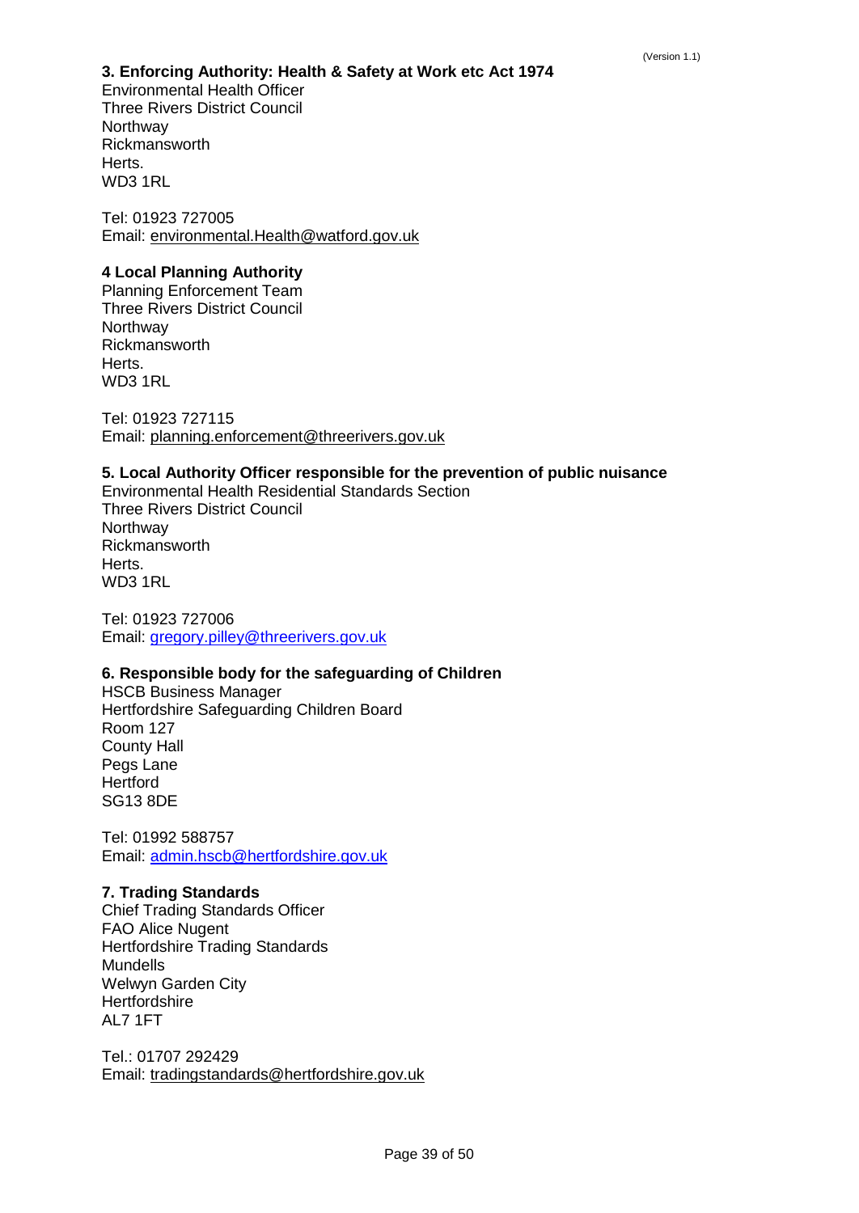### 3. Enforcing Authority: Health & Safety at Work etc Act 1974

Environmental Health Officer
Three Rivers District Council
Northway
Rickmansworth
Herts.
WD3 1RL

Tel: 01923 727005
Email: environmental.Health@watford.gov.uk

### 4 Local Planning Authority

Planning Enforcement Team
Three Rivers District Council
Northway
Rickmansworth
Herts.
WD3 1RL

Tel: 01923 727115
Email: planning.enforcement@threerivers.gov.uk

### 5. Local Authority Officer responsible for the prevention of public nuisance

Environmental Health Residential Standards Section
Three Rivers District Council
Northway
Rickmansworth
Herts.
WD3 1RL

Tel: 01923 727006
Email: gregory.pilley@threerivers.gov.uk

### 6. Responsible body for the safeguarding of Children

HSCB Business Manager
Hertfordshire Safeguarding Children Board
Room 127
County Hall
Pegs Lane
Hertford
SG13 8DE

Tel: 01992 588757
Email: admin.hscb@hertfordshire.gov.uk

### 7. Trading Standards

Chief Trading Standards Officer
FAO Alice Nugent
Hertfordshire Trading Standards
Mundells
Welwyn Garden City
Hertfordshire
AL7 1FT

Tel.: 01707 292429
Email: tradingstandards@hertfordshire.gov.uk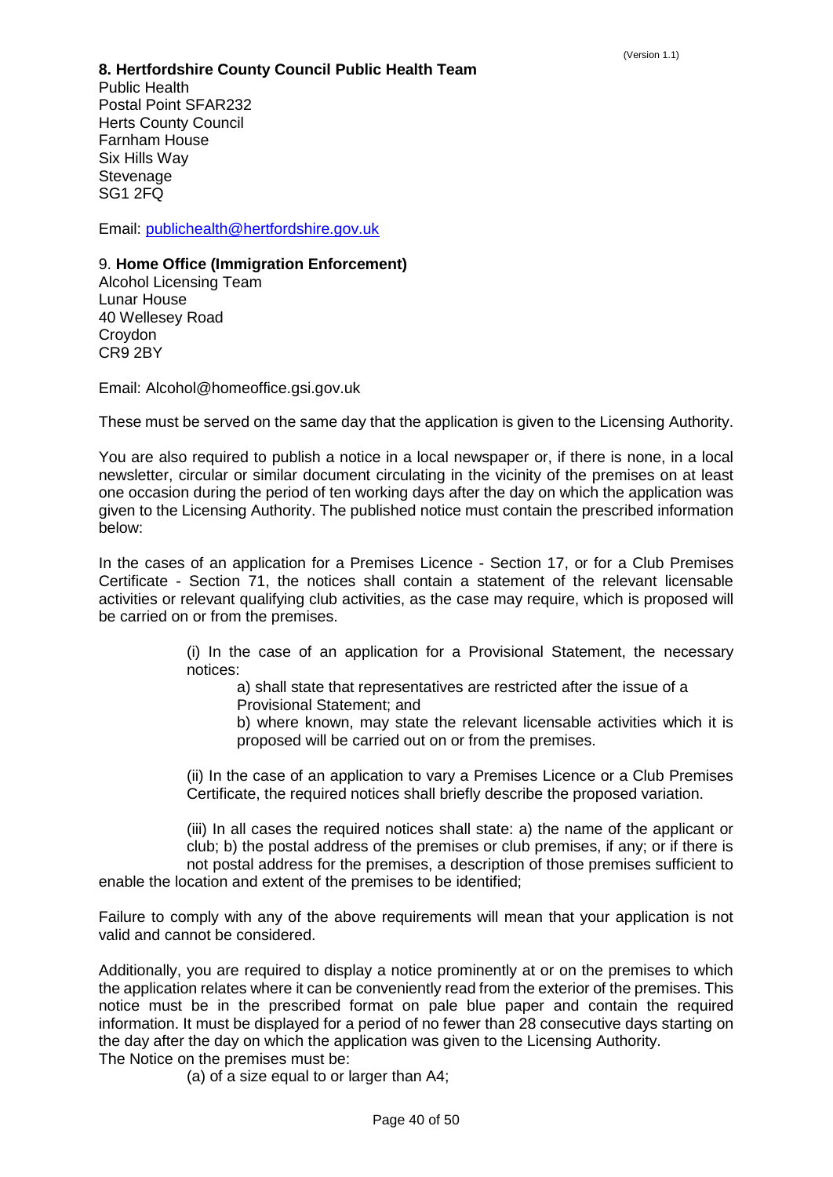**8. Hertfordshire County Council Public Health Team**
Public Health
Postal Point SFAR232
Herts County Council
Farnham House
Six Hills Way
Stevenage
SG1 2FQ

Email: publichealth@hertfordshire.gov.uk

9. **Home Office (Immigration Enforcement)**
Alcohol Licensing Team
Lunar House
40 Wellesey Road
Croydon
CR9 2BY

Email: Alcohol@homeoffice.gsi.gov.uk

These must be served on the same day that the application is given to the Licensing Authority.

You are also required to publish a notice in a local newspaper or, if there is none, in a local newsletter, circular or similar document circulating in the vicinity of the premises on at least one occasion during the period of ten working days after the day on which the application was given to the Licensing Authority. The published notice must contain the prescribed information below:

In the cases of an application for a Premises Licence - Section 17, or for a Club Premises Certificate - Section 71, the notices shall contain a statement of the relevant licensable activities or relevant qualifying club activities, as the case may require, which is proposed will be carried on or from the premises.

(i) In the case of an application for a Provisional Statement, the necessary notices:

a) shall state that representatives are restricted after the issue of a Provisional Statement; and

b) where known, may state the relevant licensable activities which it is proposed will be carried out on or from the premises.

(ii) In the case of an application to vary a Premises Licence or a Club Premises Certificate, the required notices shall briefly describe the proposed variation.

(iii) In all cases the required notices shall state: a) the name of the applicant or club; b) the postal address of the premises or club premises, if any; or if there is not postal address for the premises, a description of those premises sufficient to enable the location and extent of the premises to be identified;

Failure to comply with any of the above requirements will mean that your application is not valid and cannot be considered.

Additionally, you are required to display a notice prominently at or on the premises to which the application relates where it can be conveniently read from the exterior of the premises. This notice must be in the prescribed format on pale blue paper and contain the required information. It must be displayed for a period of no fewer than 28 consecutive days starting on the day after the day on which the application was given to the Licensing Authority.
The Notice on the premises must be:

(a) of a size equal to or larger than A4;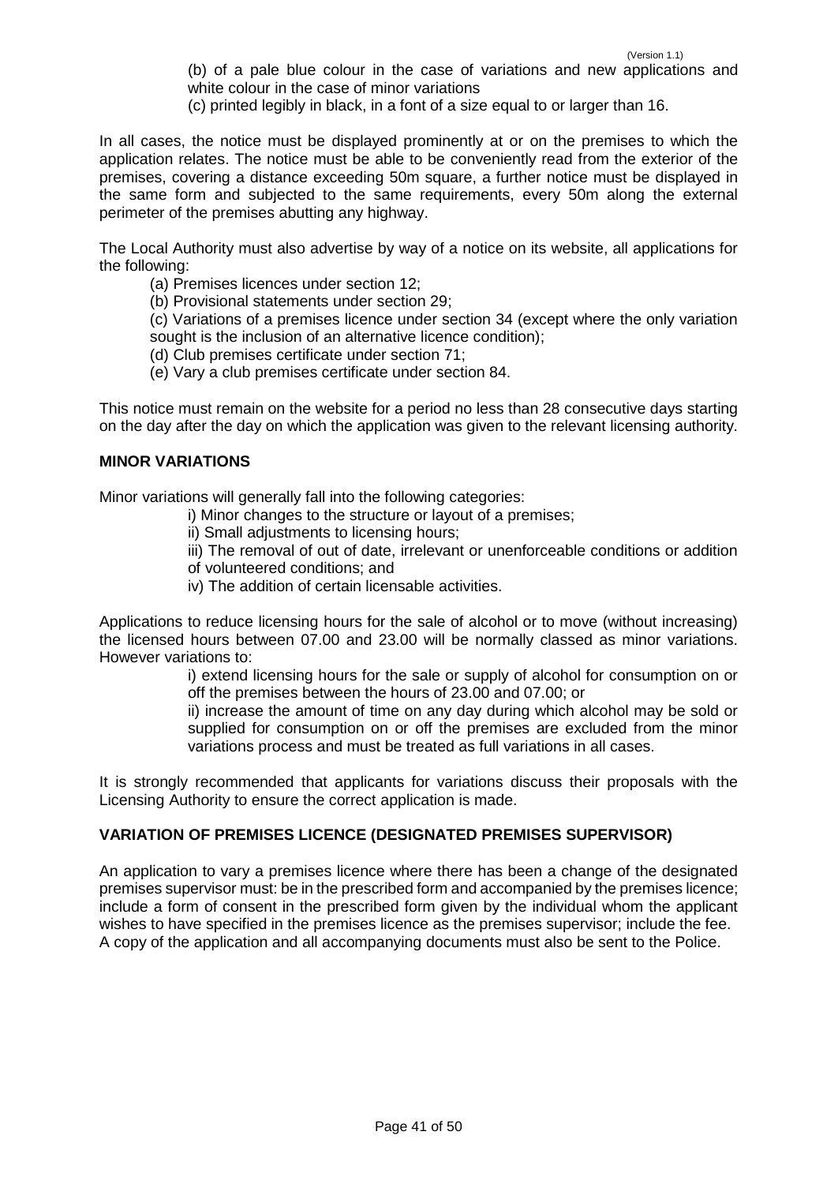(b) of a pale blue colour in the case of variations and new applications and white colour in the case of minor variations

(c) printed legibly in black, in a font of a size equal to or larger than 16.

In all cases, the notice must be displayed prominently at or on the premises to which the application relates. The notice must be able to be conveniently read from the exterior of the premises, covering a distance exceeding 50m square, a further notice must be displayed in the same form and subjected to the same requirements, every 50m along the external perimeter of the premises abutting any highway.

The Local Authority must also advertise by way of a notice on its website, all applications for the following:

(a) Premises licences under section 12;

(b) Provisional statements under section 29;

(c) Variations of a premises licence under section 34 (except where the only variation sought is the inclusion of an alternative licence condition);

(d) Club premises certificate under section 71;

(e) Vary a club premises certificate under section 84.

This notice must remain on the website for a period no less than 28 consecutive days starting on the day after the day on which the application was given to the relevant licensing authority.

**MINOR VARIATIONS**

Minor variations will generally fall into the following categories:

i) Minor changes to the structure or layout of a premises;

ii) Small adjustments to licensing hours;

iii) The removal of out of date, irrelevant or unenforceable conditions or addition of volunteered conditions; and

iv) The addition of certain licensable activities.

Applications to reduce licensing hours for the sale of alcohol or to move (without increasing) the licensed hours between 07.00 and 23.00 will be normally classed as minor variations. However variations to:

i) extend licensing hours for the sale or supply of alcohol for consumption on or off the premises between the hours of 23.00 and 07.00; or

ii) increase the amount of time on any day during which alcohol may be sold or supplied for consumption on or off the premises are excluded from the minor variations process and must be treated as full variations in all cases.

It is strongly recommended that applicants for variations discuss their proposals with the Licensing Authority to ensure the correct application is made.

**VARIATION OF PREMISES LICENCE (DESIGNATED PREMISES SUPERVISOR)**

An application to vary a premises licence where there has been a change of the designated premises supervisor must: be in the prescribed form and accompanied by the premises licence; include a form of consent in the prescribed form given by the individual whom the applicant wishes to have specified in the premises licence as the premises supervisor; include the fee. A copy of the application and all accompanying documents must also be sent to the Police.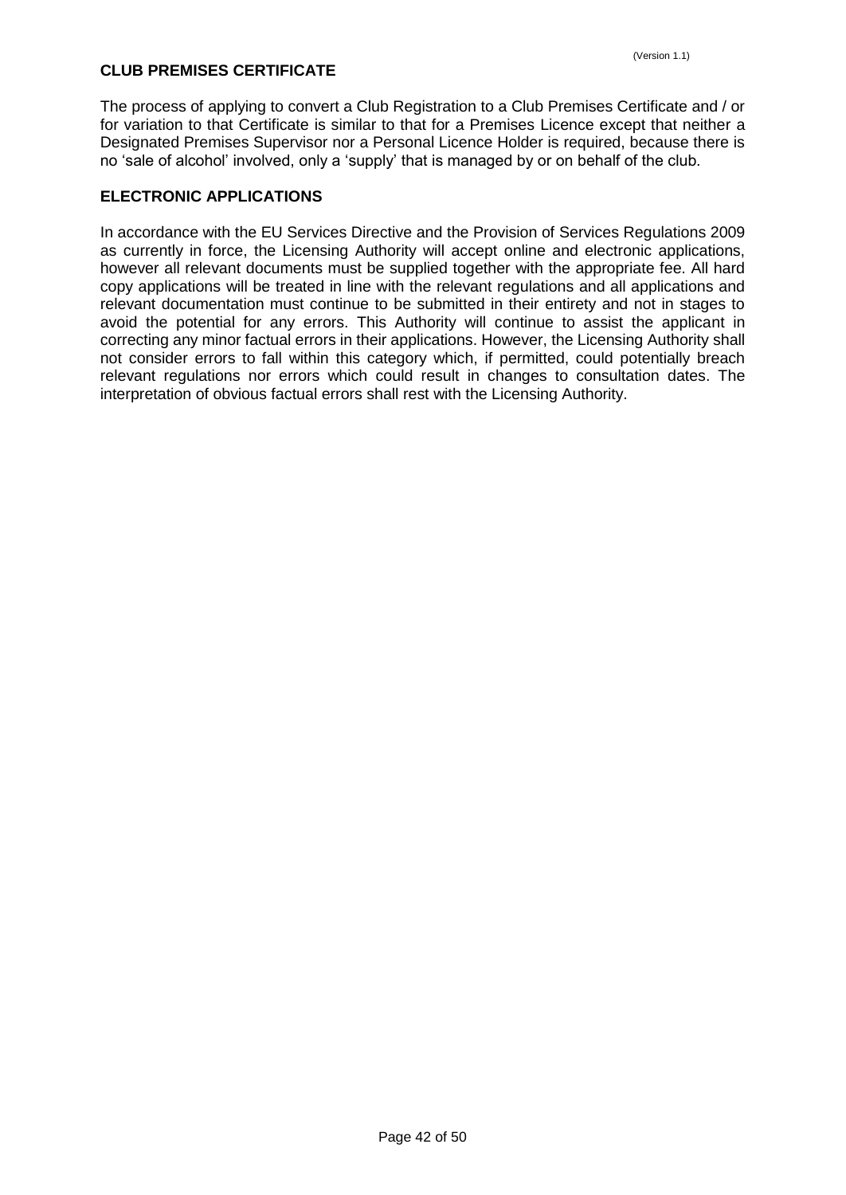## CLUB PREMISES CERTIFICATE

The process of applying to convert a Club Registration to a Club Premises Certificate and / or for variation to that Certificate is similar to that for a Premises Licence except that neither a Designated Premises Supervisor nor a Personal Licence Holder is required, because there is no 'sale of alcohol' involved, only a 'supply' that is managed by or on behalf of the club.

## ELECTRONIC APPLICATIONS

In accordance with the EU Services Directive and the Provision of Services Regulations 2009 as currently in force, the Licensing Authority will accept online and electronic applications, however all relevant documents must be supplied together with the appropriate fee. All hard copy applications will be treated in line with the relevant regulations and all applications and relevant documentation must continue to be submitted in their entirety and not in stages to avoid the potential for any errors. This Authority will continue to assist the applicant in correcting any minor factual errors in their applications. However, the Licensing Authority shall not consider errors to fall within this category which, if permitted, could potentially breach relevant regulations nor errors which could result in changes to consultation dates. The interpretation of obvious factual errors shall rest with the Licensing Authority.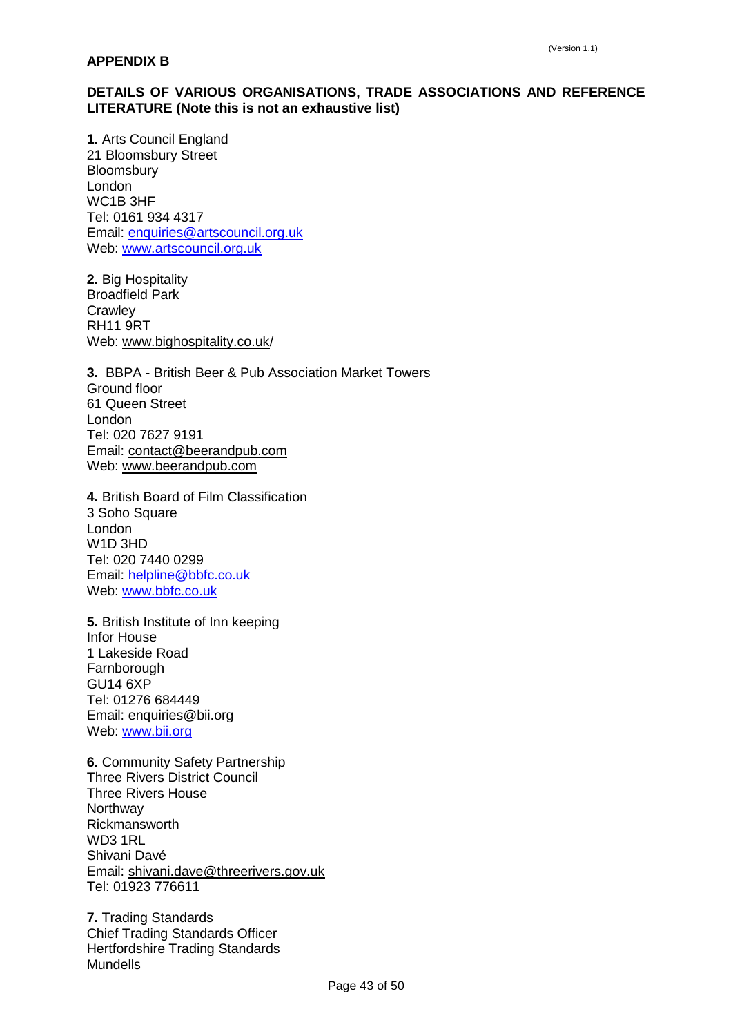## APPENDIX B

**DETAILS OF VARIOUS ORGANISATIONS, TRADE ASSOCIATIONS AND REFERENCE LITERATURE (Note this is not an exhaustive list)**

**1.** Arts Council England
21 Bloomsbury Street
Bloomsbury
London
WC1B 3HF
Tel: 0161 934 4317
Email: enquiries@artscouncil.org.uk
Web: www.artscouncil.org.uk

**2.** Big Hospitality
Broadfield Park
Crawley
RH11 9RT
Web: www.bighospitality.co.uk/

**3.** BBPA - British Beer & Pub Association Market Towers
Ground floor
61 Queen Street
London
Tel: 020 7627 9191
Email: contact@beerandpub.com
Web: www.beerandpub.com

**4.** British Board of Film Classification
3 Soho Square
London
W1D 3HD
Tel: 020 7440 0299
Email: helpline@bbfc.co.uk
Web: www.bbfc.co.uk

**5.** British Institute of Inn keeping
Infor House
1 Lakeside Road
Farnborough
GU14 6XP
Tel: 01276 684449
Email: enquiries@bii.org
Web: www.bii.org

**6.** Community Safety Partnership
Three Rivers District Council
Three Rivers House
Northway
Rickmansworth
WD3 1RL
Shivani Davé
Email: shivani.dave@threerivers.gov.uk
Tel: 01923 776611

**7.** Trading Standards
Chief Trading Standards Officer
Hertfordshire Trading Standards
Mundells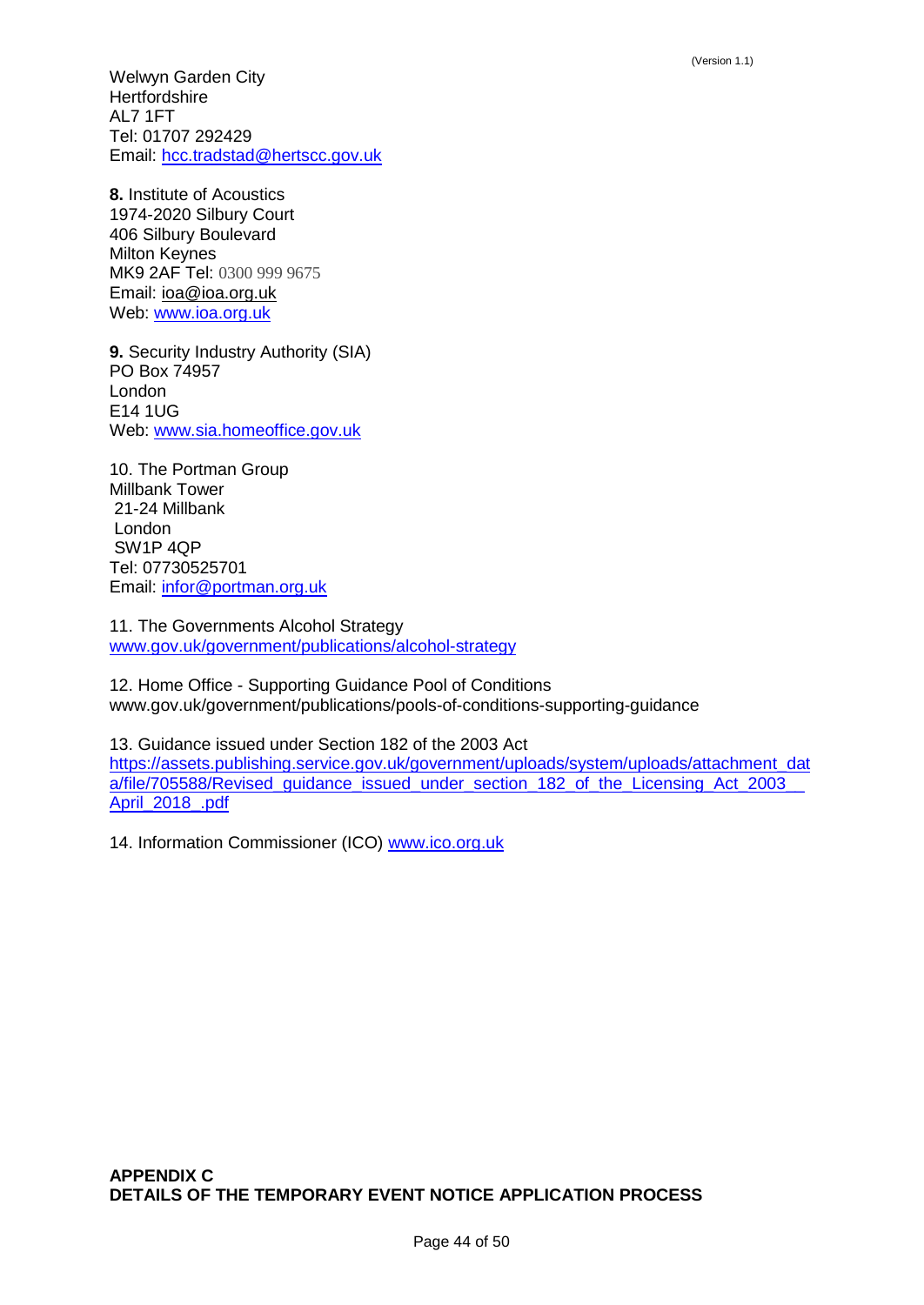Welwyn Garden City
Hertfordshire
AL7 1FT
Tel: 01707 292429
Email: hcc.tradstad@hertscc.gov.uk

**8.** Institute of Acoustics
1974-2020 Silbury Court
406 Silbury Boulevard
Milton Keynes
MK9 2AF Tel: 0300 999 9675
Email: ioa@ioa.org.uk
Web: www.ioa.org.uk

**9.** Security Industry Authority (SIA)
PO Box 74957
London
E14 1UG
Web: www.sia.homeoffice.gov.uk

10. The Portman Group
Millbank Tower
21-24 Millbank
London
SW1P 4QP
Tel: 07730525701
Email: infor@portman.org.uk

11. The Governments Alcohol Strategy
www.gov.uk/government/publications/alcohol-strategy

12. Home Office - Supporting Guidance Pool of Conditions
www.gov.uk/government/publications/pools-of-conditions-supporting-guidance

13. Guidance issued under Section 182 of the 2003 Act
https://assets.publishing.service.gov.uk/government/uploads/system/uploads/attachment_data/file/705588/Revised_guidance_issued_under_section_182_of_the_Licensing_Act_2003__April_2018_.pdf

14. Information Commissioner (ICO) www.ico.org.uk

**APPENDIX C**
**DETAILS OF THE TEMPORARY EVENT NOTICE APPLICATION PROCESS**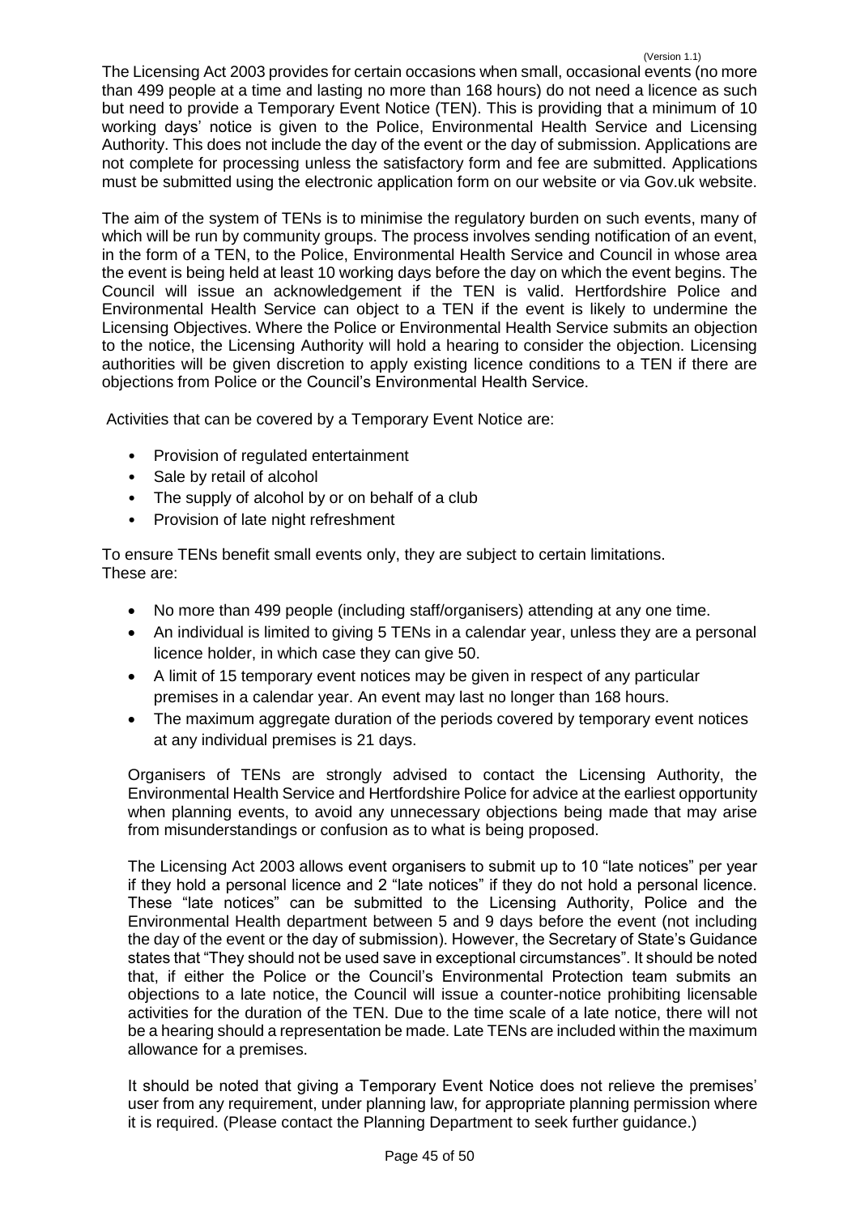The Licensing Act 2003 provides for certain occasions when small, occasional events (no more than 499 people at a time and lasting no more than 168 hours) do not need a licence as such but need to provide a Temporary Event Notice (TEN). This is providing that a minimum of 10 working days' notice is given to the Police, Environmental Health Service and Licensing Authority. This does not include the day of the event or the day of submission. Applications are not complete for processing unless the satisfactory form and fee are submitted. Applications must be submitted using the electronic application form on our website or via Gov.uk website.

The aim of the system of TENs is to minimise the regulatory burden on such events, many of which will be run by community groups. The process involves sending notification of an event, in the form of a TEN, to the Police, Environmental Health Service and Council in whose area the event is being held at least 10 working days before the day on which the event begins. The Council will issue an acknowledgement if the TEN is valid. Hertfordshire Police and Environmental Health Service can object to a TEN if the event is likely to undermine the Licensing Objectives. Where the Police or Environmental Health Service submits an objection to the notice, the Licensing Authority will hold a hearing to consider the objection. Licensing authorities will be given discretion to apply existing licence conditions to a TEN if there are objections from Police or the Council's Environmental Health Service.

Activities that can be covered by a Temporary Event Notice are:

- Provision of regulated entertainment
- Sale by retail of alcohol
- The supply of alcohol by or on behalf of a club
- Provision of late night refreshment

To ensure TENs benefit small events only, they are subject to certain limitations. These are:

- No more than 499 people (including staff/organisers) attending at any one time.
- An individual is limited to giving 5 TENs in a calendar year, unless they are a personal licence holder, in which case they can give 50.
- A limit of 15 temporary event notices may be given in respect of any particular premises in a calendar year. An event may last no longer than 168 hours.
- The maximum aggregate duration of the periods covered by temporary event notices at any individual premises is 21 days.

Organisers of TENs are strongly advised to contact the Licensing Authority, the Environmental Health Service and Hertfordshire Police for advice at the earliest opportunity when planning events, to avoid any unnecessary objections being made that may arise from misunderstandings or confusion as to what is being proposed.

The Licensing Act 2003 allows event organisers to submit up to 10 "late notices" per year if they hold a personal licence and 2 "late notices" if they do not hold a personal licence. These "late notices" can be submitted to the Licensing Authority, Police and the Environmental Health department between 5 and 9 days before the event (not including the day of the event or the day of submission). However, the Secretary of State's Guidance states that "They should not be used save in exceptional circumstances". It should be noted that, if either the Police or the Council's Environmental Protection team submits an objections to a late notice, the Council will issue a counter-notice prohibiting licensable activities for the duration of the TEN. Due to the time scale of a late notice, there will not be a hearing should a representation be made. Late TENs are included within the maximum allowance for a premises.

It should be noted that giving a Temporary Event Notice does not relieve the premises' user from any requirement, under planning law, for appropriate planning permission where it is required. (Please contact the Planning Department to seek further guidance.)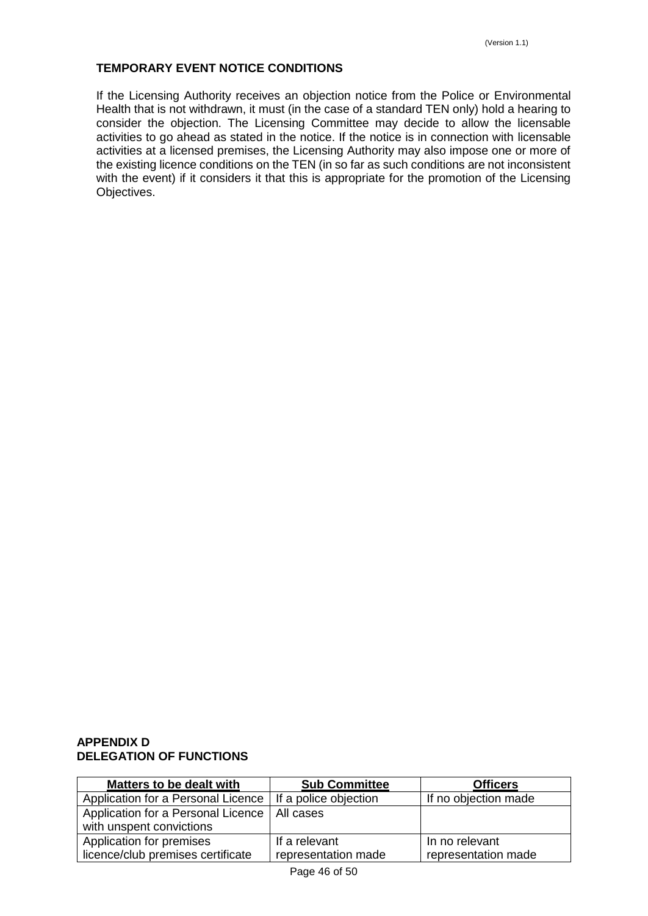### TEMPORARY EVENT NOTICE CONDITIONS

If the Licensing Authority receives an objection notice from the Police or Environmental Health that is not withdrawn, it must (in the case of a standard TEN only) hold a hearing to consider the objection. The Licensing Committee may decide to allow the licensable activities to go ahead as stated in the notice. If the notice is in connection with licensable activities at a licensed premises, the Licensing Authority may also impose one or more of the existing licence conditions on the TEN (in so far as such conditions are not inconsistent with the event) if it considers it that this is appropriate for the promotion of the Licensing Objectives.

## APPENDIX D
## DELEGATION OF FUNCTIONS

| Matters to be dealt with | Sub Committee | Officers |
|---|---|---|
| Application for a Personal Licence | If a police objection | If no objection made |
| Application for a Personal Licence with unspent convictions | All cases | |
| Application for premises licence/club premises certificate | If a relevant representation made | In no relevant representation made |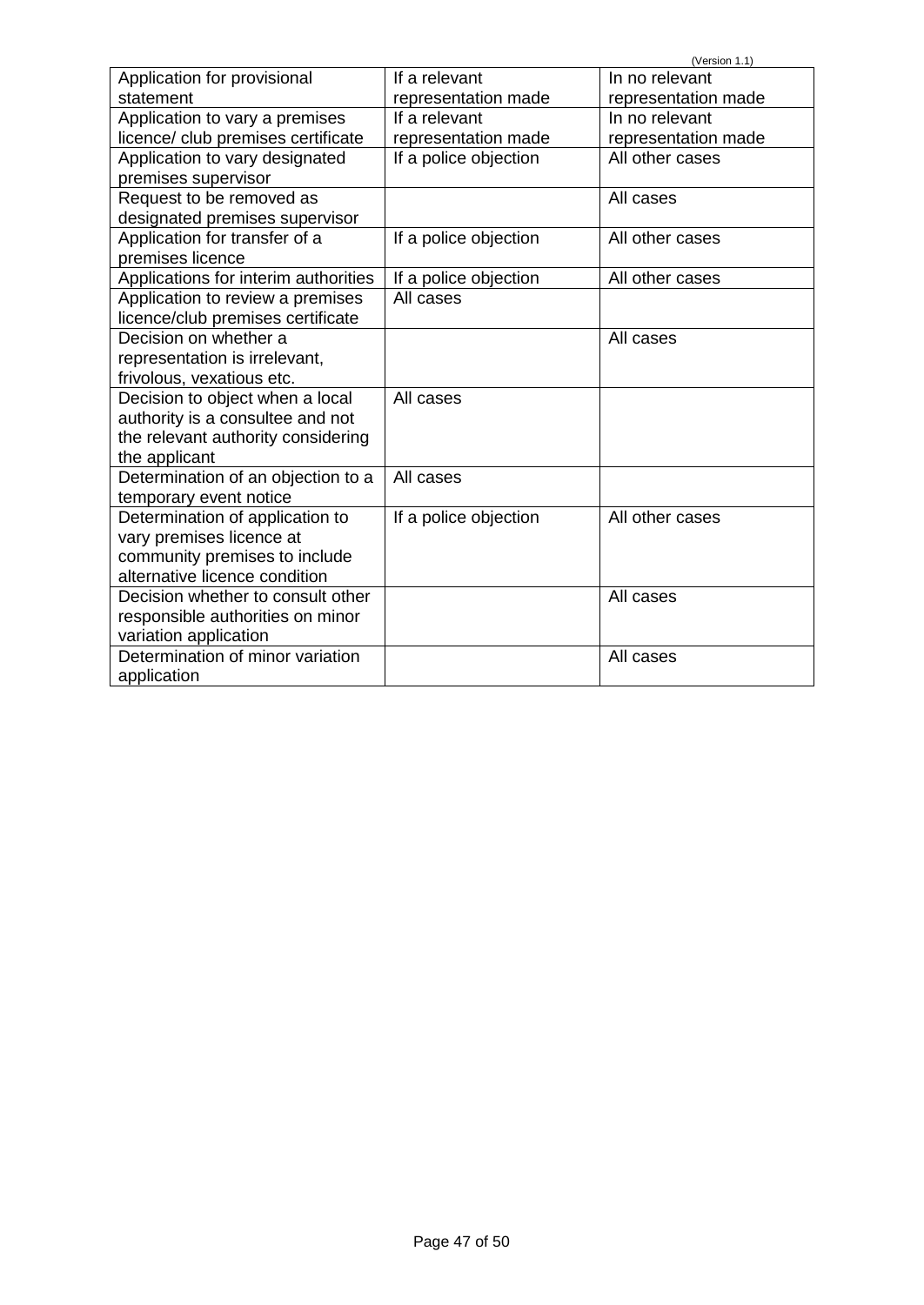| | | |
|---|---|---|
| Application for provisional statement | If a relevant representation made | In no relevant representation made |
| Application to vary a premises licence/ club premises certificate | If a relevant representation made | In no relevant representation made |
| Application to vary designated premises supervisor | If a police objection | All other cases |
| Request to be removed as designated premises supervisor | | All cases |
| Application for transfer of a premises licence | If a police objection | All other cases |
| Applications for interim authorities | If a police objection | All other cases |
| Application to review a premises licence/club premises certificate | All cases | |
| Decision on whether a representation is irrelevant, frivolous, vexatious etc. | | All cases |
| Decision to object when a local authority is a consultee and not the relevant authority considering the applicant | All cases | |
| Determination of an objection to a temporary event notice | All cases | |
| Determination of application to vary premises licence at community premises to include alternative licence condition | If a police objection | All other cases |
| Decision whether to consult other responsible authorities on minor variation application | | All cases |
| Determination of minor variation application | | All cases |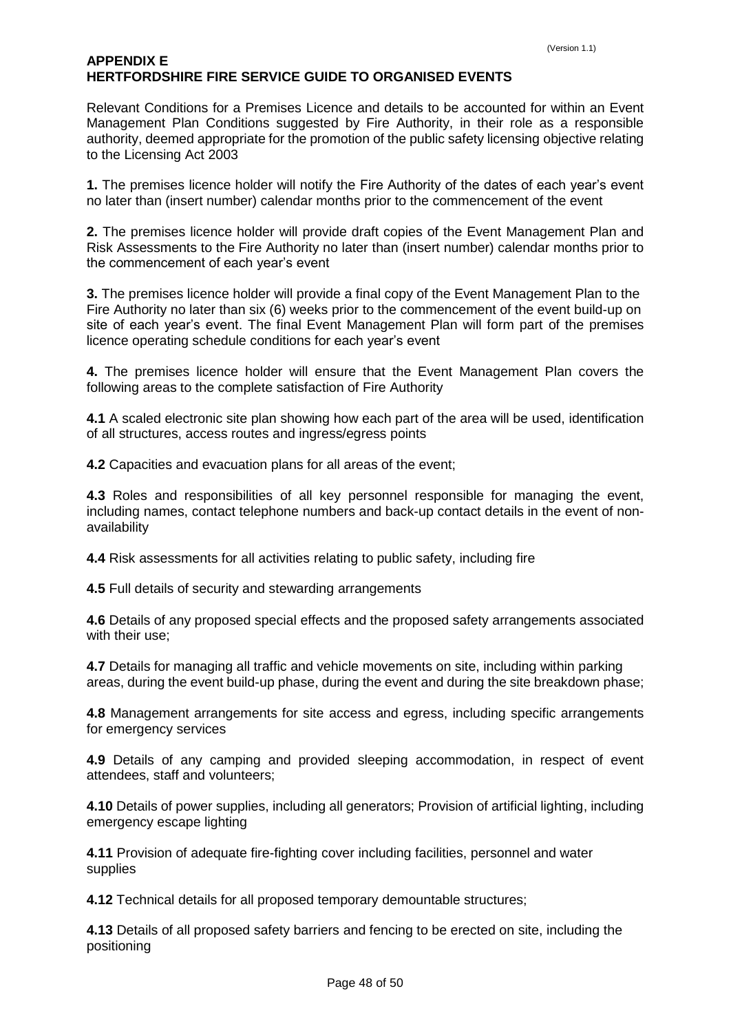## APPENDIX E
## HERTFORDSHIRE FIRE SERVICE GUIDE TO ORGANISED EVENTS

Relevant Conditions for a Premises Licence and details to be accounted for within an Event Management Plan Conditions suggested by Fire Authority, in their role as a responsible authority, deemed appropriate for the promotion of the public safety licensing objective relating to the Licensing Act 2003

**1.** The premises licence holder will notify the Fire Authority of the dates of each year's event no later than (insert number) calendar months prior to the commencement of the event

**2.** The premises licence holder will provide draft copies of the Event Management Plan and Risk Assessments to the Fire Authority no later than (insert number) calendar months prior to the commencement of each year's event

**3.** The premises licence holder will provide a final copy of the Event Management Plan to the Fire Authority no later than six (6) weeks prior to the commencement of the event build-up on site of each year's event. The final Event Management Plan will form part of the premises licence operating schedule conditions for each year's event

**4.** The premises licence holder will ensure that the Event Management Plan covers the following areas to the complete satisfaction of Fire Authority

**4.1** A scaled electronic site plan showing how each part of the area will be used, identification of all structures, access routes and ingress/egress points

**4.2** Capacities and evacuation plans for all areas of the event;

**4.3** Roles and responsibilities of all key personnel responsible for managing the event, including names, contact telephone numbers and back-up contact details in the event of non-availability

**4.4** Risk assessments for all activities relating to public safety, including fire

**4.5** Full details of security and stewarding arrangements

**4.6** Details of any proposed special effects and the proposed safety arrangements associated with their use;

**4.7** Details for managing all traffic and vehicle movements on site, including within parking areas, during the event build-up phase, during the event and during the site breakdown phase;

**4.8** Management arrangements for site access and egress, including specific arrangements for emergency services

**4.9** Details of any camping and provided sleeping accommodation, in respect of event attendees, staff and volunteers;

**4.10** Details of power supplies, including all generators; Provision of artificial lighting, including emergency escape lighting

**4.11** Provision of adequate fire-fighting cover including facilities, personnel and water supplies

**4.12** Technical details for all proposed temporary demountable structures;

**4.13** Details of all proposed safety barriers and fencing to be erected on site, including the positioning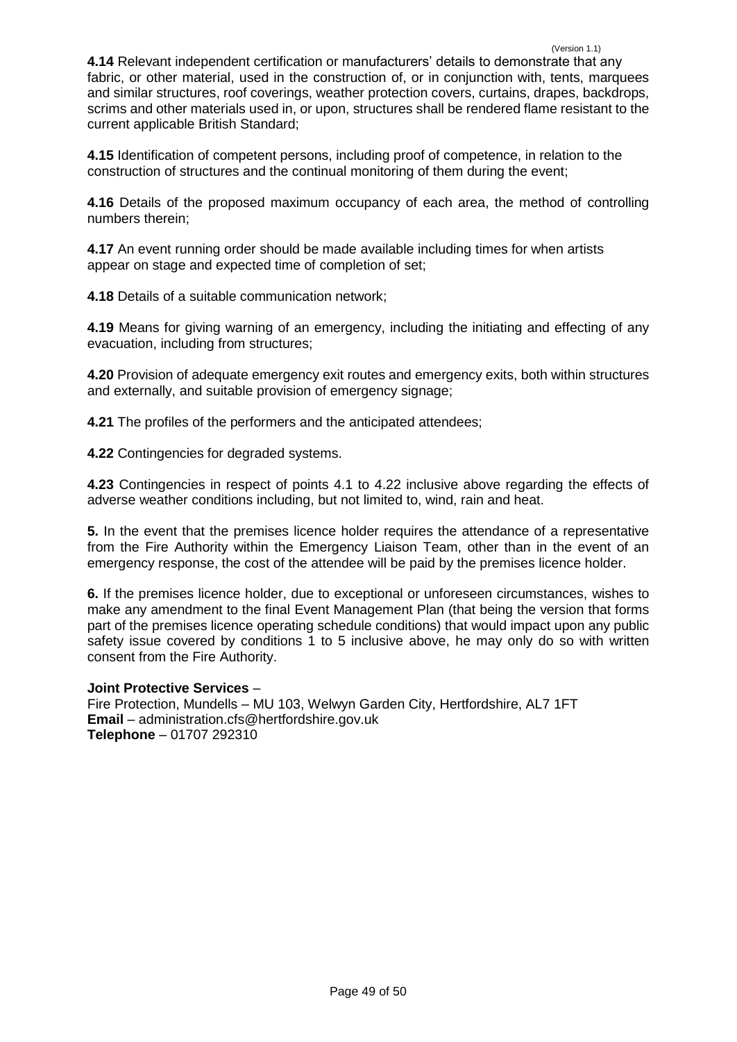**4.14** Relevant independent certification or manufacturers' details to demonstrate that any fabric, or other material, used in the construction of, or in conjunction with, tents, marquees and similar structures, roof coverings, weather protection covers, curtains, drapes, backdrops, scrims and other materials used in, or upon, structures shall be rendered flame resistant to the current applicable British Standard;

**4.15** Identification of competent persons, including proof of competence, in relation to the construction of structures and the continual monitoring of them during the event;

**4.16** Details of the proposed maximum occupancy of each area, the method of controlling numbers therein;

**4.17** An event running order should be made available including times for when artists appear on stage and expected time of completion of set;

**4.18** Details of a suitable communication network;

**4.19** Means for giving warning of an emergency, including the initiating and effecting of any evacuation, including from structures;

**4.20** Provision of adequate emergency exit routes and emergency exits, both within structures and externally, and suitable provision of emergency signage;

**4.21** The profiles of the performers and the anticipated attendees;

**4.22** Contingencies for degraded systems.

**4.23** Contingencies in respect of points 4.1 to 4.22 inclusive above regarding the effects of adverse weather conditions including, but not limited to, wind, rain and heat.

**5.** In the event that the premises licence holder requires the attendance of a representative from the Fire Authority within the Emergency Liaison Team, other than in the event of an emergency response, the cost of the attendee will be paid by the premises licence holder.

**6.** If the premises licence holder, due to exceptional or unforeseen circumstances, wishes to make any amendment to the final Event Management Plan (that being the version that forms part of the premises licence operating schedule conditions) that would impact upon any public safety issue covered by conditions 1 to 5 inclusive above, he may only do so with written consent from the Fire Authority.

**Joint Protective Services** –
Fire Protection, Mundells – MU 103, Welwyn Garden City, Hertfordshire, AL7 1FT
**Email** – administration.cfs@hertfordshire.gov.uk
**Telephone** – 01707 292310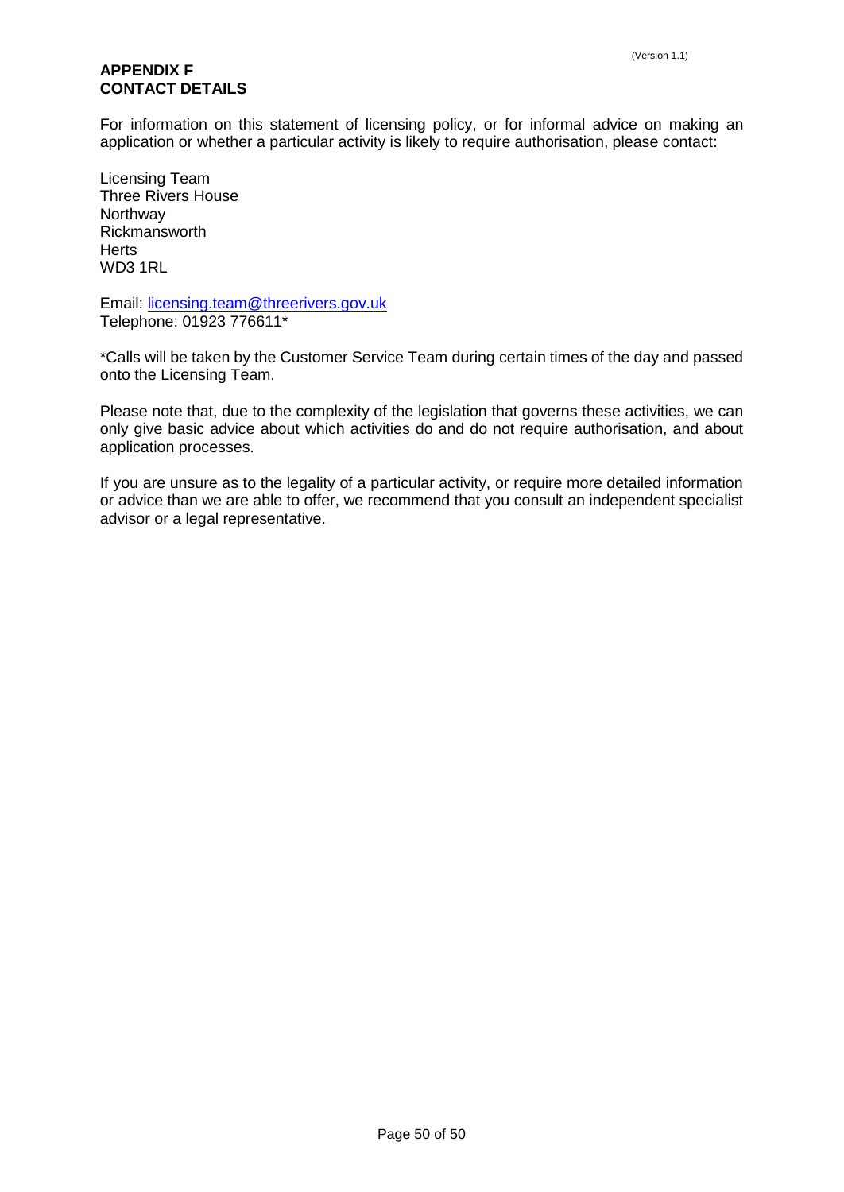**APPENDIX F**
**CONTACT DETAILS**

For information on this statement of licensing policy, or for informal advice on making an application or whether a particular activity is likely to require authorisation, please contact:

Licensing Team
Three Rivers House
Northway
Rickmansworth
Herts
WD3 1RL

Email: licensing.team@threerivers.gov.uk
Telephone: 01923 776611*

*Calls will be taken by the Customer Service Team during certain times of the day and passed onto the Licensing Team.

Please note that, due to the complexity of the legislation that governs these activities, we can only give basic advice about which activities do and do not require authorisation, and about application processes.

If you are unsure as to the legality of a particular activity, or require more detailed information or advice than we are able to offer, we recommend that you consult an independent specialist advisor or a legal representative.